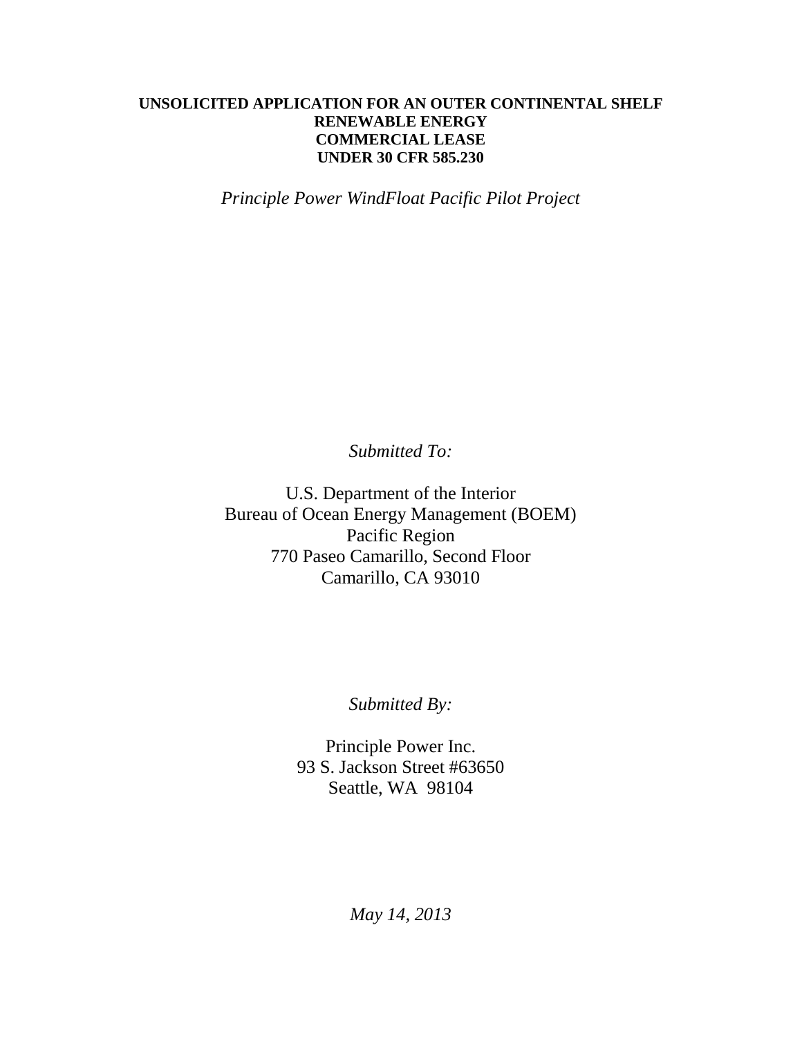# UNSOLICITED APPLICATION FOR AN OUTER CONTINENTAL SHELF RENEWABLE ENERGY COMMERCIAL LEASE UNDER 30 CFR 585.230

*Principle Power WindFloat Pacific Pilot Project*

*Submitted To:*

U.S. Department of the Interior
Bureau of Ocean Energy Management (BOEM)
Pacific Region
770 Paseo Camarillo, Second Floor
Camarillo, CA 93010

*Submitted By:*

Principle Power Inc.
93 S. Jackson Street #63650
Seattle, WA 98104

*May 14, 2013*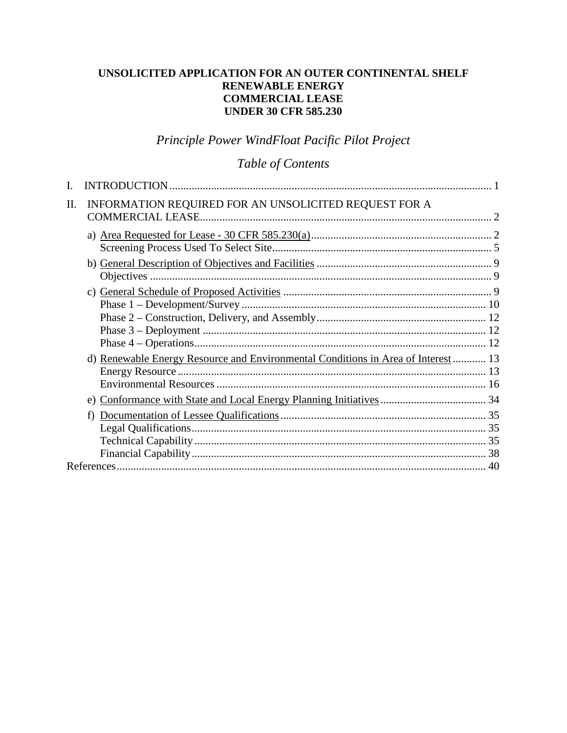**UNSOLICITED APPLICATION FOR AN OUTER CONTINENTAL SHELF RENEWABLE ENERGY COMMERCIAL LEASE UNDER 30 CFR 585.230**

*Principle Power WindFloat Pacific Pilot Project*

*Table of Contents*

I. INTRODUCTION ........ 1

II. INFORMATION REQUIRED FOR AN UNSOLICITED REQUEST FOR A COMMERCIAL LEASE ........ 2

- a) Area Requested for Lease - 30 CFR 585.230(a) ........ 2
  - Screening Process Used To Select Site ........ 5
- b) General Description of Objectives and Facilities ........ 9
  - Objectives ........ 9
- c) General Schedule of Proposed Activities ........ 9
  - Phase 1 – Development/Survey ........ 10
  - Phase 2 – Construction, Delivery, and Assembly ........ 12
  - Phase 3 – Deployment ........ 12
  - Phase 4 – Operations ........ 12
- d) Renewable Energy Resource and Environmental Conditions in Area of Interest ........ 13
  - Energy Resource ........ 13
  - Environmental Resources ........ 16
- e) Conformance with State and Local Energy Planning Initiatives ........ 34
- f) Documentation of Lessee Qualifications ........ 35
  - Legal Qualifications ........ 35
  - Technical Capability ........ 35
  - Financial Capability ........ 38

References ........ 40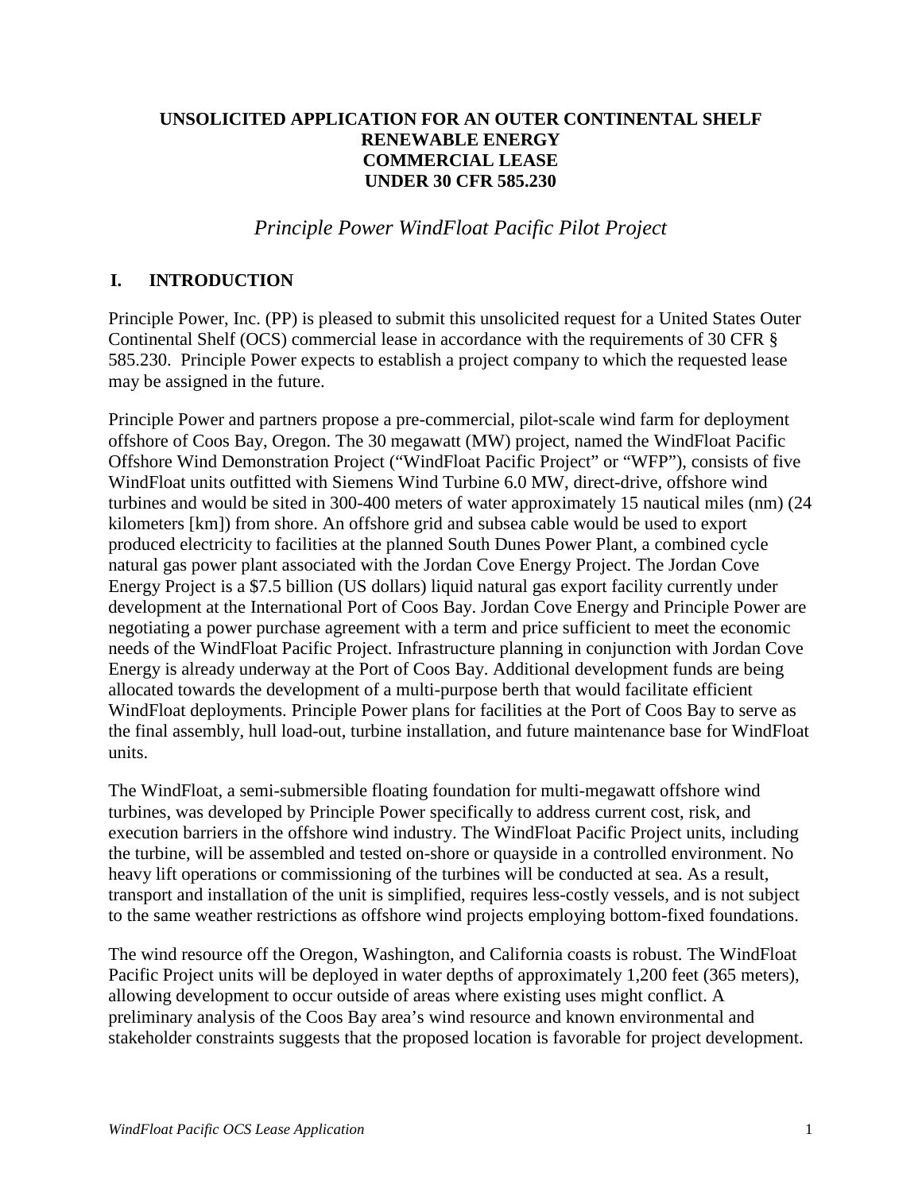**UNSOLICITED APPLICATION FOR AN OUTER CONTINENTAL SHELF RENEWABLE ENERGY COMMERCIAL LEASE UNDER 30 CFR 585.230**

*Principle Power WindFloat Pacific Pilot Project*

## I. INTRODUCTION

Principle Power, Inc. (PP) is pleased to submit this unsolicited request for a United States Outer Continental Shelf (OCS) commercial lease in accordance with the requirements of 30 CFR § 585.230. Principle Power expects to establish a project company to which the requested lease may be assigned in the future.

Principle Power and partners propose a pre-commercial, pilot-scale wind farm for deployment offshore of Coos Bay, Oregon. The 30 megawatt (MW) project, named the WindFloat Pacific Offshore Wind Demonstration Project ("WindFloat Pacific Project" or "WFP"), consists of five WindFloat units outfitted with Siemens Wind Turbine 6.0 MW, direct-drive, offshore wind turbines and would be sited in 300-400 meters of water approximately 15 nautical miles (nm) (24 kilometers [km]) from shore. An offshore grid and subsea cable would be used to export produced electricity to facilities at the planned South Dunes Power Plant, a combined cycle natural gas power plant associated with the Jordan Cove Energy Project. The Jordan Cove Energy Project is a $7.5 billion (US dollars) liquid natural gas export facility currently under development at the International Port of Coos Bay. Jordan Cove Energy and Principle Power are negotiating a power purchase agreement with a term and price sufficient to meet the economic needs of the WindFloat Pacific Project. Infrastructure planning in conjunction with Jordan Cove Energy is already underway at the Port of Coos Bay. Additional development funds are being allocated towards the development of a multi-purpose berth that would facilitate efficient WindFloat deployments. Principle Power plans for facilities at the Port of Coos Bay to serve as the final assembly, hull load-out, turbine installation, and future maintenance base for WindFloat units.

The WindFloat, a semi-submersible floating foundation for multi-megawatt offshore wind turbines, was developed by Principle Power specifically to address current cost, risk, and execution barriers in the offshore wind industry. The WindFloat Pacific Project units, including the turbine, will be assembled and tested on-shore or quayside in a controlled environment. No heavy lift operations or commissioning of the turbines will be conducted at sea. As a result, transport and installation of the unit is simplified, requires less-costly vessels, and is not subject to the same weather restrictions as offshore wind projects employing bottom-fixed foundations.

The wind resource off the Oregon, Washington, and California coasts is robust. The WindFloat Pacific Project units will be deployed in water depths of approximately 1,200 feet (365 meters), allowing development to occur outside of areas where existing uses might conflict. A preliminary analysis of the Coos Bay area's wind resource and known environmental and stakeholder constraints suggests that the proposed location is favorable for project development.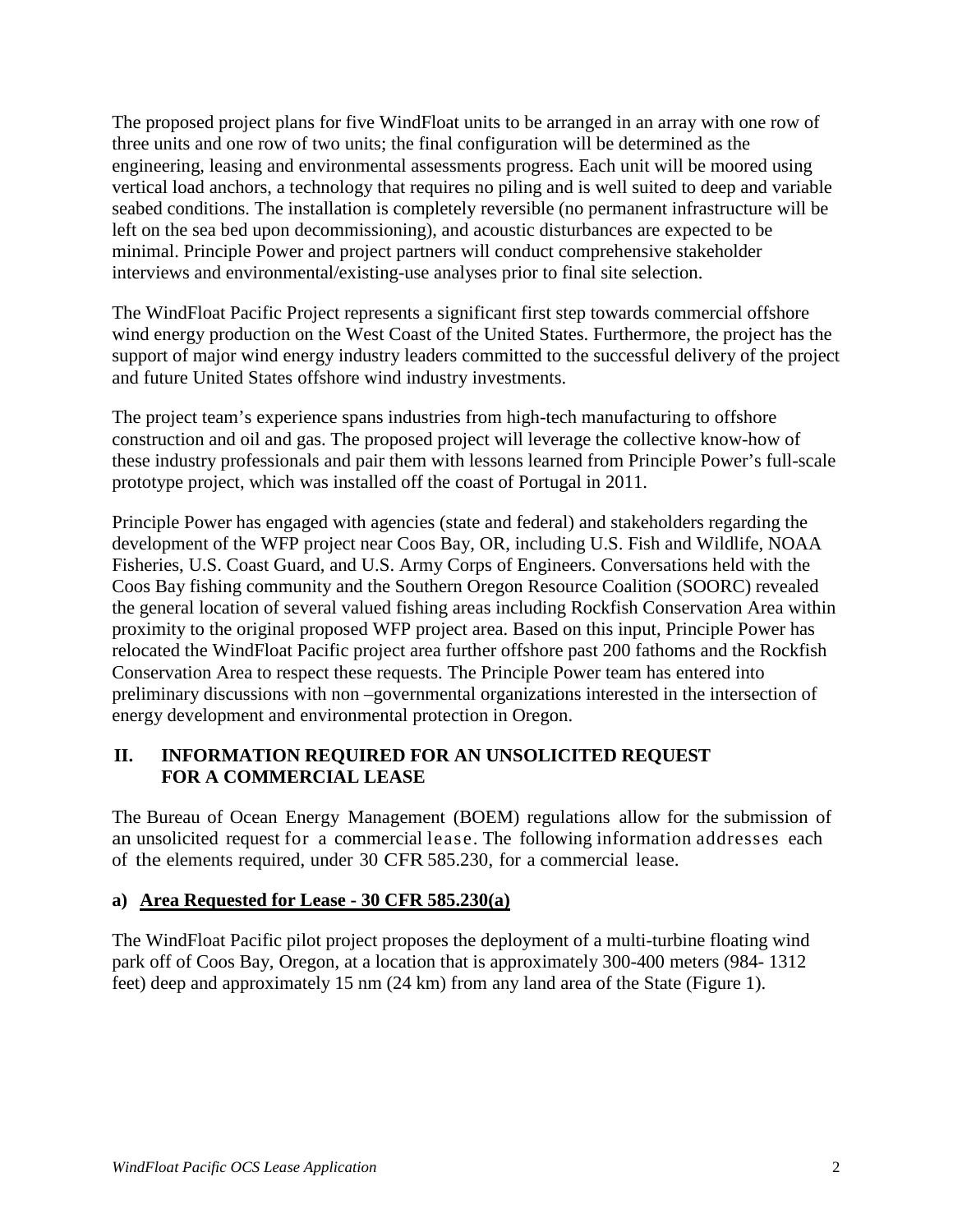The proposed project plans for five WindFloat units to be arranged in an array with one row of three units and one row of two units; the final configuration will be determined as the engineering, leasing and environmental assessments progress. Each unit will be moored using vertical load anchors, a technology that requires no piling and is well suited to deep and variable seabed conditions. The installation is completely reversible (no permanent infrastructure will be left on the sea bed upon decommissioning), and acoustic disturbances are expected to be minimal. Principle Power and project partners will conduct comprehensive stakeholder interviews and environmental/existing-use analyses prior to final site selection.

The WindFloat Pacific Project represents a significant first step towards commercial offshore wind energy production on the West Coast of the United States. Furthermore, the project has the support of major wind energy industry leaders committed to the successful delivery of the project and future United States offshore wind industry investments.

The project team's experience spans industries from high-tech manufacturing to offshore construction and oil and gas. The proposed project will leverage the collective know-how of these industry professionals and pair them with lessons learned from Principle Power's full-scale prototype project, which was installed off the coast of Portugal in 2011.

Principle Power has engaged with agencies (state and federal) and stakeholders regarding the development of the WFP project near Coos Bay, OR, including U.S. Fish and Wildlife, NOAA Fisheries, U.S. Coast Guard, and U.S. Army Corps of Engineers. Conversations held with the Coos Bay fishing community and the Southern Oregon Resource Coalition (SOORC) revealed the general location of several valued fishing areas including Rockfish Conservation Area within proximity to the original proposed WFP project area. Based on this input, Principle Power has relocated the WindFloat Pacific project area further offshore past 200 fathoms and the Rockfish Conservation Area to respect these requests. The Principle Power team has entered into preliminary discussions with non –governmental organizations interested in the intersection of energy development and environmental protection in Oregon.

## II. INFORMATION REQUIRED FOR AN UNSOLICITED REQUEST FOR A COMMERCIAL LEASE

The Bureau of Ocean Energy Management (BOEM) regulations allow for the submission of an unsolicited request for a commercial lease. The following information addresses each of the elements required, under 30 CFR 585.230, for a commercial lease.

### a) Area Requested for Lease - 30 CFR 585.230(a)

The WindFloat Pacific pilot project proposes the deployment of a multi-turbine floating wind park off of Coos Bay, Oregon, at a location that is approximately 300-400 meters (984- 1312 feet) deep and approximately 15 nm (24 km) from any land area of the State (Figure 1).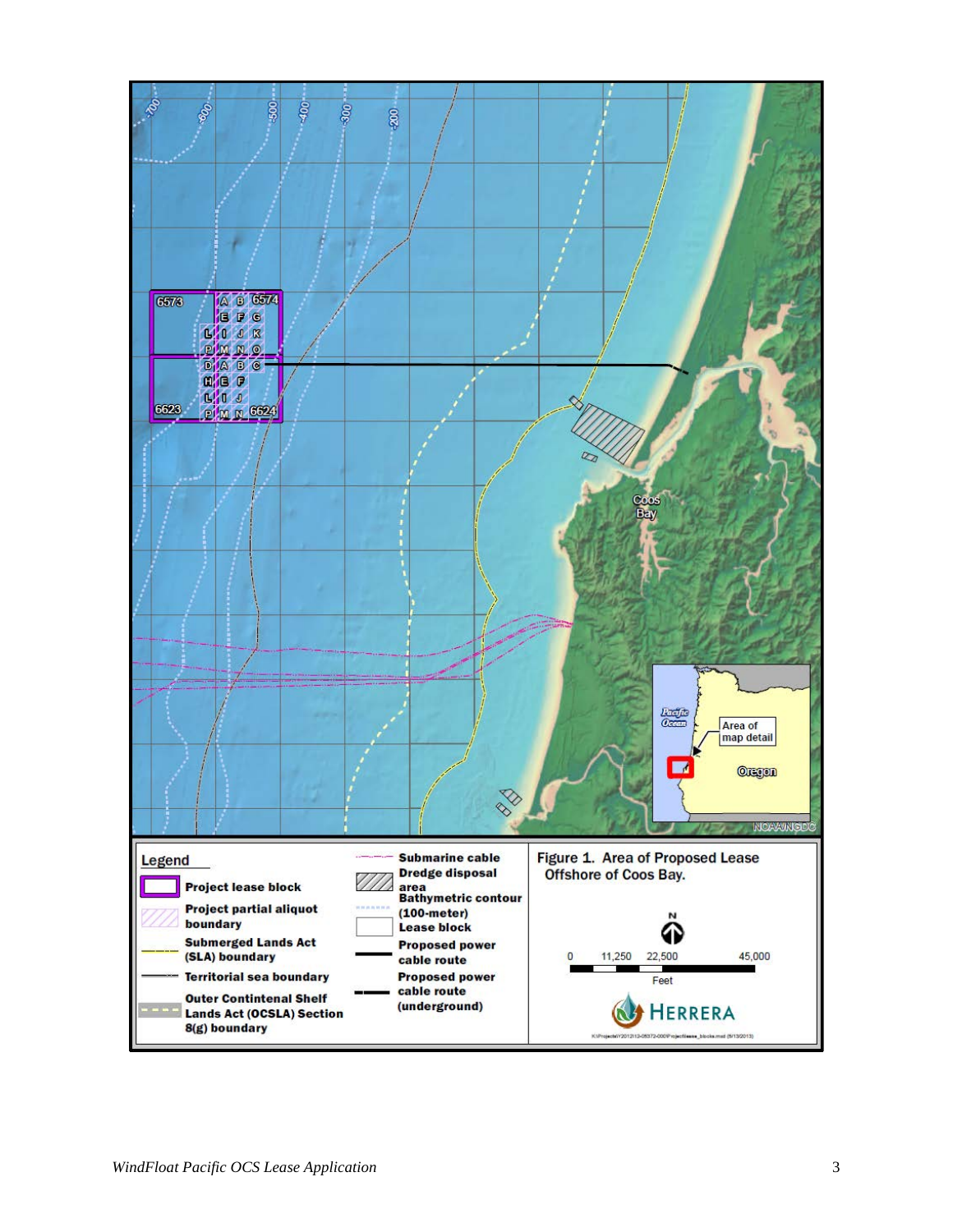Figure 1. Area of Proposed Lease Offshore of Coos Bay.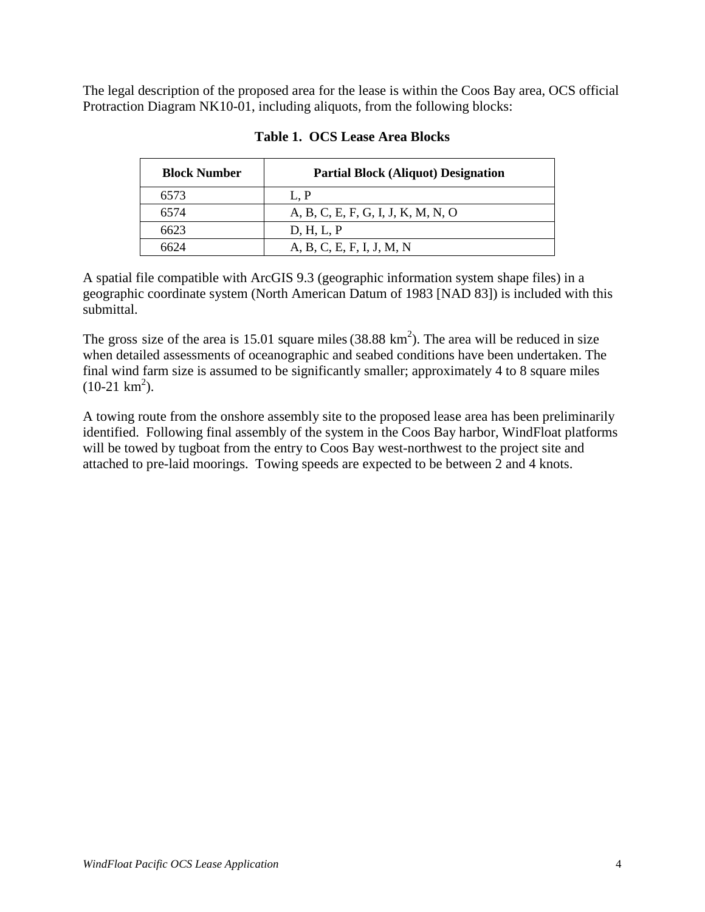The legal description of the proposed area for the lease is within the Coos Bay area, OCS official Protraction Diagram NK10-01, including aliquots, from the following blocks:

**Table 1. OCS Lease Area Blocks**

| Block Number | Partial Block (Aliquot) Designation |
|---|---|
| 6573 | L, P |
| 6574 | A, B, C, E, F, G, I, J, K, M, N, O |
| 6623 | D, H, L, P |
| 6624 | A, B, C, E, F, I, J, M, N |

A spatial file compatible with ArcGIS 9.3 (geographic information system shape files) in a geographic coordinate system (North American Datum of 1983 [NAD 83]) is included with this submittal.

The gross size of the area is 15.01 square miles (38.88 $km^2$). The area will be reduced in size when detailed assessments of oceanographic and seabed conditions have been undertaken. The final wind farm size is assumed to be significantly smaller; approximately 4 to 8 square miles (10-21 $km^2$).

A towing route from the onshore assembly site to the proposed lease area has been preliminarily identified. Following final assembly of the system in the Coos Bay harbor, WindFloat platforms will be towed by tugboat from the entry to Coos Bay west-northwest to the project site and attached to pre-laid moorings. Towing speeds are expected to be between 2 and 4 knots.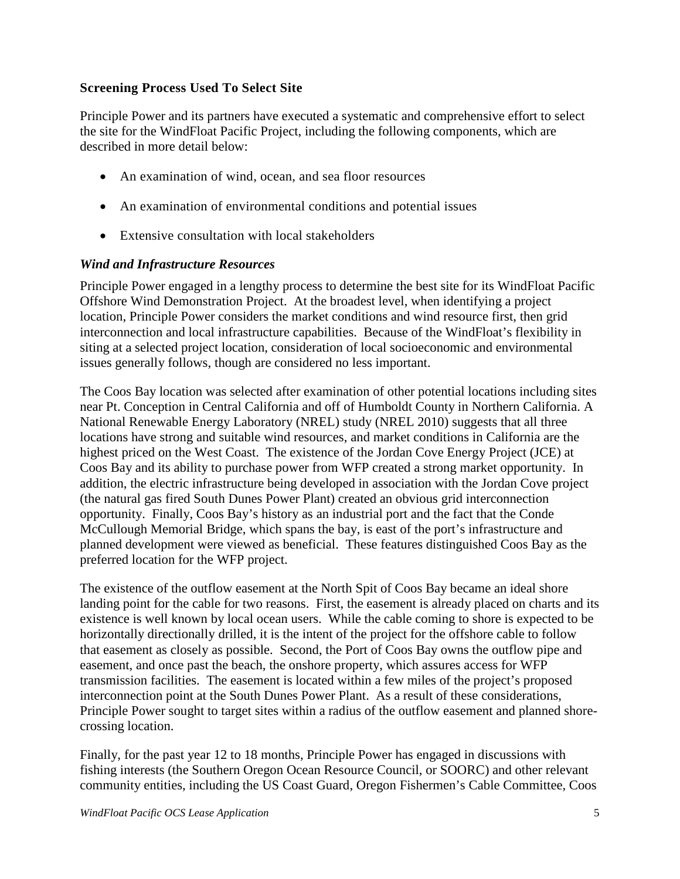**Screening Process Used To Select Site**

Principle Power and its partners have executed a systematic and comprehensive effort to select the site for the WindFloat Pacific Project, including the following components, which are described in more detail below:

- An examination of wind, ocean, and sea floor resources
- An examination of environmental conditions and potential issues
- Extensive consultation with local stakeholders

***Wind and Infrastructure Resources***

Principle Power engaged in a lengthy process to determine the best site for its WindFloat Pacific Offshore Wind Demonstration Project. At the broadest level, when identifying a project location, Principle Power considers the market conditions and wind resource first, then grid interconnection and local infrastructure capabilities. Because of the WindFloat's flexibility in siting at a selected project location, consideration of local socioeconomic and environmental issues generally follows, though are considered no less important.

The Coos Bay location was selected after examination of other potential locations including sites near Pt. Conception in Central California and off of Humboldt County in Northern California. A National Renewable Energy Laboratory (NREL) study (NREL 2010) suggests that all three locations have strong and suitable wind resources, and market conditions in California are the highest priced on the West Coast. The existence of the Jordan Cove Energy Project (JCE) at Coos Bay and its ability to purchase power from WFP created a strong market opportunity. In addition, the electric infrastructure being developed in association with the Jordan Cove project (the natural gas fired South Dunes Power Plant) created an obvious grid interconnection opportunity. Finally, Coos Bay's history as an industrial port and the fact that the Conde McCullough Memorial Bridge, which spans the bay, is east of the port's infrastructure and planned development were viewed as beneficial. These features distinguished Coos Bay as the preferred location for the WFP project.

The existence of the outflow easement at the North Spit of Coos Bay became an ideal shore landing point for the cable for two reasons. First, the easement is already placed on charts and its existence is well known by local ocean users. While the cable coming to shore is expected to be horizontally directionally drilled, it is the intent of the project for the offshore cable to follow that easement as closely as possible. Second, the Port of Coos Bay owns the outflow pipe and easement, and once past the beach, the onshore property, which assures access for WFP transmission facilities. The easement is located within a few miles of the project's proposed interconnection point at the South Dunes Power Plant. As a result of these considerations, Principle Power sought to target sites within a radius of the outflow easement and planned shore-crossing location.

Finally, for the past year 12 to 18 months, Principle Power has engaged in discussions with fishing interests (the Southern Oregon Ocean Resource Council, or SOORC) and other relevant community entities, including the US Coast Guard, Oregon Fishermen's Cable Committee, Coos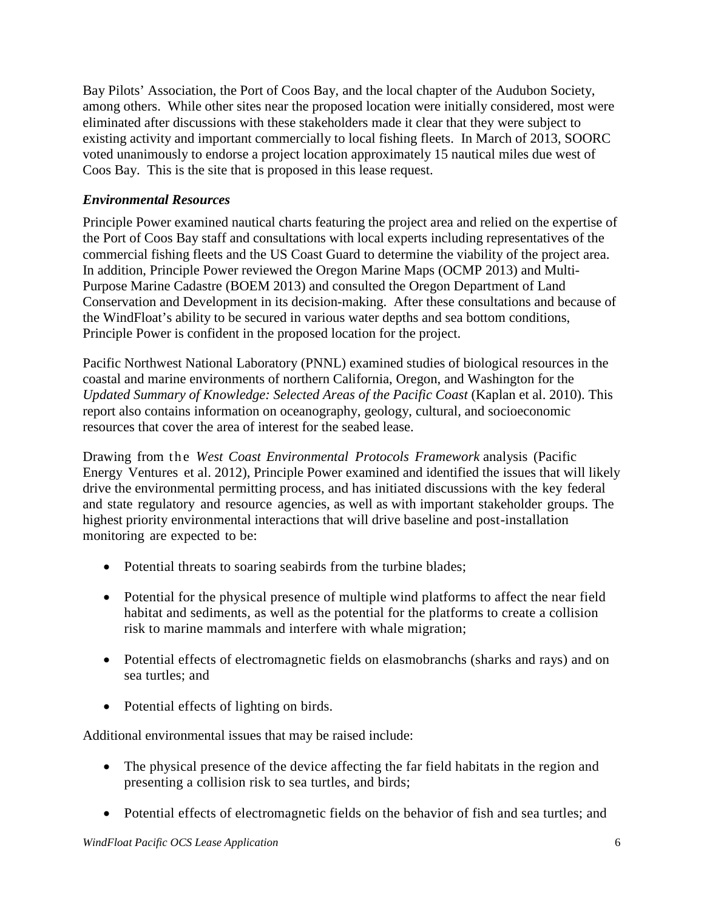Bay Pilots' Association, the Port of Coos Bay, and the local chapter of the Audubon Society, among others. While other sites near the proposed location were initially considered, most were eliminated after discussions with these stakeholders made it clear that they were subject to existing activity and important commercially to local fishing fleets. In March of 2013, SOORC voted unanimously to endorse a project location approximately 15 nautical miles due west of Coos Bay. This is the site that is proposed in this lease request.

### *Environmental Resources*

Principle Power examined nautical charts featuring the project area and relied on the expertise of the Port of Coos Bay staff and consultations with local experts including representatives of the commercial fishing fleets and the US Coast Guard to determine the viability of the project area. In addition, Principle Power reviewed the Oregon Marine Maps (OCMP 2013) and Multi-Purpose Marine Cadastre (BOEM 2013) and consulted the Oregon Department of Land Conservation and Development in its decision-making. After these consultations and because of the WindFloat's ability to be secured in various water depths and sea bottom conditions, Principle Power is confident in the proposed location for the project.

Pacific Northwest National Laboratory (PNNL) examined studies of biological resources in the coastal and marine environments of northern California, Oregon, and Washington for the *Updated Summary of Knowledge: Selected Areas of the Pacific Coast* (Kaplan et al. 2010). This report also contains information on oceanography, geology, cultural, and socioeconomic resources that cover the area of interest for the seabed lease.

Drawing from the *West Coast Environmental Protocols Framework* analysis (Pacific Energy Ventures et al. 2012), Principle Power examined and identified the issues that will likely drive the environmental permitting process, and has initiated discussions with the key federal and state regulatory and resource agencies, as well as with important stakeholder groups. The highest priority environmental interactions that will drive baseline and post-installation monitoring are expected to be:

- Potential threats to soaring seabirds from the turbine blades;
- Potential for the physical presence of multiple wind platforms to affect the near field habitat and sediments, as well as the potential for the platforms to create a collision risk to marine mammals and interfere with whale migration;
- Potential effects of electromagnetic fields on elasmobranchs (sharks and rays) and on sea turtles; and
- Potential effects of lighting on birds.

Additional environmental issues that may be raised include:

- The physical presence of the device affecting the far field habitats in the region and presenting a collision risk to sea turtles, and birds;
- Potential effects of electromagnetic fields on the behavior of fish and sea turtles; and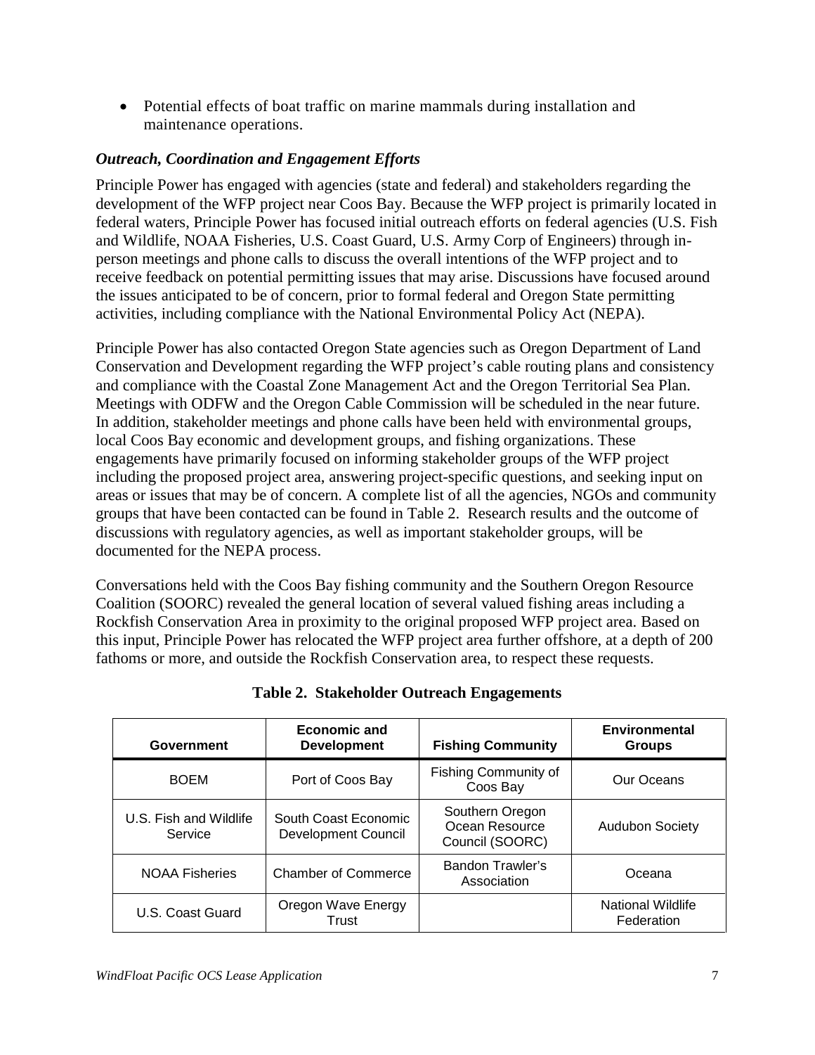- Potential effects of boat traffic on marine mammals during installation and maintenance operations.

### *Outreach, Coordination and Engagement Efforts*

Principle Power has engaged with agencies (state and federal) and stakeholders regarding the development of the WFP project near Coos Bay. Because the WFP project is primarily located in federal waters, Principle Power has focused initial outreach efforts on federal agencies (U.S. Fish and Wildlife, NOAA Fisheries, U.S. Coast Guard, U.S. Army Corp of Engineers) through in-person meetings and phone calls to discuss the overall intentions of the WFP project and to receive feedback on potential permitting issues that may arise. Discussions have focused around the issues anticipated to be of concern, prior to formal federal and Oregon State permitting activities, including compliance with the National Environmental Policy Act (NEPA).

Principle Power has also contacted Oregon State agencies such as Oregon Department of Land Conservation and Development regarding the WFP project's cable routing plans and consistency and compliance with the Coastal Zone Management Act and the Oregon Territorial Sea Plan. Meetings with ODFW and the Oregon Cable Commission will be scheduled in the near future. In addition, stakeholder meetings and phone calls have been held with environmental groups, local Coos Bay economic and development groups, and fishing organizations. These engagements have primarily focused on informing stakeholder groups of the WFP project including the proposed project area, answering project-specific questions, and seeking input on areas or issues that may be of concern. A complete list of all the agencies, NGOs and community groups that have been contacted can be found in Table 2. Research results and the outcome of discussions with regulatory agencies, as well as important stakeholder groups, will be documented for the NEPA process.

Conversations held with the Coos Bay fishing community and the Southern Oregon Resource Coalition (SOORC) revealed the general location of several valued fishing areas including a Rockfish Conservation Area in proximity to the original proposed WFP project area. Based on this input, Principle Power has relocated the WFP project area further offshore, at a depth of 200 fathoms or more, and outside the Rockfish Conservation area, to respect these requests.

**Table 2. Stakeholder Outreach Engagements**

| Government | Economic and Development | Fishing Community | Environmental Groups |
|---|---|---|---|
| BOEM | Port of Coos Bay | Fishing Community of Coos Bay | Our Oceans |
| U.S. Fish and Wildlife Service | South Coast Economic Development Council | Southern Oregon Ocean Resource Council (SOORC) | Audubon Society |
| NOAA Fisheries | Chamber of Commerce | Bandon Trawler's Association | Oceana |
| U.S. Coast Guard | Oregon Wave Energy Trust | | National Wildlife Federation |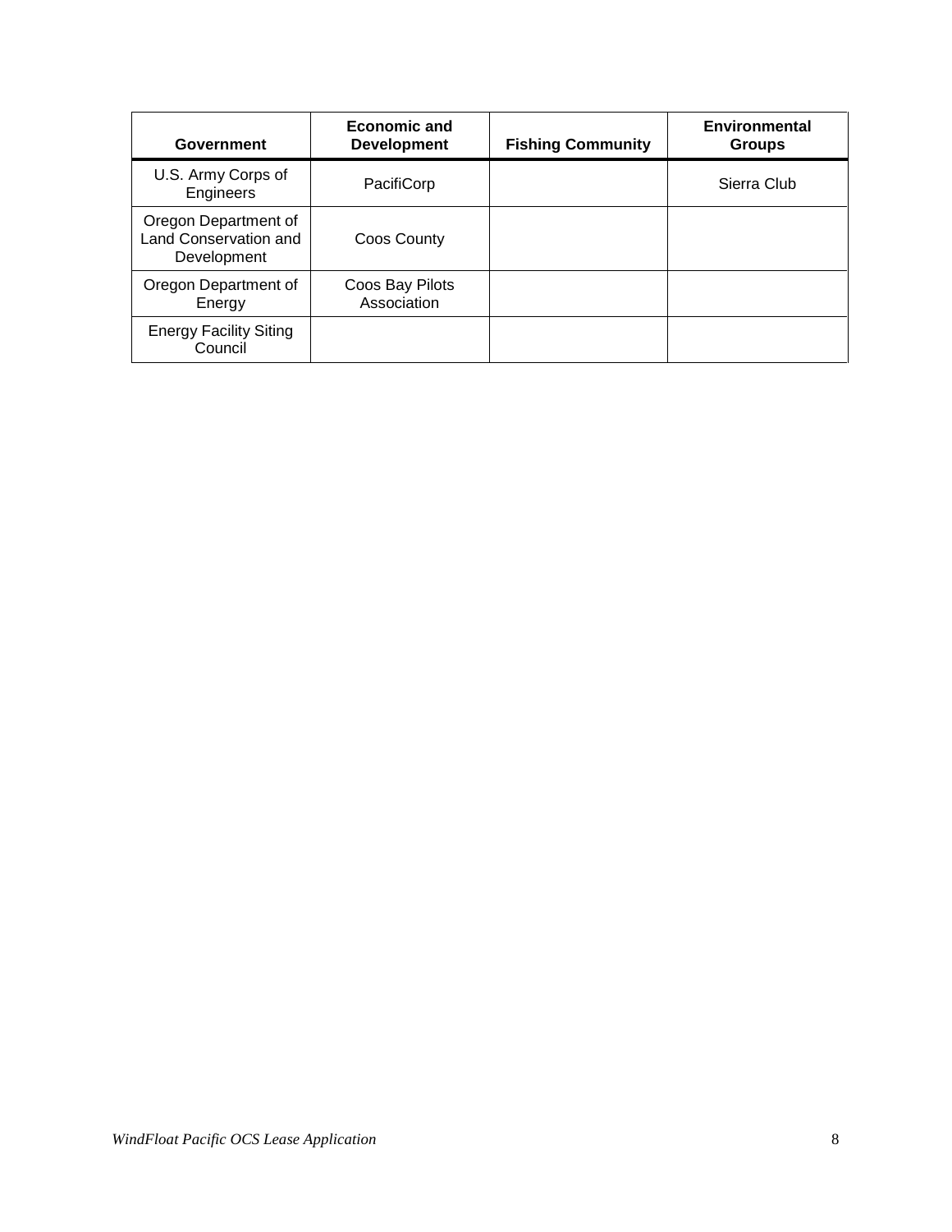| Government | Economic and Development | Fishing Community | Environmental Groups |
| --- | --- | --- | --- |
| U.S. Army Corps of Engineers | PacifiCorp | | Sierra Club |
| Oregon Department of Land Conservation and Development | Coos County | | |
| Oregon Department of Energy | Coos Bay Pilots Association | | |
| Energy Facility Siting Council | | | |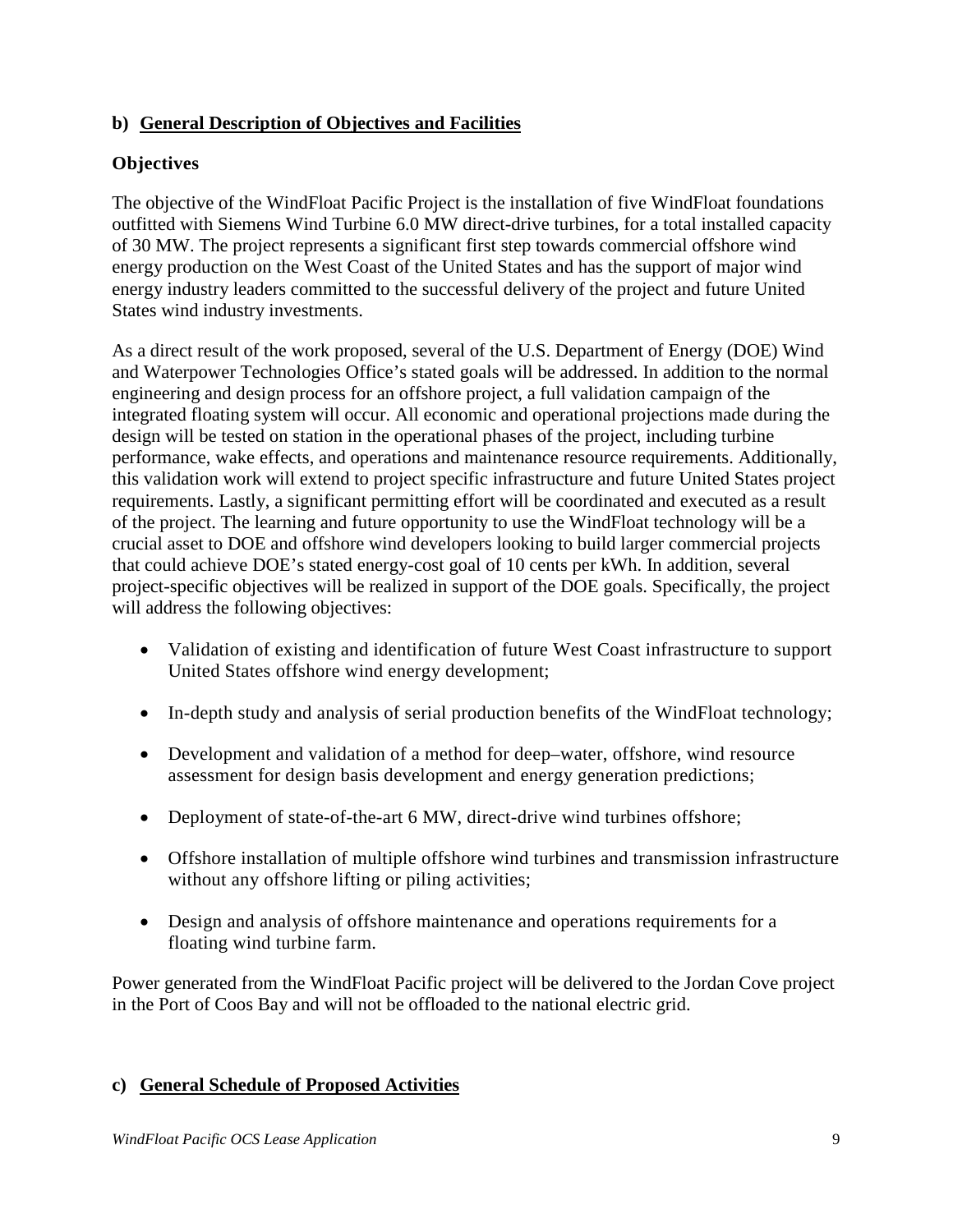## b) General Description of Objectives and Facilities

### Objectives

The objective of the WindFloat Pacific Project is the installation of five WindFloat foundations outfitted with Siemens Wind Turbine 6.0 MW direct-drive turbines, for a total installed capacity of 30 MW. The project represents a significant first step towards commercial offshore wind energy production on the West Coast of the United States and has the support of major wind energy industry leaders committed to the successful delivery of the project and future United States wind industry investments.

As a direct result of the work proposed, several of the U.S. Department of Energy (DOE) Wind and Waterpower Technologies Office's stated goals will be addressed. In addition to the normal engineering and design process for an offshore project, a full validation campaign of the integrated floating system will occur. All economic and operational projections made during the design will be tested on station in the operational phases of the project, including turbine performance, wake effects, and operations and maintenance resource requirements. Additionally, this validation work will extend to project specific infrastructure and future United States project requirements. Lastly, a significant permitting effort will be coordinated and executed as a result of the project. The learning and future opportunity to use the WindFloat technology will be a crucial asset to DOE and offshore wind developers looking to build larger commercial projects that could achieve DOE's stated energy-cost goal of 10 cents per kWh. In addition, several project-specific objectives will be realized in support of the DOE goals. Specifically, the project will address the following objectives:

- Validation of existing and identification of future West Coast infrastructure to support United States offshore wind energy development;
- In-depth study and analysis of serial production benefits of the WindFloat technology;
- Development and validation of a method for deep–water, offshore, wind resource assessment for design basis development and energy generation predictions;
- Deployment of state-of-the-art 6 MW, direct-drive wind turbines offshore;
- Offshore installation of multiple offshore wind turbines and transmission infrastructure without any offshore lifting or piling activities;
- Design and analysis of offshore maintenance and operations requirements for a floating wind turbine farm.

Power generated from the WindFloat Pacific project will be delivered to the Jordan Cove project in the Port of Coos Bay and will not be offloaded to the national electric grid.

## c) General Schedule of Proposed Activities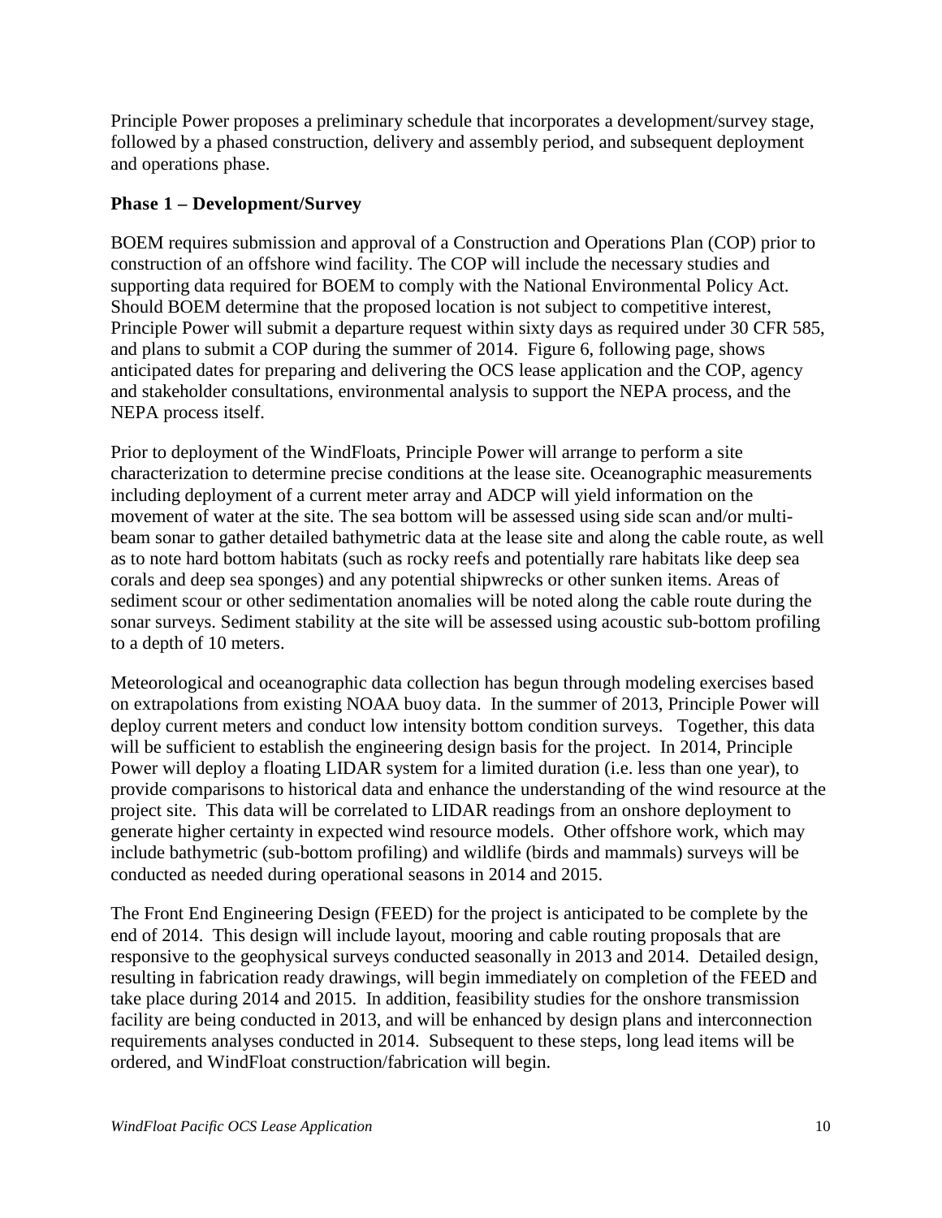Principle Power proposes a preliminary schedule that incorporates a development/survey stage, followed by a phased construction, delivery and assembly period, and subsequent deployment and operations phase.

### Phase 1 – Development/Survey

BOEM requires submission and approval of a Construction and Operations Plan (COP) prior to construction of an offshore wind facility. The COP will include the necessary studies and supporting data required for BOEM to comply with the National Environmental Policy Act. Should BOEM determine that the proposed location is not subject to competitive interest, Principle Power will submit a departure request within sixty days as required under 30 CFR 585, and plans to submit a COP during the summer of 2014. Figure 6, following page, shows anticipated dates for preparing and delivering the OCS lease application and the COP, agency and stakeholder consultations, environmental analysis to support the NEPA process, and the NEPA process itself.

Prior to deployment of the WindFloats, Principle Power will arrange to perform a site characterization to determine precise conditions at the lease site. Oceanographic measurements including deployment of a current meter array and ADCP will yield information on the movement of water at the site. The sea bottom will be assessed using side scan and/or multi-beam sonar to gather detailed bathymetric data at the lease site and along the cable route, as well as to note hard bottom habitats (such as rocky reefs and potentially rare habitats like deep sea corals and deep sea sponges) and any potential shipwrecks or other sunken items. Areas of sediment scour or other sedimentation anomalies will be noted along the cable route during the sonar surveys. Sediment stability at the site will be assessed using acoustic sub-bottom profiling to a depth of 10 meters.

Meteorological and oceanographic data collection has begun through modeling exercises based on extrapolations from existing NOAA buoy data. In the summer of 2013, Principle Power will deploy current meters and conduct low intensity bottom condition surveys. Together, this data will be sufficient to establish the engineering design basis for the project. In 2014, Principle Power will deploy a floating LIDAR system for a limited duration (i.e. less than one year), to provide comparisons to historical data and enhance the understanding of the wind resource at the project site. This data will be correlated to LIDAR readings from an onshore deployment to generate higher certainty in expected wind resource models. Other offshore work, which may include bathymetric (sub-bottom profiling) and wildlife (birds and mammals) surveys will be conducted as needed during operational seasons in 2014 and 2015.

The Front End Engineering Design (FEED) for the project is anticipated to be complete by the end of 2014. This design will include layout, mooring and cable routing proposals that are responsive to the geophysical surveys conducted seasonally in 2013 and 2014. Detailed design, resulting in fabrication ready drawings, will begin immediately on completion of the FEED and take place during 2014 and 2015. In addition, feasibility studies for the onshore transmission facility are being conducted in 2013, and will be enhanced by design plans and interconnection requirements analyses conducted in 2014. Subsequent to these steps, long lead items will be ordered, and WindFloat construction/fabrication will begin.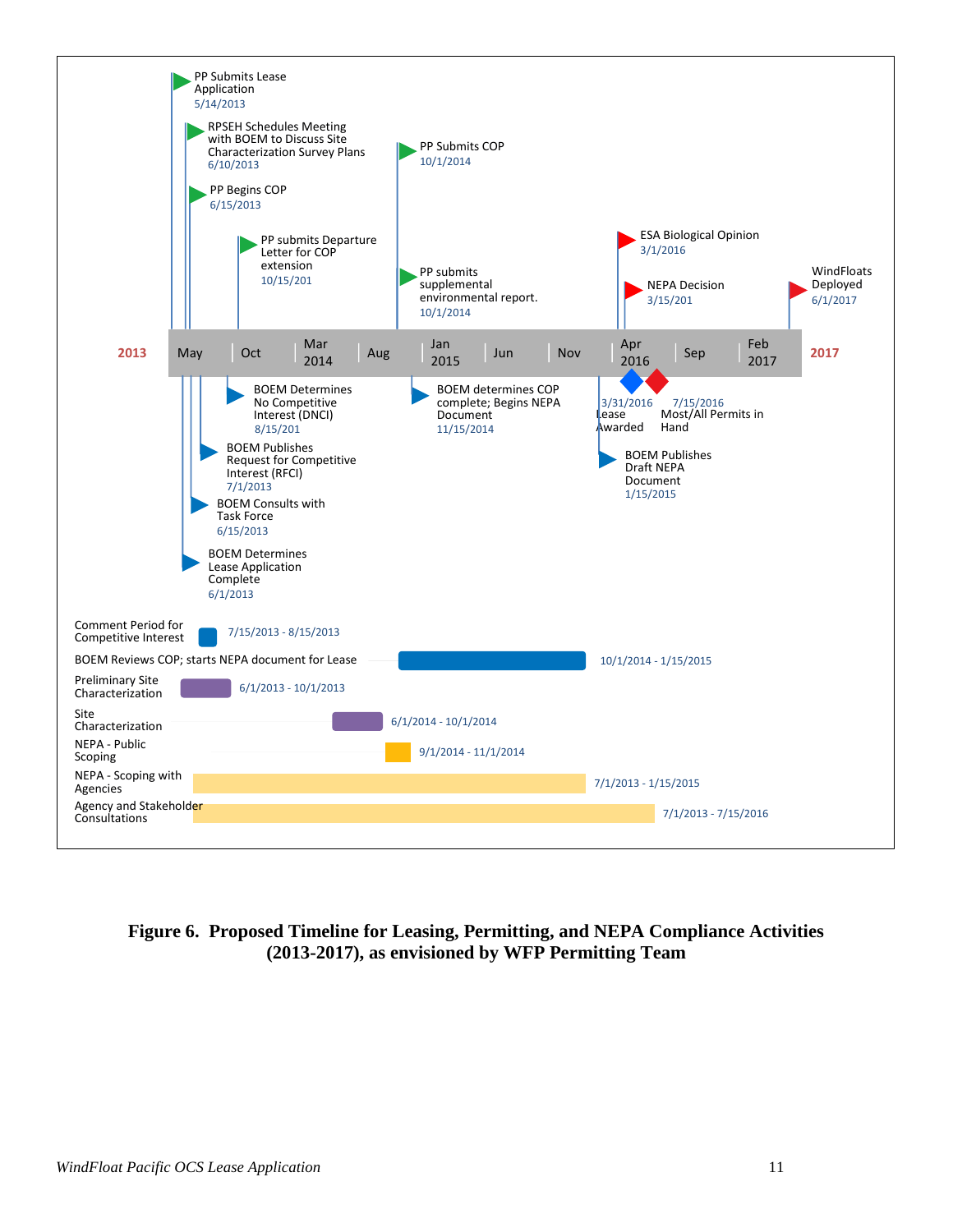PP Submits Lease Application
5/14/2013

RPSEH Schedules Meeting with BOEM to Discuss Site Characterization Survey Plans
6/10/2013

PP Begins COP
6/15/2013

PP submits Departure Letter for COP extension
10/15/201

PP Submits COP
10/1/2014

PP submits supplemental environmental report.
10/1/2014

ESA Biological Opinion
3/1/2016

NEPA Decision
3/15/201

WindFloats Deployed
6/1/2017

2013 | May | Oct | Mar 2014 | Aug | Jan 2015 | Jun | Nov | Apr 2016 | Sep | Feb 2017 | 2017

BOEM Determines No Competitive Interest (DNCI)
8/15/201

BOEM determines COP complete; Begins NEPA Document
11/15/2014

3/31/2016
Lease Awarded

7/15/2016
Most/All Permits in Hand

BOEM Publishes Request for Competitive Interest (RFCI)
7/1/2013

BOEM Publishes Draft NEPA Document
1/15/2015

BOEM Consults with Task Force
6/15/2013

BOEM Determines Lease Application Complete
6/1/2013

| Activity | Dates |
|---|---|
| Comment Period for Competitive Interest | 7/15/2013 - 8/15/2013 |
| BOEM Reviews COP; starts NEPA document for Lease | 10/1/2014 - 1/15/2015 |
| Preliminary Site Characterization | 6/1/2013 - 10/1/2013 |
| Site Characterization | 6/1/2014 - 10/1/2014 |
| NEPA - Public Scoping | 9/1/2014 - 11/1/2014 |
| NEPA - Scoping with Agencies | 7/1/2013 - 1/15/2015 |
| Agency and Stakeholder Consultations | 7/1/2013 - 7/15/2016 |

**Figure 6. Proposed Timeline for Leasing, Permitting, and NEPA Compliance Activities (2013-2017), as envisioned by WFP Permitting Team**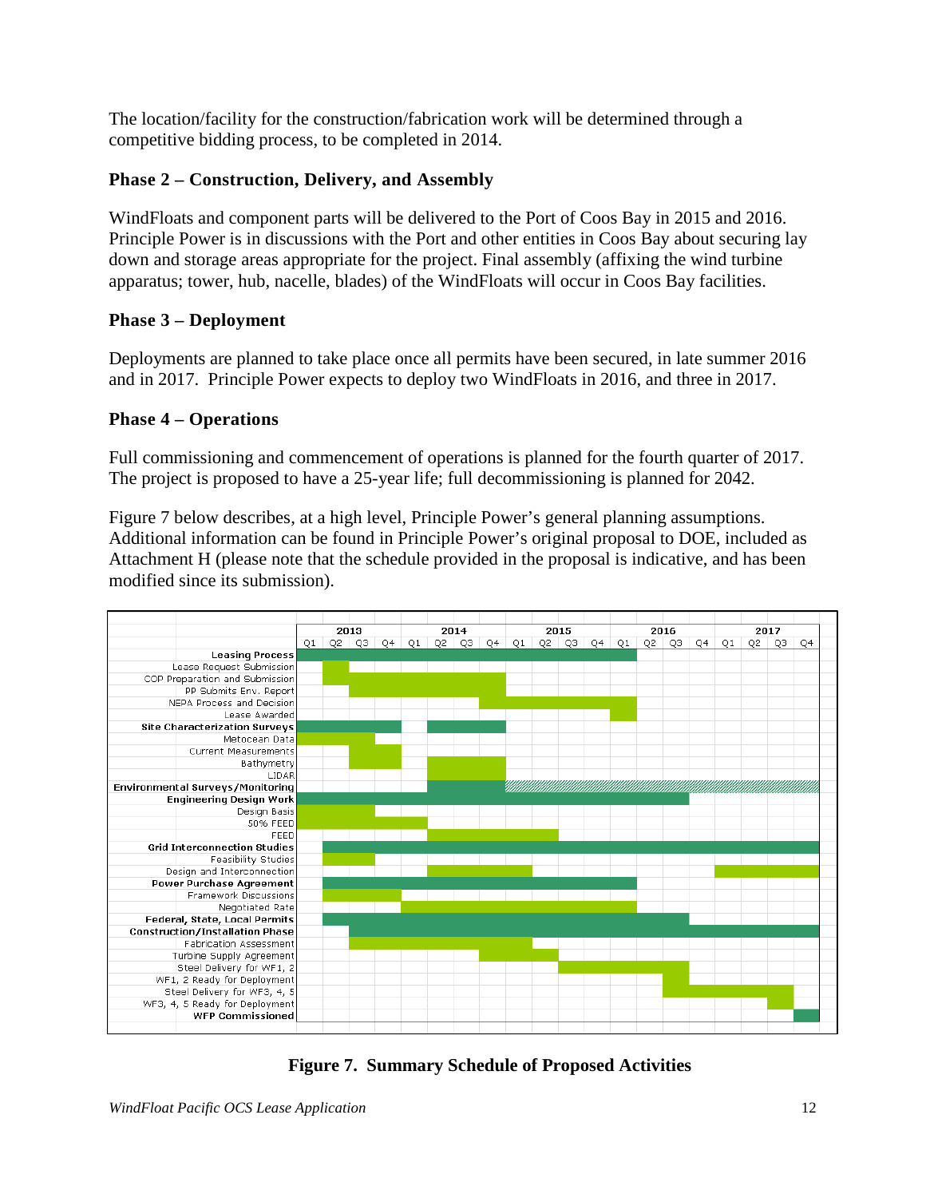The location/facility for the construction/fabrication work will be determined through a competitive bidding process, to be completed in 2014.

### Phase 2 – Construction, Delivery, and Assembly

WindFloats and component parts will be delivered to the Port of Coos Bay in 2015 and 2016. Principle Power is in discussions with the Port and other entities in Coos Bay about securing lay down and storage areas appropriate for the project. Final assembly (affixing the wind turbine apparatus; tower, hub, nacelle, blades) of the WindFloats will occur in Coos Bay facilities.

### Phase 3 – Deployment

Deployments are planned to take place once all permits have been secured, in late summer 2016 and in 2017. Principle Power expects to deploy two WindFloats in 2016, and three in 2017.

### Phase 4 – Operations

Full commissioning and commencement of operations is planned for the fourth quarter of 2017. The project is proposed to have a 25-year life; full decommissioning is planned for 2042.

Figure 7 below describes, at a high level, Principle Power's general planning assumptions. Additional information can be found in Principle Power's original proposal to DOE, included as Attachment H (please note that the schedule provided in the proposal is indicative, and has been modified since its submission).

| Activity | 2013 Q1 | 2013 Q2 | 2013 Q3 | 2013 Q4 | 2014 Q1 | 2014 Q2 | 2014 Q3 | 2014 Q4 | 2015 Q1 | 2015 Q2 | 2015 Q3 | 2015 Q4 | 2016 Q1 | 2016 Q2 | 2016 Q3 | 2016 Q4 | 2017 Q1 | 2017 Q2 | 2017 Q3 | 2017 Q4 |
|---|---|---|---|---|---|---|---|---|---|---|---|---|---|---|---|---|---|---|---|---|
| **Leasing Process** | X | X | X | X | X | X | X | X | X | X | X | X | X | | | | | | | |
| Lease Request Submission | | X | | | | | | | | | | | | | | | | | | |
| COP Preparation and Submission | | X | | | | | | | | | | | | | | | | | | |
| PP Submits Env. Report | | | X | X | X | X | X | X | | | | | | | | | | | | |
| NEPA Process and Decision | | | | | | | | X | X | X | X | X | X | | | | | | | |
| Lease Awarded | | | | | | | | | | | | | X | | | | | | | |
| **Site Characterization Surveys** | X | X | X | X | | X | X | X | | | | | | | | | | | | |
| Metocean Data | X | X | X | | | | | | | | | | | | | | | | | |
| Current Measurements | | | X | X | | | | | | | | | | | | | | | | |
| Bathymetry | | | X | X | | | | | | | | | | | | | | | | |
| LIDAR | | | | | | X | X | X | | | | | | | | | | | | |
| **Environmental Surveys/Monitoring** | | | | | | X | X | X | * | * | * | * | * | * | * | * | * | * | * | * |
| **Engineering Design Work** | X | X | X | X | X | X | X | X | X | X | X | X | X | X | X | | | | | |
| Design Basis | X | X | X | | | | | | | | | | | | | | | | | |
| 50% FEED | X | X | X | X | X | | | | | | | | | | | | | | | |
| FEED | | | | | | X | X | X | X | X | | | | | | | | | | |
| **Grid Interconnection Studies** | | X | X | X | X | X | X | X | X | X | X | X | X | X | X | X | X | X | X | X |
| Feasibility Studies | | X | X | | | | | | | | | | | | | | | | | |
| Design and Interconnection | | | | | | X | X | X | X | | | | | | | | X | X | X | X |
| **Power Purchase Agreement** | | X | X | X | X | X | X | X | X | X | X | X | X | | | | | | | |
| Framework Discussions | | X | X | X | | | | | | | | | | | | | | | | |
| Negotiated Rate | | | | | X | X | X | X | X | X | X | X | X | | | | | | | |
| **Federal, State, Local Permits** | | X | X | X | X | X | X | X | X | X | X | X | X | X | X | | | | | |
| **Construction/Installation Phase** | | | X | X | X | X | X | X | X | X | X | X | X | X | X | X | X | X | X | X |
| Fabrication Assessment | | | X | X | X | X | X | X | X | | | | | | | | | | | |
| Turbine Supply Agreement | | | | | | | | X | X | X | | | | | | | | | | |
| Steel Delivery for WF1, 2 | | | | | | | | | | | X | X | X | X | X | | | | | |
| WF1, 2 Ready for Deployment | | | | | | | | | | | | | | | X | | | | | |
| Steel Delivery for WF3, 4, 5 | | | | | | | | | | | | | | | X | X | X | X | X | |
| WF3, 4, 5 Ready for Deployment | | | | | | | | | | | | | | | | | | | X | |
| **WFP Commissioned** | | | | | | | | | | | | | | | | | | | | X |

**Figure 7. Summary Schedule of Proposed Activities**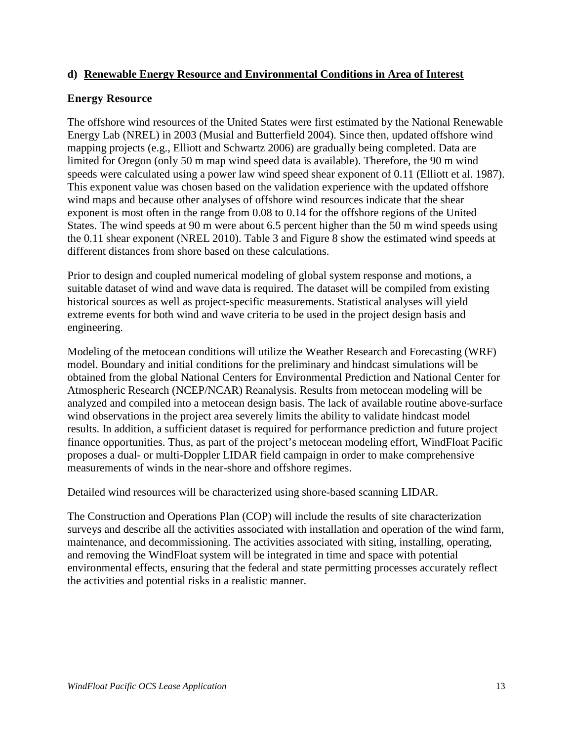## d) Renewable Energy Resource and Environmental Conditions in Area of Interest

### Energy Resource

The offshore wind resources of the United States were first estimated by the National Renewable Energy Lab (NREL) in 2003 (Musial and Butterfield 2004). Since then, updated offshore wind mapping projects (e.g., Elliott and Schwartz 2006) are gradually being completed. Data are limited for Oregon (only 50 m map wind speed data is available). Therefore, the 90 m wind speeds were calculated using a power law wind speed shear exponent of 0.11 (Elliott et al. 1987). This exponent value was chosen based on the validation experience with the updated offshore wind maps and because other analyses of offshore wind resources indicate that the shear exponent is most often in the range from 0.08 to 0.14 for the offshore regions of the United States. The wind speeds at 90 m were about 6.5 percent higher than the 50 m wind speeds using the 0.11 shear exponent (NREL 2010). Table 3 and Figure 8 show the estimated wind speeds at different distances from shore based on these calculations.

Prior to design and coupled numerical modeling of global system response and motions, a suitable dataset of wind and wave data is required. The dataset will be compiled from existing historical sources as well as project-specific measurements. Statistical analyses will yield extreme events for both wind and wave criteria to be used in the project design basis and engineering.

Modeling of the metocean conditions will utilize the Weather Research and Forecasting (WRF) model. Boundary and initial conditions for the preliminary and hindcast simulations will be obtained from the global National Centers for Environmental Prediction and National Center for Atmospheric Research (NCEP/NCAR) Reanalysis. Results from metocean modeling will be analyzed and compiled into a metocean design basis. The lack of available routine above-surface wind observations in the project area severely limits the ability to validate hindcast model results. In addition, a sufficient dataset is required for performance prediction and future project finance opportunities. Thus, as part of the project's metocean modeling effort, WindFloat Pacific proposes a dual- or multi-Doppler LIDAR field campaign in order to make comprehensive measurements of winds in the near-shore and offshore regimes.

Detailed wind resources will be characterized using shore-based scanning LIDAR.

The Construction and Operations Plan (COP) will include the results of site characterization surveys and describe all the activities associated with installation and operation of the wind farm, maintenance, and decommissioning. The activities associated with siting, installing, operating, and removing the WindFloat system will be integrated in time and space with potential environmental effects, ensuring that the federal and state permitting processes accurately reflect the activities and potential risks in a realistic manner.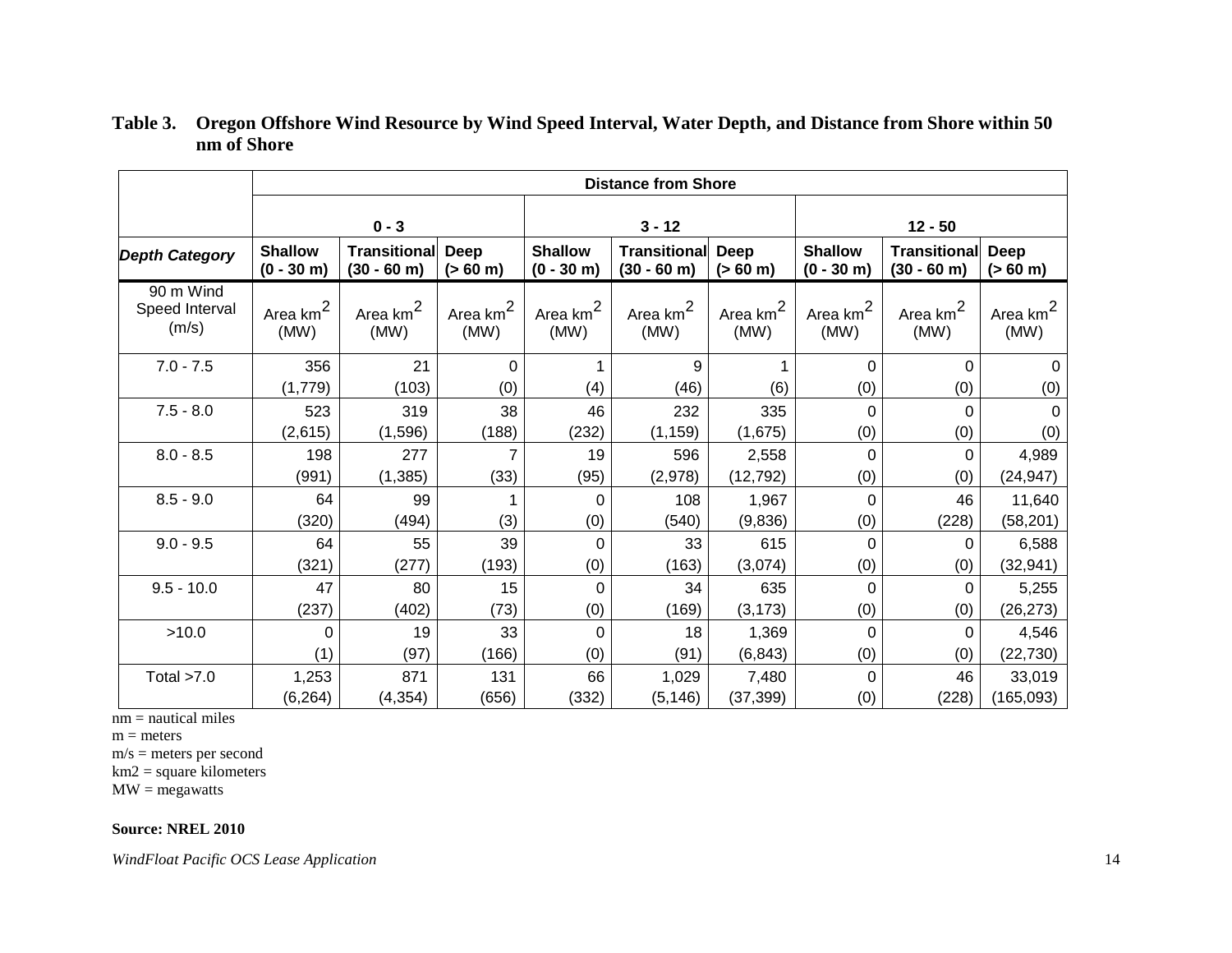**Table 3. Oregon Offshore Wind Resource by Wind Speed Interval, Water Depth, and Distance from Shore within 50 nm of Shore**

| | Distance from Shore | | | | | | | | |
|---|---|---|---|---|---|---|---|---|---|
| | 0 - 3 | | | 3 - 12 | | | 12 - 50 | | |
| ***Depth Category*** | **Shallow (0 - 30 m)** | **Transitional (30 - 60 m)** | **Deep (> 60 m)** | **Shallow (0 - 30 m)** | **Transitional (30 - 60 m)** | **Deep (> 60 m)** | **Shallow (0 - 30 m)** | **Transitional (30 - 60 m)** | **Deep (> 60 m)** |
| 90 m Wind Speed Interval (m/s) | Area $km^2$ (MW) | Area $km^2$ (MW) | Area $km^2$ (MW) | Area $km^2$ (MW) | Area $km^2$ (MW) | Area $km^2$ (MW) | Area $km^2$ (MW) | Area $km^2$ (MW) | Area $km^2$ (MW) |
| 7.0 - 7.5 | 356 (1,779) | 21 (103) | 0 (0) | 1 (4) | 9 (46) | 1 (6) | 0 (0) | 0 (0) | 0 (0) |
| 7.5 - 8.0 | 523 (2,615) | 319 (1,596) | 38 (188) | 46 (232) | 232 (1,159) | 335 (1,675) | 0 (0) | 0 (0) | 0 (0) |
| 8.0 - 8.5 | 198 (991) | 277 (1,385) | 7 (33) | 19 (95) | 596 (2,978) | 2,558 (12,792) | 0 (0) | 0 (0) | 4,989 (24,947) |
| 8.5 - 9.0 | 64 (320) | 99 (494) | 1 (3) | 0 (0) | 108 (540) | 1,967 (9,836) | 0 (0) | 46 (228) | 11,640 (58,201) |
| 9.0 - 9.5 | 64 (321) | 55 (277) | 39 (193) | 0 (0) | 33 (163) | 615 (3,074) | 0 (0) | 0 (0) | 6,588 (32,941) |
| 9.5 - 10.0 | 47 (237) | 80 (402) | 15 (73) | 0 (0) | 34 (169) | 635 (3,173) | 0 (0) | 0 (0) | 5,255 (26,273) |
| >10.0 | 0 (1) | 19 (97) | 33 (166) | 0 (0) | 18 (91) | 1,369 (6,843) | 0 (0) | 0 (0) | 4,546 (22,730) |
| Total >7.0 | 1,253 (6,264) | 871 (4,354) | 131 (656) | 66 (332) | 1,029 (5,146) | 7,480 (37,399) | 0 (0) | 46 (228) | 33,019 (165,093) |

nm = nautical miles
m = meters
m/s = meters per second
km2 = square kilometers
MW = megawatts

**Source: NREL 2010**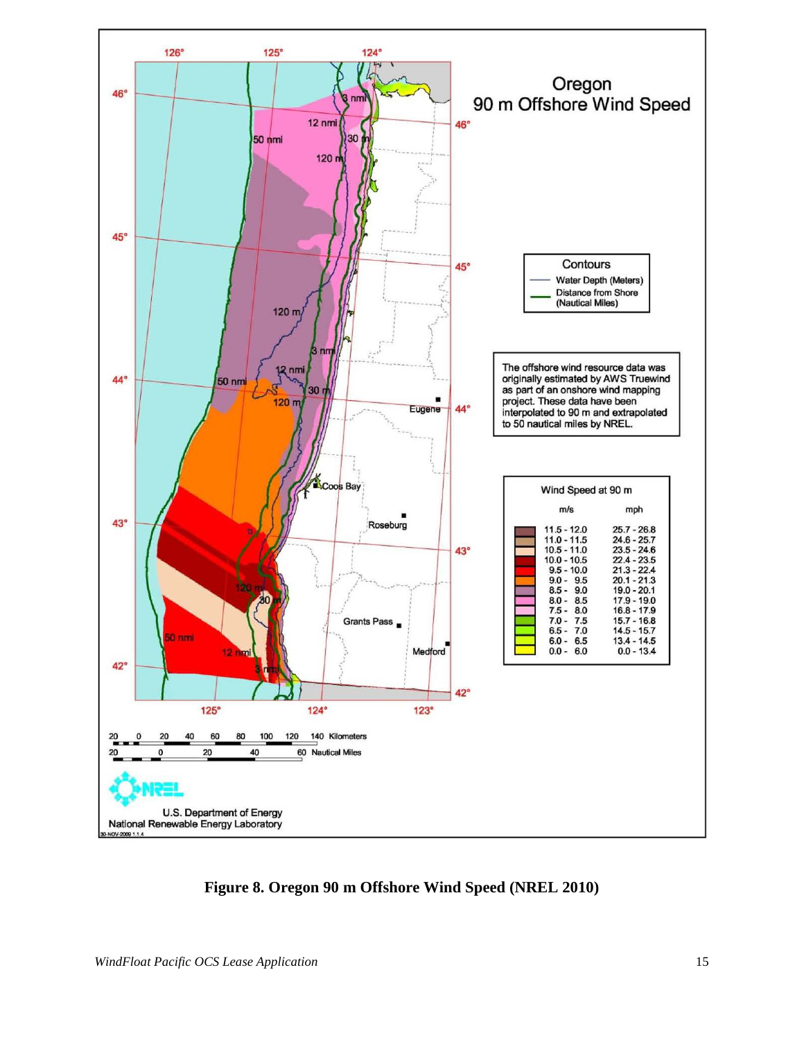**Figure 8. Oregon 90 m Offshore Wind Speed (NREL 2010)**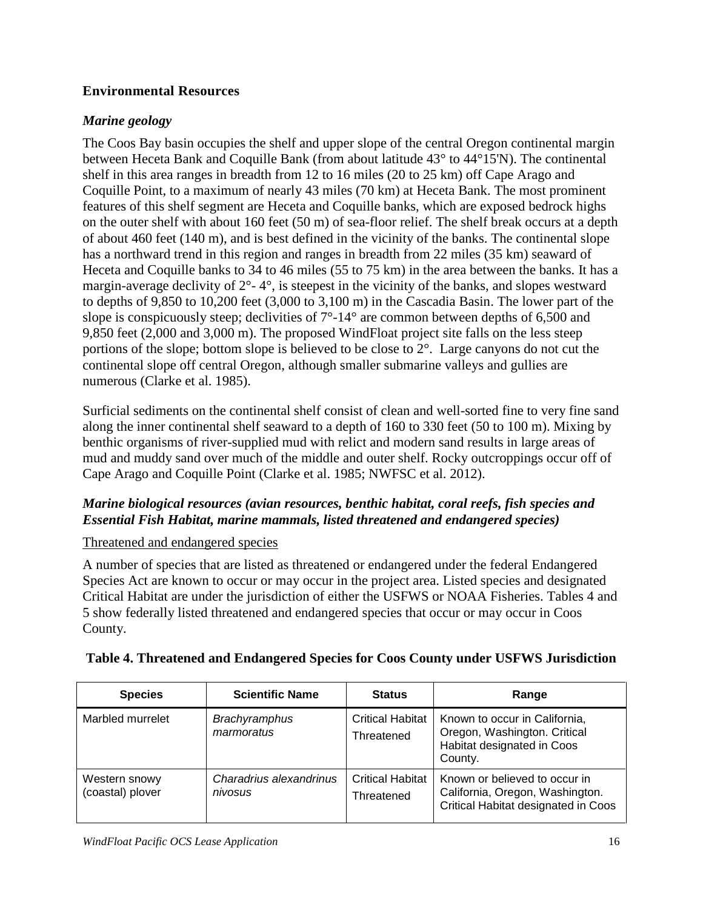## Environmental Resources

### *Marine geology*

The Coos Bay basin occupies the shelf and upper slope of the central Oregon continental margin between Heceta Bank and Coquille Bank (from about latitude 43° to 44°15'N). The continental shelf in this area ranges in breadth from 12 to 16 miles (20 to 25 km) off Cape Arago and Coquille Point, to a maximum of nearly 43 miles (70 km) at Heceta Bank. The most prominent features of this shelf segment are Heceta and Coquille banks, which are exposed bedrock highs on the outer shelf with about 160 feet (50 m) of sea-floor relief. The shelf break occurs at a depth of about 460 feet (140 m), and is best defined in the vicinity of the banks. The continental slope has a northward trend in this region and ranges in breadth from 22 miles (35 km) seaward of Heceta and Coquille banks to 34 to 46 miles (55 to 75 km) in the area between the banks. It has a margin-average declivity of 2°- 4°, is steepest in the vicinity of the banks, and slopes westward to depths of 9,850 to 10,200 feet (3,000 to 3,100 m) in the Cascadia Basin. The lower part of the slope is conspicuously steep; declivities of 7°-14° are common between depths of 6,500 and 9,850 feet (2,000 and 3,000 m). The proposed WindFloat project site falls on the less steep portions of the slope; bottom slope is believed to be close to 2°. Large canyons do not cut the continental slope off central Oregon, although smaller submarine valleys and gullies are numerous (Clarke et al. 1985).

Surficial sediments on the continental shelf consist of clean and well-sorted fine to very fine sand along the inner continental shelf seaward to a depth of 160 to 330 feet (50 to 100 m). Mixing by benthic organisms of river-supplied mud with relict and modern sand results in large areas of mud and muddy sand over much of the middle and outer shelf. Rocky outcroppings occur off of Cape Arago and Coquille Point (Clarke et al. 1985; NWFSC et al. 2012).

### *Marine biological resources (avian resources, benthic habitat, coral reefs, fish species and Essential Fish Habitat, marine mammals, listed threatened and endangered species)*

<u>Threatened and endangered species</u>

A number of species that are listed as threatened or endangered under the federal Endangered Species Act are known to occur or may occur in the project area. Listed species and designated Critical Habitat are under the jurisdiction of either the USFWS or NOAA Fisheries. Tables 4 and 5 show federally listed threatened and endangered species that occur or may occur in Coos County.

**Table 4. Threatened and Endangered Species for Coos County under USFWS Jurisdiction**

| Species | Scientific Name | Status | Range |
|---|---|---|---|
| Marbled murrelet | *Brachyramphus marmoratus* | Critical Habitat Threatened | Known to occur in California, Oregon, Washington. Critical Habitat designated in Coos County. |
| Western snowy (coastal) plover | *Charadrius alexandrinus nivosus* | Critical Habitat Threatened | Known or believed to occur in California, Oregon, Washington. Critical Habitat designated in Coos |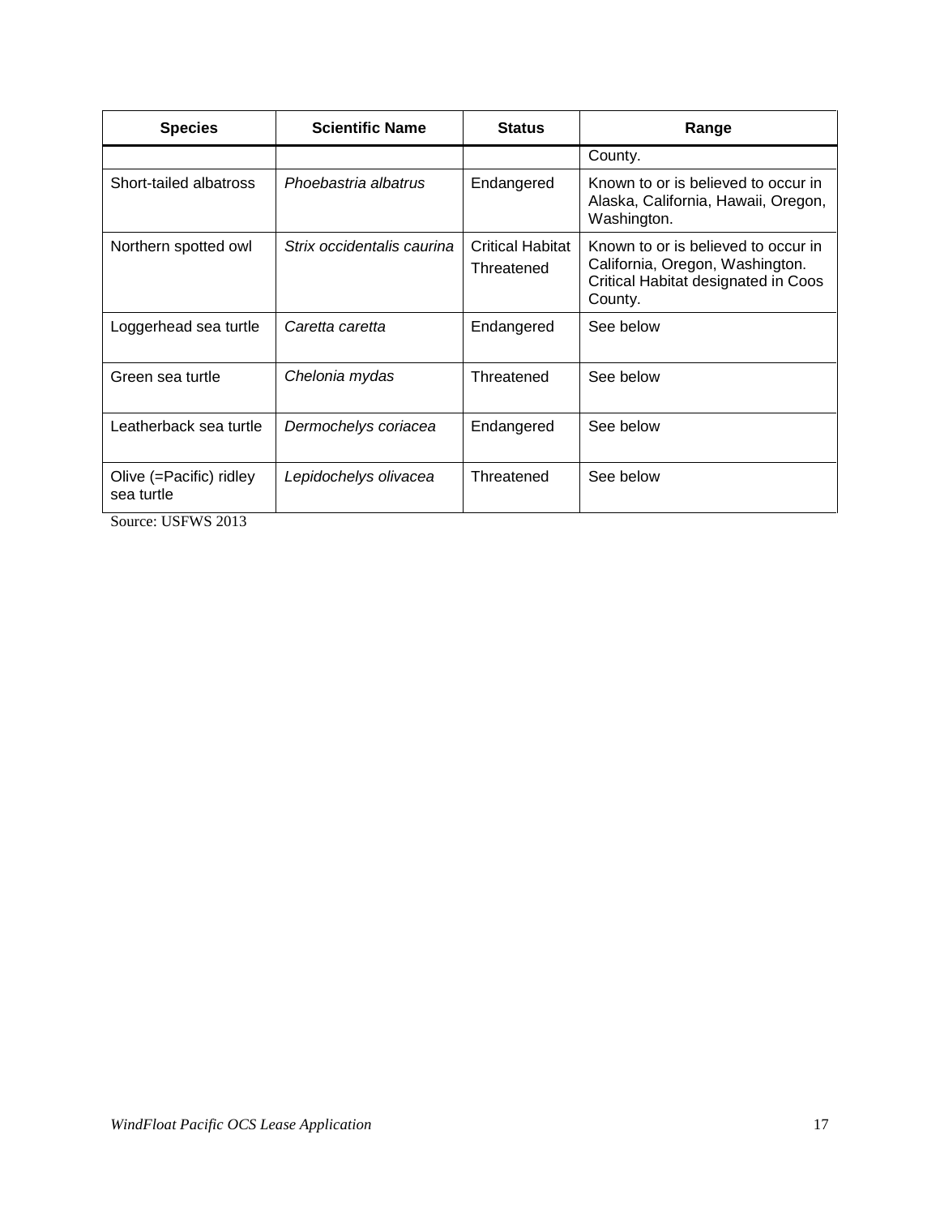| Species | Scientific Name | Status | Range |
|---|---|---|---|
| | | | County. |
| Short-tailed albatross | *Phoebastria albatrus* | Endangered | Known to or is believed to occur in Alaska, California, Hawaii, Oregon, Washington. |
| Northern spotted owl | *Strix occidentalis caurina* | Critical Habitat Threatened | Known to or is believed to occur in California, Oregon, Washington. Critical Habitat designated in Coos County. |
| Loggerhead sea turtle | *Caretta caretta* | Endangered | See below |
| Green sea turtle | *Chelonia mydas* | Threatened | See below |
| Leatherback sea turtle | *Dermochelys coriacea* | Endangered | See below |
| Olive (=Pacific) ridley sea turtle | *Lepidochelys olivacea* | Threatened | See below |

Source: USFWS 2013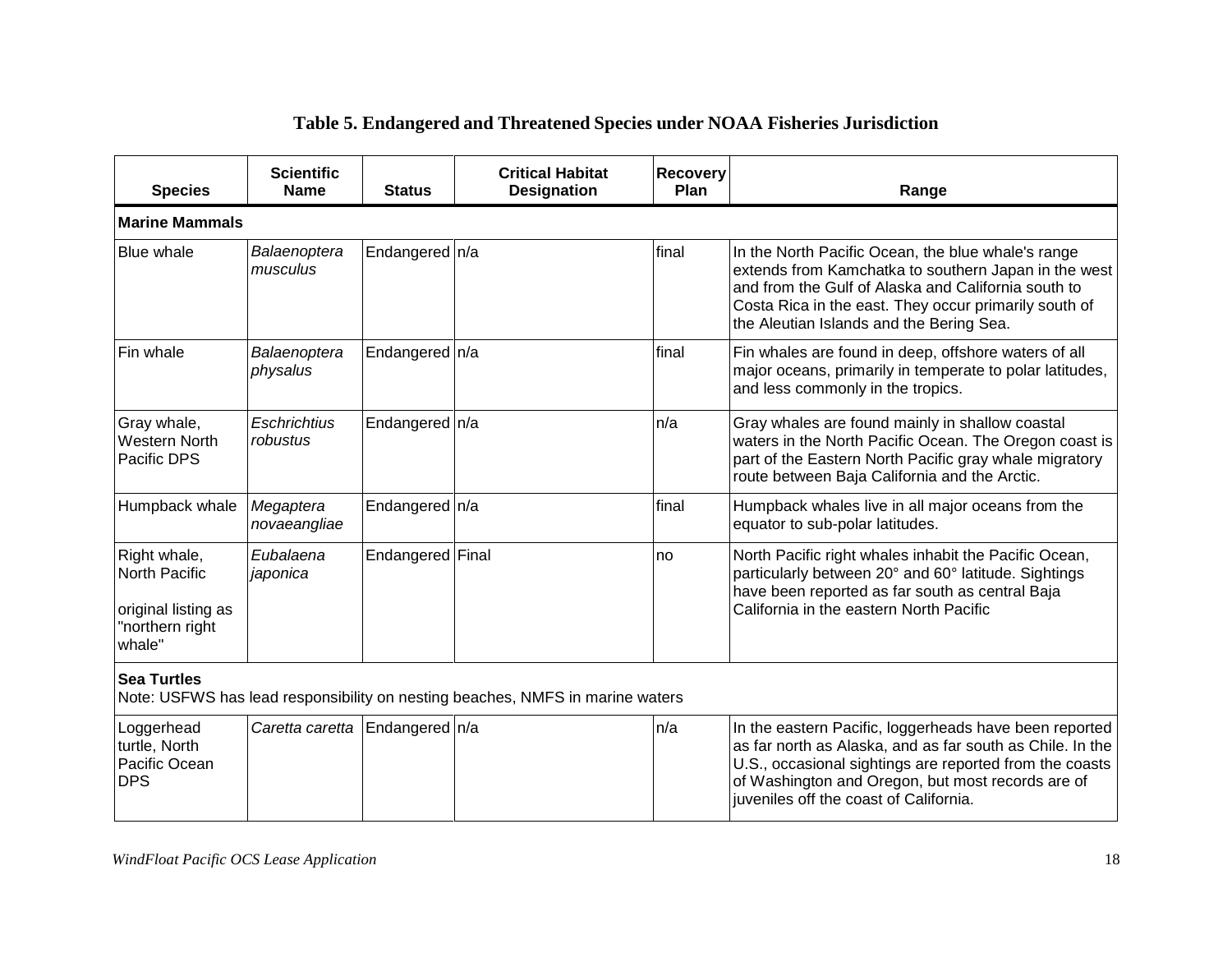**Table 5. Endangered and Threatened Species under NOAA Fisheries Jurisdiction**

| Species | Scientific Name | Status | Critical Habitat Designation | Recovery Plan | Range |
|---|---|---|---|---|---|
| **Marine Mammals** | | | | | |
| Blue whale | *Balaenoptera musculus* | Endangered | n/a | final | In the North Pacific Ocean, the blue whale's range extends from Kamchatka to southern Japan in the west and from the Gulf of Alaska and California south to Costa Rica in the east. They occur primarily south of the Aleutian Islands and the Bering Sea. |
| Fin whale | *Balaenoptera physalus* | Endangered | n/a | final | Fin whales are found in deep, offshore waters of all major oceans, primarily in temperate to polar latitudes, and less commonly in the tropics. |
| Gray whale, Western North Pacific DPS | *Eschrichtius robustus* | Endangered | n/a | n/a | Gray whales are found mainly in shallow coastal waters in the North Pacific Ocean. The Oregon coast is part of the Eastern North Pacific gray whale migratory route between Baja California and the Arctic. |
| Humpback whale | *Megaptera novaeangliae* | Endangered | n/a | final | Humpback whales live in all major oceans from the equator to sub-polar latitudes. |
| Right whale, North Pacific<br><br>original listing as "northern right whale" | *Eubalaena japonica* | Endangered | Final | no | North Pacific right whales inhabit the Pacific Ocean, particularly between 20° and 60° latitude. Sightings have been reported as far south as central Baja California in the eastern North Pacific |
| **Sea Turtles**<br>Note: USFWS has lead responsibility on nesting beaches, NMFS in marine waters | | | | | |
| Loggerhead turtle, North Pacific Ocean DPS | *Caretta caretta* | Endangered | n/a | n/a | In the eastern Pacific, loggerheads have been reported as far north as Alaska, and as far south as Chile. In the U.S., occasional sightings are reported from the coasts of Washington and Oregon, but most records are of juveniles off the coast of California. |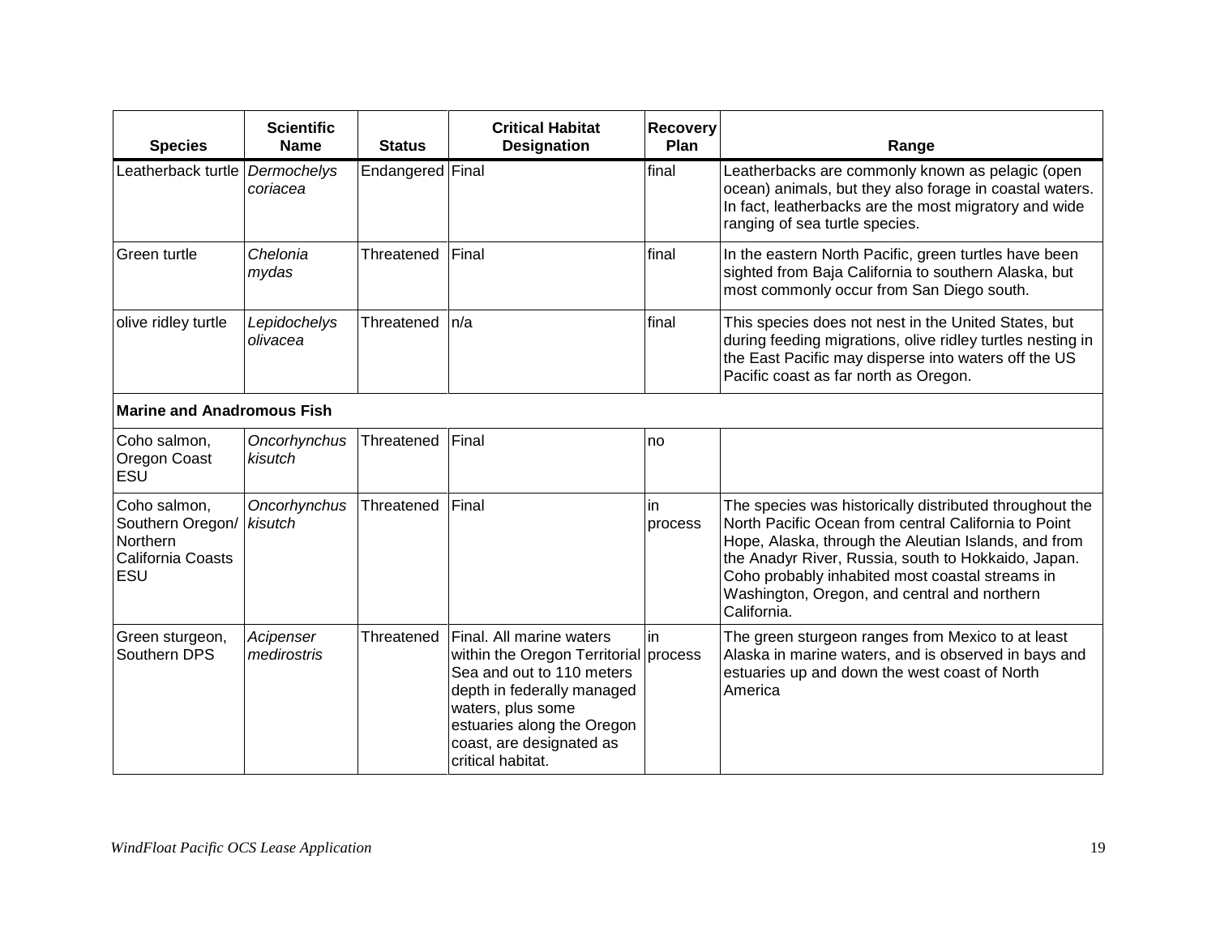| Species | Scientific Name | Status | Critical Habitat Designation | Recovery Plan | Range |
|---|---|---|---|---|---|
| Leatherback turtle | *Dermochelys coriacea* | Endangered | Final | final | Leatherbacks are commonly known as pelagic (open ocean) animals, but they also forage in coastal waters. In fact, leatherbacks are the most migratory and wide ranging of sea turtle species. |
| Green turtle | *Chelonia mydas* | Threatened | Final | final | In the eastern North Pacific, green turtles have been sighted from Baja California to southern Alaska, but most commonly occur from San Diego south. |
| olive ridley turtle | *Lepidochelys olivacea* | Threatened | n/a | final | This species does not nest in the United States, but during feeding migrations, olive ridley turtles nesting in the East Pacific may disperse into waters off the US Pacific coast as far north as Oregon. |
| **Marine and Anadromous Fish** | | | | | |
| Coho salmon, Oregon Coast ESU | *Oncorhynchus kisutch* | Threatened | Final | no | |
| Coho salmon, Southern Oregon/ Northern California Coasts ESU | *Oncorhynchus kisutch* | Threatened | Final | in process | The species was historically distributed throughout the North Pacific Ocean from central California to Point Hope, Alaska, through the Aleutian Islands, and from the Anadyr River, Russia, south to Hokkaido, Japan. Coho probably inhabited most coastal streams in Washington, Oregon, and central and northern California. |
| Green sturgeon, Southern DPS | *Acipenser medirostris* | Threatened | Final. All marine waters within the Oregon Territorial Sea and out to 110 meters depth in federally managed waters, plus some estuaries along the Oregon coast, are designated as critical habitat. | in process | The green sturgeon ranges from Mexico to at least Alaska in marine waters, and is observed in bays and estuaries up and down the west coast of North America |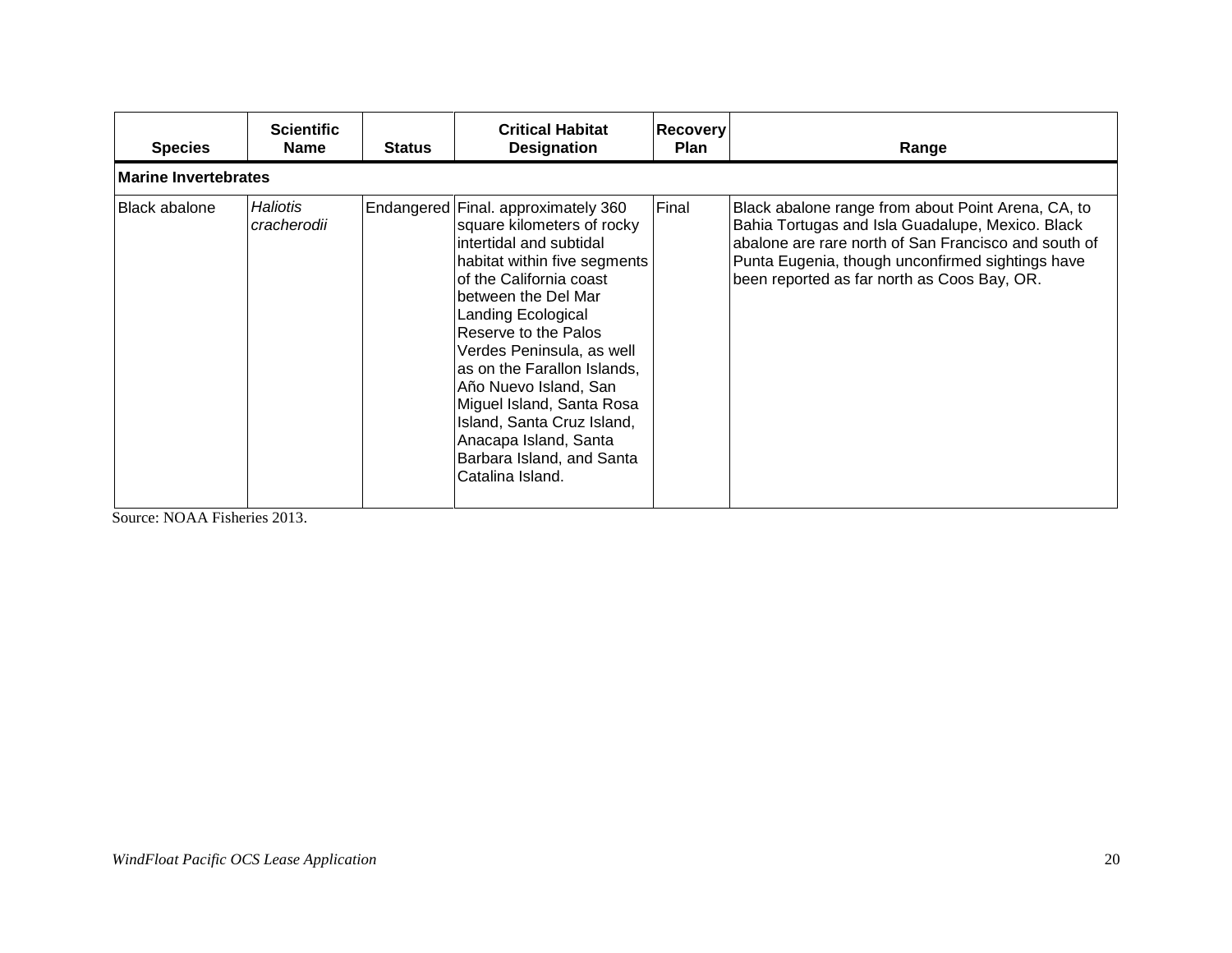| Species | Scientific Name | Status | Critical Habitat Designation | Recovery Plan | Range |
|---|---|---|---|---|---|
| **Marine Invertebrates** | | | | | |
| Black abalone | *Haliotis cracherodii* | Endangered | Final. approximately 360 square kilometers of rocky intertidal and subtidal habitat within five segments of the California coast between the Del Mar Landing Ecological Reserve to the Palos Verdes Peninsula, as well as on the Farallon Islands, Año Nuevo Island, San Miguel Island, Santa Rosa Island, Santa Cruz Island, Anacapa Island, Santa Barbara Island, and Santa Catalina Island. | Final | Black abalone range from about Point Arena, CA, to Bahia Tortugas and Isla Guadalupe, Mexico. Black abalone are rare north of San Francisco and south of Punta Eugenia, though unconfirmed sightings have been reported as far north as Coos Bay, OR. |

Source: NOAA Fisheries 2013.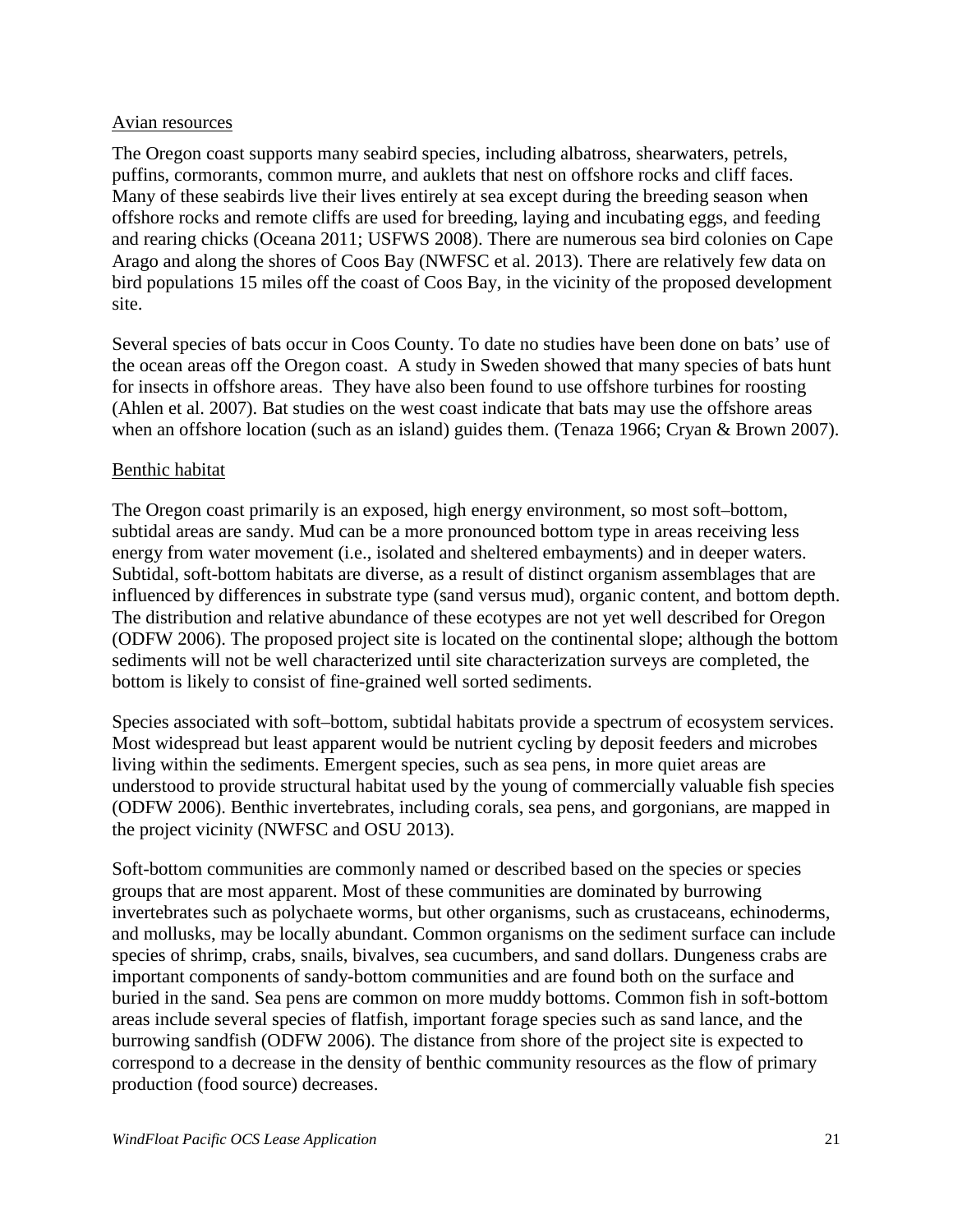Avian resources

The Oregon coast supports many seabird species, including albatross, shearwaters, petrels, puffins, cormorants, common murre, and auklets that nest on offshore rocks and cliff faces. Many of these seabirds live their lives entirely at sea except during the breeding season when offshore rocks and remote cliffs are used for breeding, laying and incubating eggs, and feeding and rearing chicks (Oceana 2011; USFWS 2008). There are numerous sea bird colonies on Cape Arago and along the shores of Coos Bay (NWFSC et al. 2013). There are relatively few data on bird populations 15 miles off the coast of Coos Bay, in the vicinity of the proposed development site.

Several species of bats occur in Coos County. To date no studies have been done on bats' use of the ocean areas off the Oregon coast. A study in Sweden showed that many species of bats hunt for insects in offshore areas. They have also been found to use offshore turbines for roosting (Ahlen et al. 2007). Bat studies on the west coast indicate that bats may use the offshore areas when an offshore location (such as an island) guides them. (Tenaza 1966; Cryan & Brown 2007).

Benthic habitat

The Oregon coast primarily is an exposed, high energy environment, so most soft–bottom, subtidal areas are sandy. Mud can be a more pronounced bottom type in areas receiving less energy from water movement (i.e., isolated and sheltered embayments) and in deeper waters. Subtidal, soft-bottom habitats are diverse, as a result of distinct organism assemblages that are influenced by differences in substrate type (sand versus mud), organic content, and bottom depth. The distribution and relative abundance of these ecotypes are not yet well described for Oregon (ODFW 2006). The proposed project site is located on the continental slope; although the bottom sediments will not be well characterized until site characterization surveys are completed, the bottom is likely to consist of fine-grained well sorted sediments.

Species associated with soft–bottom, subtidal habitats provide a spectrum of ecosystem services. Most widespread but least apparent would be nutrient cycling by deposit feeders and microbes living within the sediments. Emergent species, such as sea pens, in more quiet areas are understood to provide structural habitat used by the young of commercially valuable fish species (ODFW 2006). Benthic invertebrates, including corals, sea pens, and gorgonians, are mapped in the project vicinity (NWFSC and OSU 2013).

Soft-bottom communities are commonly named or described based on the species or species groups that are most apparent. Most of these communities are dominated by burrowing invertebrates such as polychaete worms, but other organisms, such as crustaceans, echinoderms, and mollusks, may be locally abundant. Common organisms on the sediment surface can include species of shrimp, crabs, snails, bivalves, sea cucumbers, and sand dollars. Dungeness crabs are important components of sandy-bottom communities and are found both on the surface and buried in the sand. Sea pens are common on more muddy bottoms. Common fish in soft-bottom areas include several species of flatfish, important forage species such as sand lance, and the burrowing sandfish (ODFW 2006). The distance from shore of the project site is expected to correspond to a decrease in the density of benthic community resources as the flow of primary production (food source) decreases.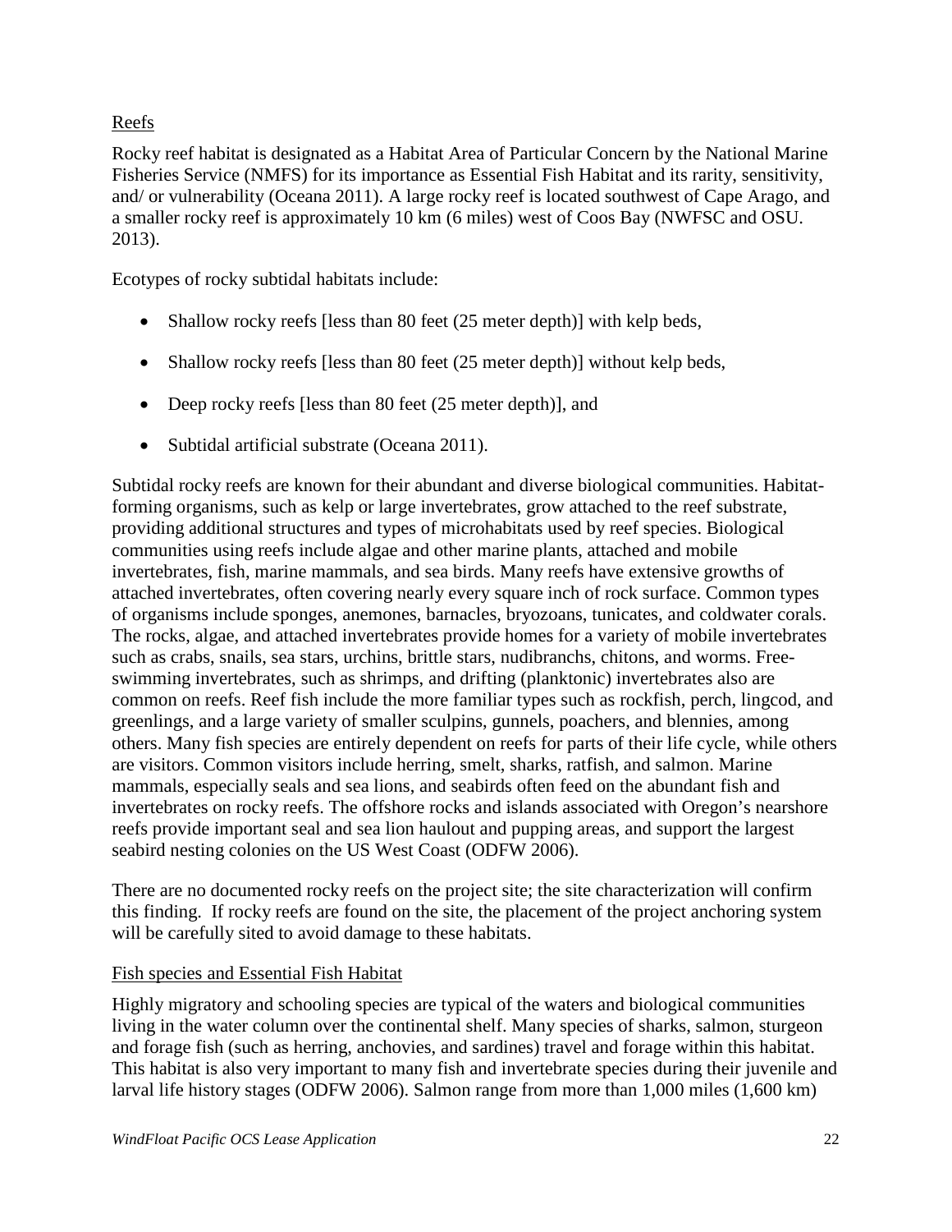## Reefs

Rocky reef habitat is designated as a Habitat Area of Particular Concern by the National Marine Fisheries Service (NMFS) for its importance as Essential Fish Habitat and its rarity, sensitivity, and/ or vulnerability (Oceana 2011). A large rocky reef is located southwest of Cape Arago, and a smaller rocky reef is approximately 10 km (6 miles) west of Coos Bay (NWFSC and OSU. 2013).

Ecotypes of rocky subtidal habitats include:

- Shallow rocky reefs [less than 80 feet (25 meter depth)] with kelp beds,
- Shallow rocky reefs [less than 80 feet (25 meter depth)] without kelp beds,
- Deep rocky reefs [less than 80 feet (25 meter depth)], and
- Subtidal artificial substrate (Oceana 2011).

Subtidal rocky reefs are known for their abundant and diverse biological communities. Habitat-forming organisms, such as kelp or large invertebrates, grow attached to the reef substrate, providing additional structures and types of microhabitats used by reef species. Biological communities using reefs include algae and other marine plants, attached and mobile invertebrates, fish, marine mammals, and sea birds. Many reefs have extensive growths of attached invertebrates, often covering nearly every square inch of rock surface. Common types of organisms include sponges, anemones, barnacles, bryozoans, tunicates, and coldwater corals. The rocks, algae, and attached invertebrates provide homes for a variety of mobile invertebrates such as crabs, snails, sea stars, urchins, brittle stars, nudibranchs, chitons, and worms. Free-swimming invertebrates, such as shrimps, and drifting (planktonic) invertebrates also are common on reefs. Reef fish include the more familiar types such as rockfish, perch, lingcod, and greenlings, and a large variety of smaller sculpins, gunnels, poachers, and blennies, among others. Many fish species are entirely dependent on reefs for parts of their life cycle, while others are visitors. Common visitors include herring, smelt, sharks, ratfish, and salmon. Marine mammals, especially seals and sea lions, and seabirds often feed on the abundant fish and invertebrates on rocky reefs. The offshore rocks and islands associated with Oregon's nearshore reefs provide important seal and sea lion haulout and pupping areas, and support the largest seabird nesting colonies on the US West Coast (ODFW 2006).

There are no documented rocky reefs on the project site; the site characterization will confirm this finding. If rocky reefs are found on the site, the placement of the project anchoring system will be carefully sited to avoid damage to these habitats.

## Fish species and Essential Fish Habitat

Highly migratory and schooling species are typical of the waters and biological communities living in the water column over the continental shelf. Many species of sharks, salmon, sturgeon and forage fish (such as herring, anchovies, and sardines) travel and forage within this habitat. This habitat is also very important to many fish and invertebrate species during their juvenile and larval life history stages (ODFW 2006). Salmon range from more than 1,000 miles (1,600 km)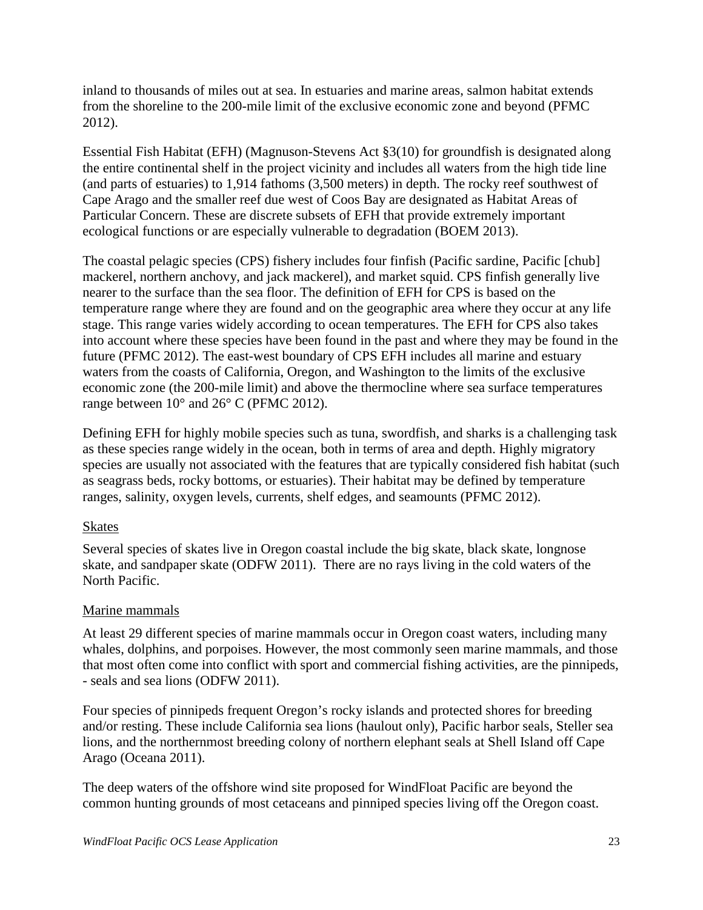inland to thousands of miles out at sea. In estuaries and marine areas, salmon habitat extends from the shoreline to the 200-mile limit of the exclusive economic zone and beyond (PFMC 2012).

Essential Fish Habitat (EFH) (Magnuson-Stevens Act §3(10) for groundfish is designated along the entire continental shelf in the project vicinity and includes all waters from the high tide line (and parts of estuaries) to 1,914 fathoms (3,500 meters) in depth. The rocky reef southwest of Cape Arago and the smaller reef due west of Coos Bay are designated as Habitat Areas of Particular Concern. These are discrete subsets of EFH that provide extremely important ecological functions or are especially vulnerable to degradation (BOEM 2013).

The coastal pelagic species (CPS) fishery includes four finfish (Pacific sardine, Pacific [chub] mackerel, northern anchovy, and jack mackerel), and market squid. CPS finfish generally live nearer to the surface than the sea floor. The definition of EFH for CPS is based on the temperature range where they are found and on the geographic area where they occur at any life stage. This range varies widely according to ocean temperatures. The EFH for CPS also takes into account where these species have been found in the past and where they may be found in the future (PFMC 2012). The east-west boundary of CPS EFH includes all marine and estuary waters from the coasts of California, Oregon, and Washington to the limits of the exclusive economic zone (the 200-mile limit) and above the thermocline where sea surface temperatures range between 10° and 26° C (PFMC 2012).

Defining EFH for highly mobile species such as tuna, swordfish, and sharks is a challenging task as these species range widely in the ocean, both in terms of area and depth. Highly migratory species are usually not associated with the features that are typically considered fish habitat (such as seagrass beds, rocky bottoms, or estuaries). Their habitat may be defined by temperature ranges, salinity, oxygen levels, currents, shelf edges, and seamounts (PFMC 2012).

Skates

Several species of skates live in Oregon coastal include the big skate, black skate, longnose skate, and sandpaper skate (ODFW 2011). There are no rays living in the cold waters of the North Pacific.

Marine mammals

At least 29 different species of marine mammals occur in Oregon coast waters, including many whales, dolphins, and porpoises. However, the most commonly seen marine mammals, and those that most often come into conflict with sport and commercial fishing activities, are the pinnipeds, - seals and sea lions (ODFW 2011).

Four species of pinnipeds frequent Oregon's rocky islands and protected shores for breeding and/or resting. These include California sea lions (haulout only), Pacific harbor seals, Steller sea lions, and the northernmost breeding colony of northern elephant seals at Shell Island off Cape Arago (Oceana 2011).

The deep waters of the offshore wind site proposed for WindFloat Pacific are beyond the common hunting grounds of most cetaceans and pinniped species living off the Oregon coast.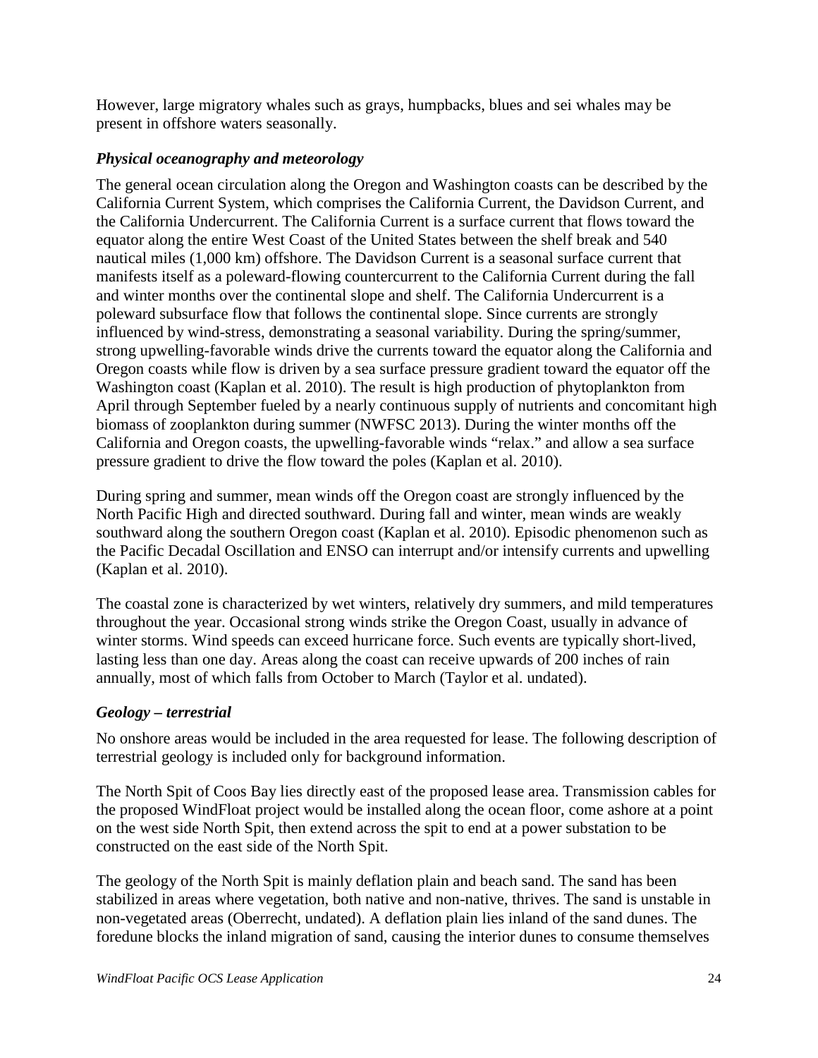However, large migratory whales such as grays, humpbacks, blues and sei whales may be present in offshore waters seasonally.

### *Physical oceanography and meteorology*

The general ocean circulation along the Oregon and Washington coasts can be described by the California Current System, which comprises the California Current, the Davidson Current, and the California Undercurrent. The California Current is a surface current that flows toward the equator along the entire West Coast of the United States between the shelf break and 540 nautical miles (1,000 km) offshore. The Davidson Current is a seasonal surface current that manifests itself as a poleward-flowing countercurrent to the California Current during the fall and winter months over the continental slope and shelf. The California Undercurrent is a poleward subsurface flow that follows the continental slope. Since currents are strongly influenced by wind-stress, demonstrating a seasonal variability. During the spring/summer, strong upwelling-favorable winds drive the currents toward the equator along the California and Oregon coasts while flow is driven by a sea surface pressure gradient toward the equator off the Washington coast (Kaplan et al. 2010). The result is high production of phytoplankton from April through September fueled by a nearly continuous supply of nutrients and concomitant high biomass of zooplankton during summer (NWFSC 2013). During the winter months off the California and Oregon coasts, the upwelling-favorable winds "relax." and allow a sea surface pressure gradient to drive the flow toward the poles (Kaplan et al. 2010).

During spring and summer, mean winds off the Oregon coast are strongly influenced by the North Pacific High and directed southward. During fall and winter, mean winds are weakly southward along the southern Oregon coast (Kaplan et al. 2010). Episodic phenomenon such as the Pacific Decadal Oscillation and ENSO can interrupt and/or intensify currents and upwelling (Kaplan et al. 2010).

The coastal zone is characterized by wet winters, relatively dry summers, and mild temperatures throughout the year. Occasional strong winds strike the Oregon Coast, usually in advance of winter storms. Wind speeds can exceed hurricane force. Such events are typically short-lived, lasting less than one day. Areas along the coast can receive upwards of 200 inches of rain annually, most of which falls from October to March (Taylor et al. undated).

### *Geology – terrestrial*

No onshore areas would be included in the area requested for lease. The following description of terrestrial geology is included only for background information.

The North Spit of Coos Bay lies directly east of the proposed lease area. Transmission cables for the proposed WindFloat project would be installed along the ocean floor, come ashore at a point on the west side North Spit, then extend across the spit to end at a power substation to be constructed on the east side of the North Spit.

The geology of the North Spit is mainly deflation plain and beach sand. The sand has been stabilized in areas where vegetation, both native and non-native, thrives. The sand is unstable in non-vegetated areas (Oberrecht, undated). A deflation plain lies inland of the sand dunes. The foredune blocks the inland migration of sand, causing the interior dunes to consume themselves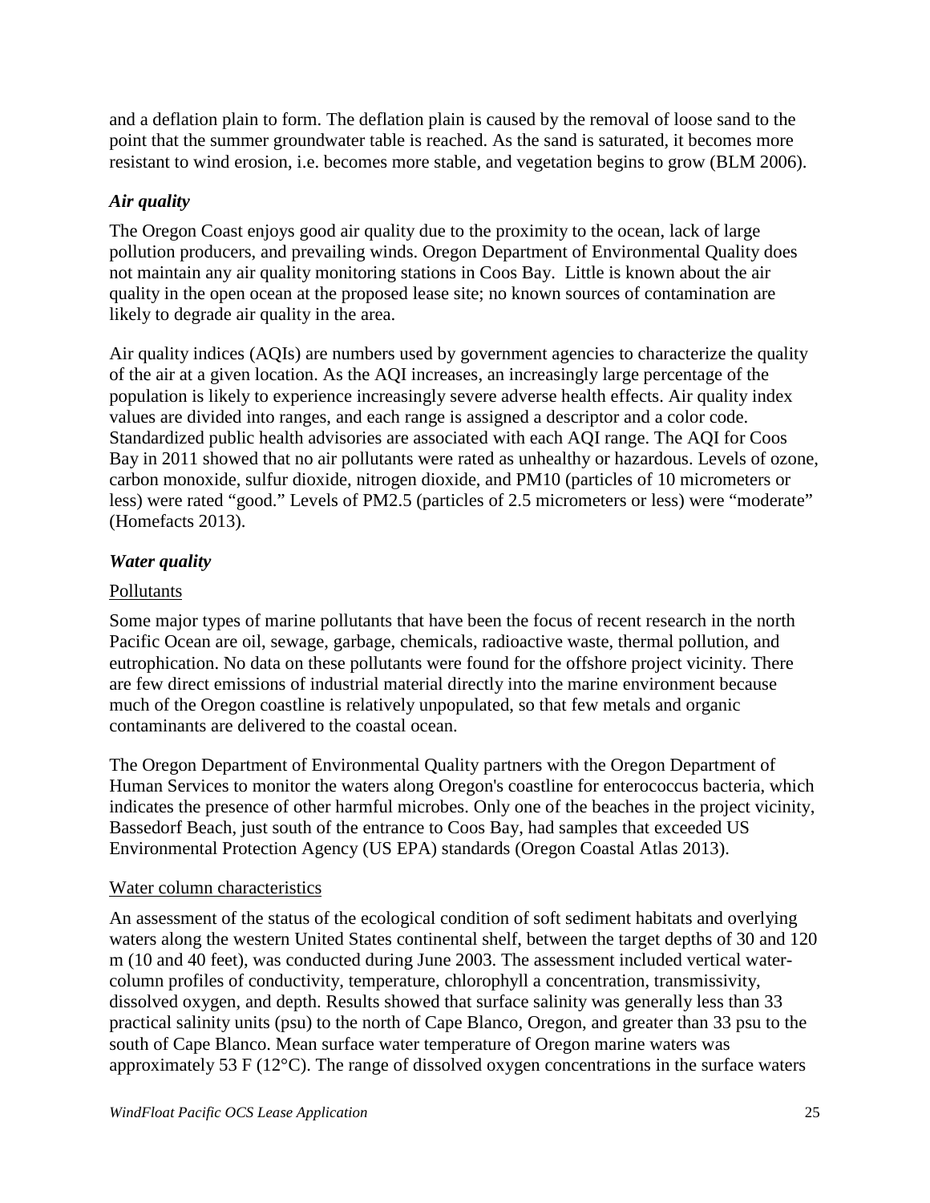and a deflation plain to form. The deflation plain is caused by the removal of loose sand to the point that the summer groundwater table is reached. As the sand is saturated, it becomes more resistant to wind erosion, i.e. becomes more stable, and vegetation begins to grow (BLM 2006).

### *Air quality*

The Oregon Coast enjoys good air quality due to the proximity to the ocean, lack of large pollution producers, and prevailing winds. Oregon Department of Environmental Quality does not maintain any air quality monitoring stations in Coos Bay. Little is known about the air quality in the open ocean at the proposed lease site; no known sources of contamination are likely to degrade air quality in the area.

Air quality indices (AQIs) are numbers used by government agencies to characterize the quality of the air at a given location. As the AQI increases, an increasingly large percentage of the population is likely to experience increasingly severe adverse health effects. Air quality index values are divided into ranges, and each range is assigned a descriptor and a color code. Standardized public health advisories are associated with each AQI range. The AQI for Coos Bay in 2011 showed that no air pollutants were rated as unhealthy or hazardous. Levels of ozone, carbon monoxide, sulfur dioxide, nitrogen dioxide, and PM10 (particles of 10 micrometers or less) were rated "good." Levels of PM2.5 (particles of 2.5 micrometers or less) were "moderate" (Homefacts 2013).

### *Water quality*

#### Pollutants

Some major types of marine pollutants that have been the focus of recent research in the north Pacific Ocean are oil, sewage, garbage, chemicals, radioactive waste, thermal pollution, and eutrophication. No data on these pollutants were found for the offshore project vicinity. There are few direct emissions of industrial material directly into the marine environment because much of the Oregon coastline is relatively unpopulated, so that few metals and organic contaminants are delivered to the coastal ocean.

The Oregon Department of Environmental Quality partners with the Oregon Department of Human Services to monitor the waters along Oregon's coastline for enterococcus bacteria, which indicates the presence of other harmful microbes. Only one of the beaches in the project vicinity, Bassedorf Beach, just south of the entrance to Coos Bay, had samples that exceeded US Environmental Protection Agency (US EPA) standards (Oregon Coastal Atlas 2013).

#### Water column characteristics

An assessment of the status of the ecological condition of soft sediment habitats and overlying waters along the western United States continental shelf, between the target depths of 30 and 120 m (10 and 40 feet), was conducted during June 2003. The assessment included vertical water-column profiles of conductivity, temperature, chlorophyll a concentration, transmissivity, dissolved oxygen, and depth. Results showed that surface salinity was generally less than 33 practical salinity units (psu) to the north of Cape Blanco, Oregon, and greater than 33 psu to the south of Cape Blanco. Mean surface water temperature of Oregon marine waters was approximately 53 F (12°C). The range of dissolved oxygen concentrations in the surface waters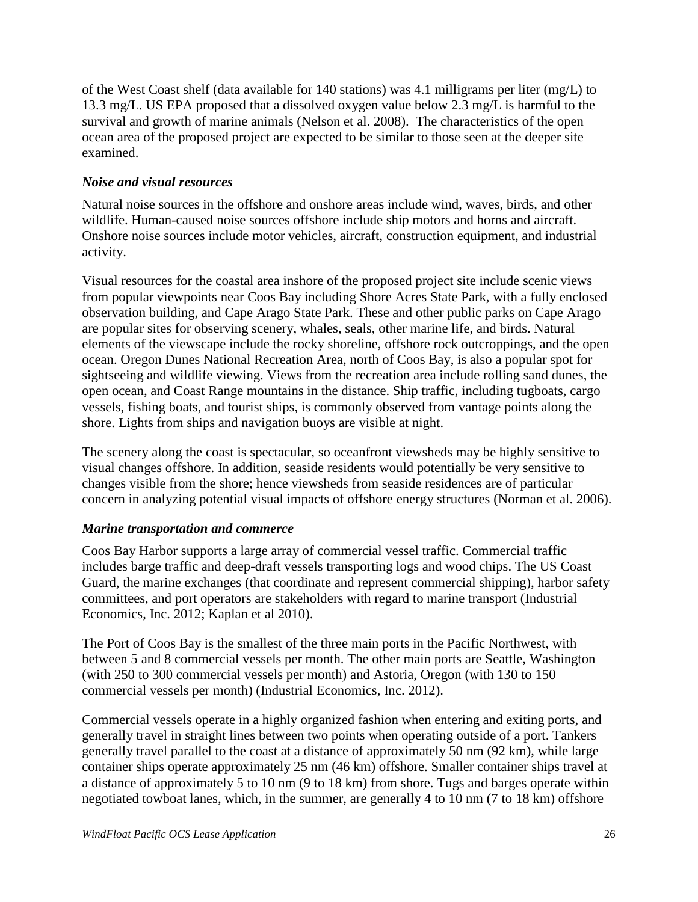of the West Coast shelf (data available for 140 stations) was 4.1 milligrams per liter (mg/L) to 13.3 mg/L. US EPA proposed that a dissolved oxygen value below 2.3 mg/L is harmful to the survival and growth of marine animals (Nelson et al. 2008). The characteristics of the open ocean area of the proposed project are expected to be similar to those seen at the deeper site examined.

### *Noise and visual resources*

Natural noise sources in the offshore and onshore areas include wind, waves, birds, and other wildlife. Human-caused noise sources offshore include ship motors and horns and aircraft. Onshore noise sources include motor vehicles, aircraft, construction equipment, and industrial activity.

Visual resources for the coastal area inshore of the proposed project site include scenic views from popular viewpoints near Coos Bay including Shore Acres State Park, with a fully enclosed observation building, and Cape Arago State Park. These and other public parks on Cape Arago are popular sites for observing scenery, whales, seals, other marine life, and birds. Natural elements of the viewscape include the rocky shoreline, offshore rock outcroppings, and the open ocean. Oregon Dunes National Recreation Area, north of Coos Bay, is also a popular spot for sightseeing and wildlife viewing. Views from the recreation area include rolling sand dunes, the open ocean, and Coast Range mountains in the distance. Ship traffic, including tugboats, cargo vessels, fishing boats, and tourist ships, is commonly observed from vantage points along the shore. Lights from ships and navigation buoys are visible at night.

The scenery along the coast is spectacular, so oceanfront viewsheds may be highly sensitive to visual changes offshore. In addition, seaside residents would potentially be very sensitive to changes visible from the shore; hence viewsheds from seaside residences are of particular concern in analyzing potential visual impacts of offshore energy structures (Norman et al. 2006).

### *Marine transportation and commerce*

Coos Bay Harbor supports a large array of commercial vessel traffic. Commercial traffic includes barge traffic and deep-draft vessels transporting logs and wood chips. The US Coast Guard, the marine exchanges (that coordinate and represent commercial shipping), harbor safety committees, and port operators are stakeholders with regard to marine transport (Industrial Economics, Inc. 2012; Kaplan et al 2010).

The Port of Coos Bay is the smallest of the three main ports in the Pacific Northwest, with between 5 and 8 commercial vessels per month. The other main ports are Seattle, Washington (with 250 to 300 commercial vessels per month) and Astoria, Oregon (with 130 to 150 commercial vessels per month) (Industrial Economics, Inc. 2012).

Commercial vessels operate in a highly organized fashion when entering and exiting ports, and generally travel in straight lines between two points when operating outside of a port. Tankers generally travel parallel to the coast at a distance of approximately 50 nm (92 km), while large container ships operate approximately 25 nm (46 km) offshore. Smaller container ships travel at a distance of approximately 5 to 10 nm (9 to 18 km) from shore. Tugs and barges operate within negotiated towboat lanes, which, in the summer, are generally 4 to 10 nm (7 to 18 km) offshore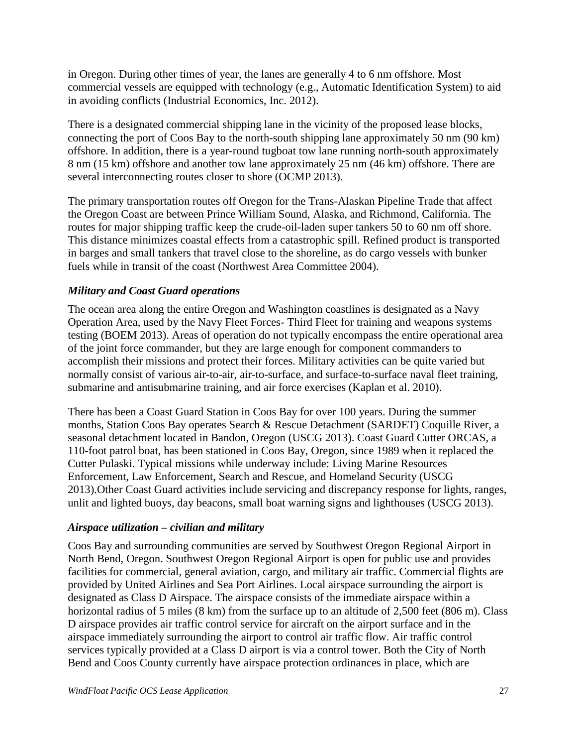in Oregon. During other times of year, the lanes are generally 4 to 6 nm offshore. Most commercial vessels are equipped with technology (e.g., Automatic Identification System) to aid in avoiding conflicts (Industrial Economics, Inc. 2012).

There is a designated commercial shipping lane in the vicinity of the proposed lease blocks, connecting the port of Coos Bay to the north-south shipping lane approximately 50 nm (90 km) offshore. In addition, there is a year-round tugboat tow lane running north-south approximately 8 nm (15 km) offshore and another tow lane approximately 25 nm (46 km) offshore. There are several interconnecting routes closer to shore (OCMP 2013).

The primary transportation routes off Oregon for the Trans-Alaskan Pipeline Trade that affect the Oregon Coast are between Prince William Sound, Alaska, and Richmond, California. The routes for major shipping traffic keep the crude-oil-laden super tankers 50 to 60 nm off shore. This distance minimizes coastal effects from a catastrophic spill. Refined product is transported in barges and small tankers that travel close to the shoreline, as do cargo vessels with bunker fuels while in transit of the coast (Northwest Area Committee 2004).

### *Military and Coast Guard operations*

The ocean area along the entire Oregon and Washington coastlines is designated as a Navy Operation Area, used by the Navy Fleet Forces- Third Fleet for training and weapons systems testing (BOEM 2013). Areas of operation do not typically encompass the entire operational area of the joint force commander, but they are large enough for component commanders to accomplish their missions and protect their forces. Military activities can be quite varied but normally consist of various air-to-air, air-to-surface, and surface-to-surface naval fleet training, submarine and antisubmarine training, and air force exercises (Kaplan et al. 2010).

There has been a Coast Guard Station in Coos Bay for over 100 years. During the summer months, Station Coos Bay operates Search & Rescue Detachment (SARDET) Coquille River, a seasonal detachment located in Bandon, Oregon (USCG 2013). Coast Guard Cutter ORCAS, a 110-foot patrol boat, has been stationed in Coos Bay, Oregon, since 1989 when it replaced the Cutter Pulaski. Typical missions while underway include: Living Marine Resources Enforcement, Law Enforcement, Search and Rescue, and Homeland Security (USCG 2013).Other Coast Guard activities include servicing and discrepancy response for lights, ranges, unlit and lighted buoys, day beacons, small boat warning signs and lighthouses (USCG 2013).

### *Airspace utilization – civilian and military*

Coos Bay and surrounding communities are served by Southwest Oregon Regional Airport in North Bend, Oregon. Southwest Oregon Regional Airport is open for public use and provides facilities for commercial, general aviation, cargo, and military air traffic. Commercial flights are provided by United Airlines and Sea Port Airlines. Local airspace surrounding the airport is designated as Class D Airspace. The airspace consists of the immediate airspace within a horizontal radius of 5 miles (8 km) from the surface up to an altitude of 2,500 feet (806 m). Class D airspace provides air traffic control service for aircraft on the airport surface and in the airspace immediately surrounding the airport to control air traffic flow. Air traffic control services typically provided at a Class D airport is via a control tower. Both the City of North Bend and Coos County currently have airspace protection ordinances in place, which are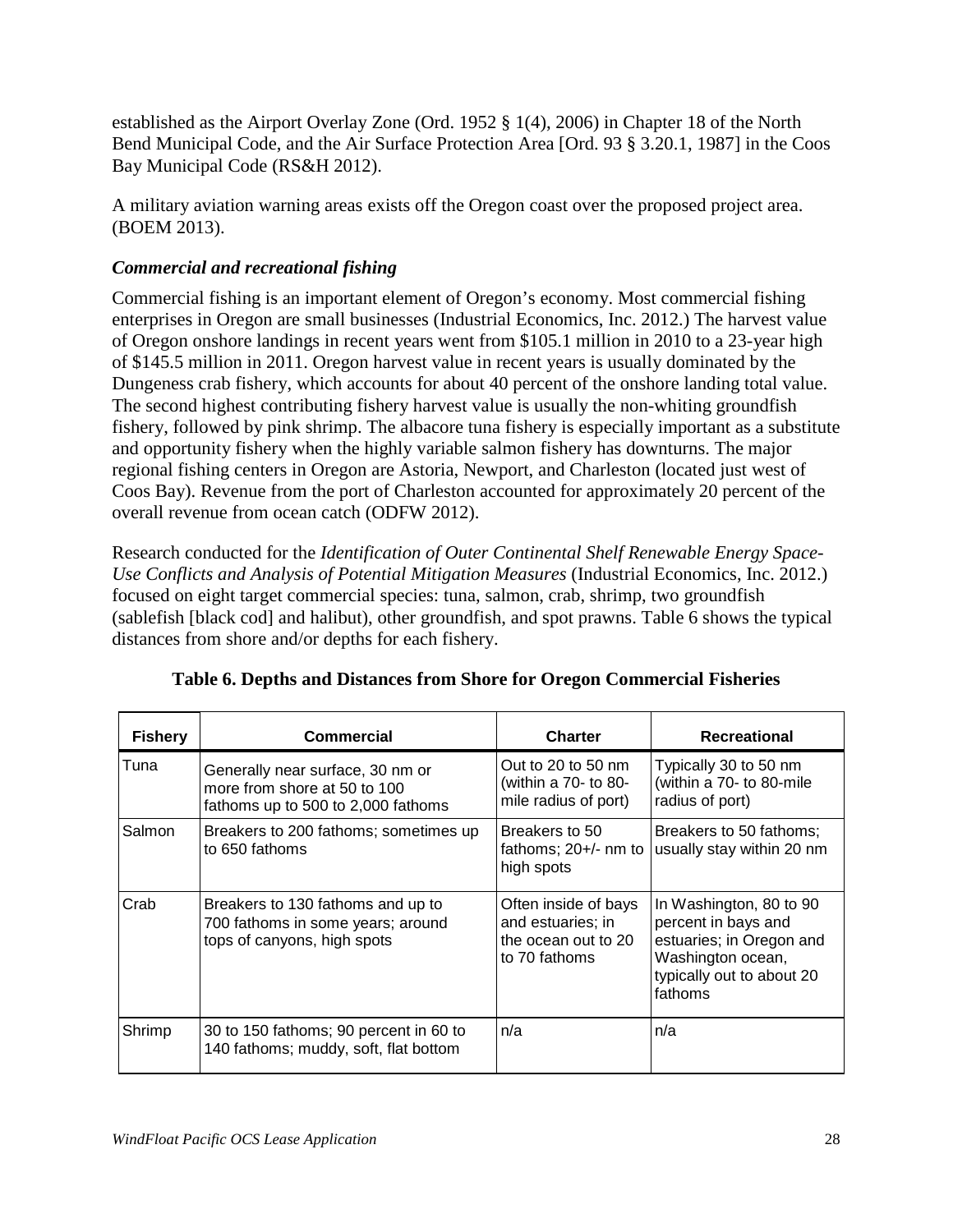established as the Airport Overlay Zone (Ord. 1952 § 1(4), 2006) in Chapter 18 of the North Bend Municipal Code, and the Air Surface Protection Area [Ord. 93 § 3.20.1, 1987] in the Coos Bay Municipal Code (RS&H 2012).

A military aviation warning areas exists off the Oregon coast over the proposed project area. (BOEM 2013).

### *Commercial and recreational fishing*

Commercial fishing is an important element of Oregon's economy. Most commercial fishing enterprises in Oregon are small businesses (Industrial Economics, Inc. 2012.) The harvest value of Oregon onshore landings in recent years went from $105.1 million in 2010 to a 23-year high of $145.5 million in 2011. Oregon harvest value in recent years is usually dominated by the Dungeness crab fishery, which accounts for about 40 percent of the onshore landing total value. The second highest contributing fishery harvest value is usually the non-whiting groundfish fishery, followed by pink shrimp. The albacore tuna fishery is especially important as a substitute and opportunity fishery when the highly variable salmon fishery has downturns. The major regional fishing centers in Oregon are Astoria, Newport, and Charleston (located just west of Coos Bay). Revenue from the port of Charleston accounted for approximately 20 percent of the overall revenue from ocean catch (ODFW 2012).

Research conducted for the *Identification of Outer Continental Shelf Renewable Energy Space-Use Conflicts and Analysis of Potential Mitigation Measures* (Industrial Economics, Inc. 2012.) focused on eight target commercial species: tuna, salmon, crab, shrimp, two groundfish (sablefish [black cod] and halibut), other groundfish, and spot prawns. Table 6 shows the typical distances from shore and/or depths for each fishery.

**Table 6. Depths and Distances from Shore for Oregon Commercial Fisheries**

| Fishery | Commercial | Charter | Recreational |
|---|---|---|---|
| Tuna | Generally near surface, 30 nm or more from shore at 50 to 100 fathoms up to 500 to 2,000 fathoms | Out to 20 to 50 nm (within a 70- to 80-mile radius of port) | Typically 30 to 50 nm (within a 70- to 80-mile radius of port) |
| Salmon | Breakers to 200 fathoms; sometimes up to 650 fathoms | Breakers to 50 fathoms; 20+/- nm to high spots | Breakers to 50 fathoms; usually stay within 20 nm |
| Crab | Breakers to 130 fathoms and up to 700 fathoms in some years; around tops of canyons, high spots | Often inside of bays and estuaries; in the ocean out to 20 to 70 fathoms | In Washington, 80 to 90 percent in bays and estuaries; in Oregon and Washington ocean, typically out to about 20 fathoms |
| Shrimp | 30 to 150 fathoms; 90 percent in 60 to 140 fathoms; muddy, soft, flat bottom | n/a | n/a |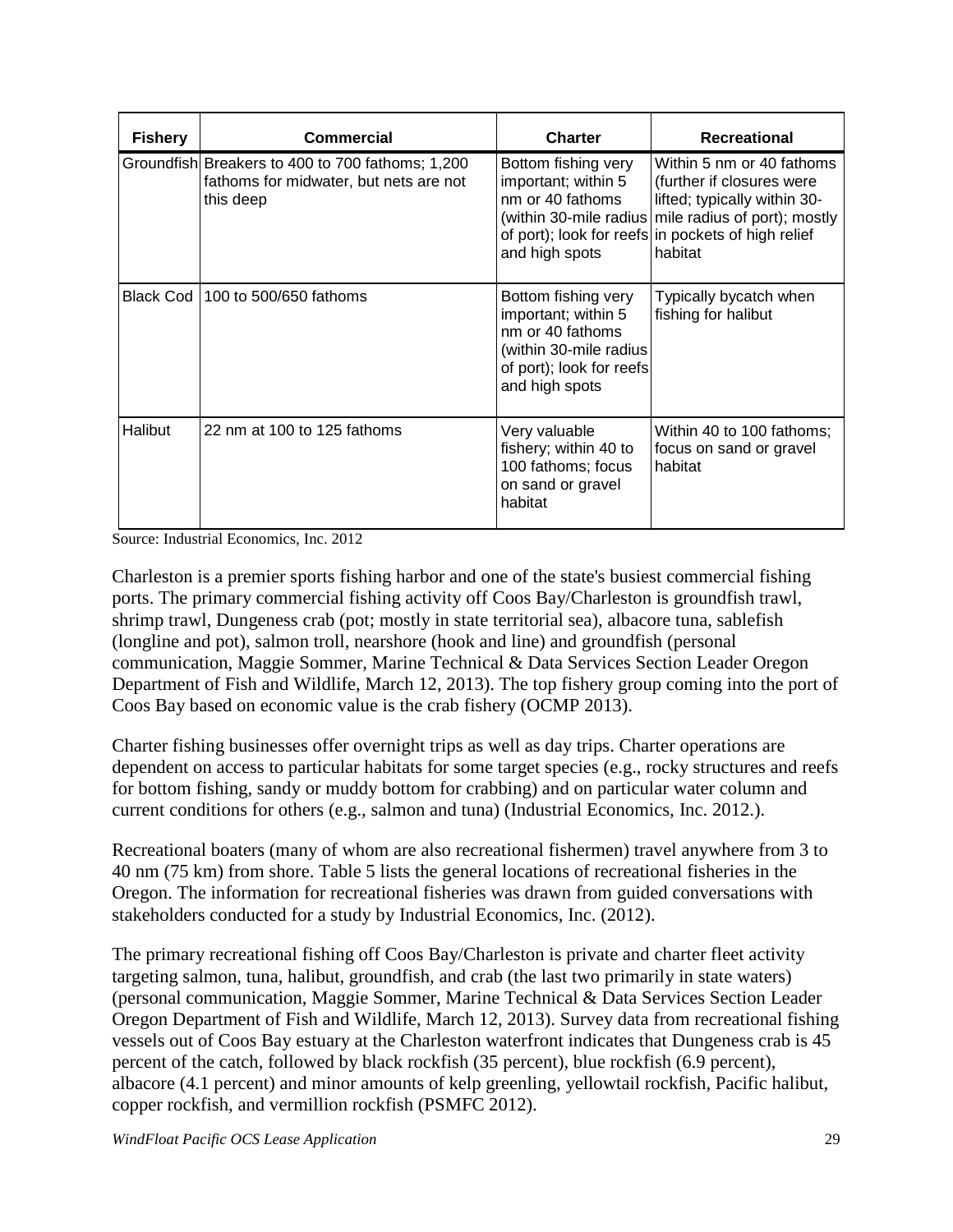| Fishery | Commercial | Charter | Recreational |
| --- | --- | --- | --- |
| Groundfish | Breakers to 400 to 700 fathoms; 1,200 fathoms for midwater, but nets are not this deep | Bottom fishing very important; within 5 nm or 40 fathoms (within 30-mile radius of port); look for reefs and high spots | Within 5 nm or 40 fathoms (further if closures were lifted; typically within 30-mile radius of port); mostly in pockets of high relief habitat |
| Black Cod | 100 to 500/650 fathoms | Bottom fishing very important; within 5 nm or 40 fathoms (within 30-mile radius of port); look for reefs and high spots | Typically bycatch when fishing for halibut |
| Halibut | 22 nm at 100 to 125 fathoms | Very valuable fishery; within 40 to 100 fathoms; focus on sand or gravel habitat | Within 40 to 100 fathoms; focus on sand or gravel habitat |

Source: Industrial Economics, Inc. 2012

Charleston is a premier sports fishing harbor and one of the state's busiest commercial fishing ports. The primary commercial fishing activity off Coos Bay/Charleston is groundfish trawl, shrimp trawl, Dungeness crab (pot; mostly in state territorial sea), albacore tuna, sablefish (longline and pot), salmon troll, nearshore (hook and line) and groundfish (personal communication, Maggie Sommer, Marine Technical & Data Services Section Leader Oregon Department of Fish and Wildlife, March 12, 2013). The top fishery group coming into the port of Coos Bay based on economic value is the crab fishery (OCMP 2013).

Charter fishing businesses offer overnight trips as well as day trips. Charter operations are dependent on access to particular habitats for some target species (e.g., rocky structures and reefs for bottom fishing, sandy or muddy bottom for crabbing) and on particular water column and current conditions for others (e.g., salmon and tuna) (Industrial Economics, Inc. 2012.).

Recreational boaters (many of whom are also recreational fishermen) travel anywhere from 3 to 40 nm (75 km) from shore. Table 5 lists the general locations of recreational fisheries in the Oregon. The information for recreational fisheries was drawn from guided conversations with stakeholders conducted for a study by Industrial Economics, Inc. (2012).

The primary recreational fishing off Coos Bay/Charleston is private and charter fleet activity targeting salmon, tuna, halibut, groundfish, and crab (the last two primarily in state waters) (personal communication, Maggie Sommer, Marine Technical & Data Services Section Leader Oregon Department of Fish and Wildlife, March 12, 2013). Survey data from recreational fishing vessels out of Coos Bay estuary at the Charleston waterfront indicates that Dungeness crab is 45 percent of the catch, followed by black rockfish (35 percent), blue rockfish (6.9 percent), albacore (4.1 percent) and minor amounts of kelp greenling, yellowtail rockfish, Pacific halibut, copper rockfish, and vermillion rockfish (PSMFC 2012).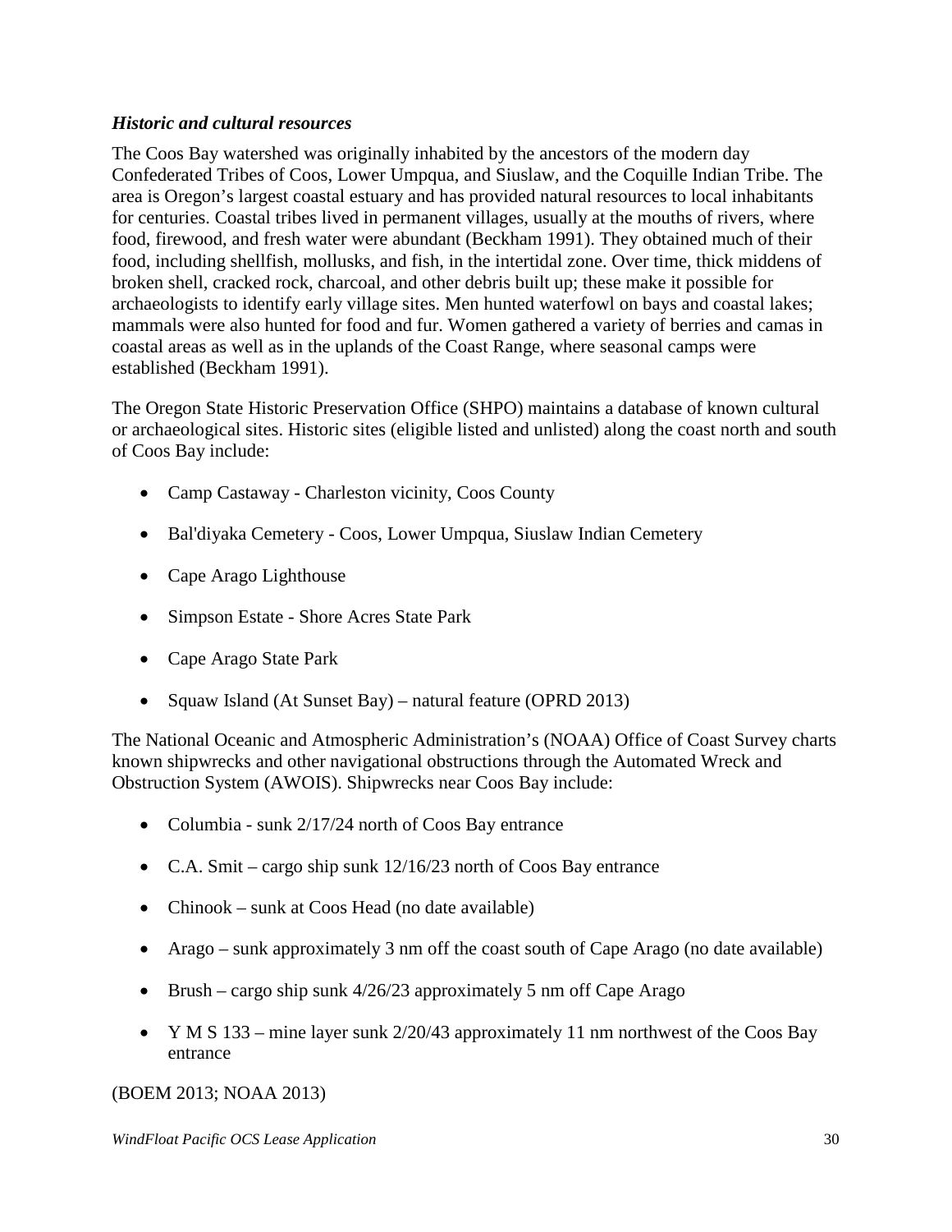***Historic and cultural resources***

The Coos Bay watershed was originally inhabited by the ancestors of the modern day Confederated Tribes of Coos, Lower Umpqua, and Siuslaw, and the Coquille Indian Tribe. The area is Oregon's largest coastal estuary and has provided natural resources to local inhabitants for centuries. Coastal tribes lived in permanent villages, usually at the mouths of rivers, where food, firewood, and fresh water were abundant (Beckham 1991). They obtained much of their food, including shellfish, mollusks, and fish, in the intertidal zone. Over time, thick middens of broken shell, cracked rock, charcoal, and other debris built up; these make it possible for archaeologists to identify early village sites. Men hunted waterfowl on bays and coastal lakes; mammals were also hunted for food and fur. Women gathered a variety of berries and camas in coastal areas as well as in the uplands of the Coast Range, where seasonal camps were established (Beckham 1991).

The Oregon State Historic Preservation Office (SHPO) maintains a database of known cultural or archaeological sites. Historic sites (eligible listed and unlisted) along the coast north and south of Coos Bay include:

- Camp Castaway - Charleston vicinity, Coos County
- Bal'diyaka Cemetery - Coos, Lower Umpqua, Siuslaw Indian Cemetery
- Cape Arago Lighthouse
- Simpson Estate - Shore Acres State Park
- Cape Arago State Park
- Squaw Island (At Sunset Bay) – natural feature (OPRD 2013)

The National Oceanic and Atmospheric Administration's (NOAA) Office of Coast Survey charts known shipwrecks and other navigational obstructions through the Automated Wreck and Obstruction System (AWOIS). Shipwrecks near Coos Bay include:

- Columbia - sunk 2/17/24 north of Coos Bay entrance
- C.A. Smit – cargo ship sunk 12/16/23 north of Coos Bay entrance
- Chinook – sunk at Coos Head (no date available)
- Arago – sunk approximately 3 nm off the coast south of Cape Arago (no date available)
- Brush – cargo ship sunk 4/26/23 approximately 5 nm off Cape Arago
- Y M S 133 – mine layer sunk 2/20/43 approximately 11 nm northwest of the Coos Bay entrance

(BOEM 2013; NOAA 2013)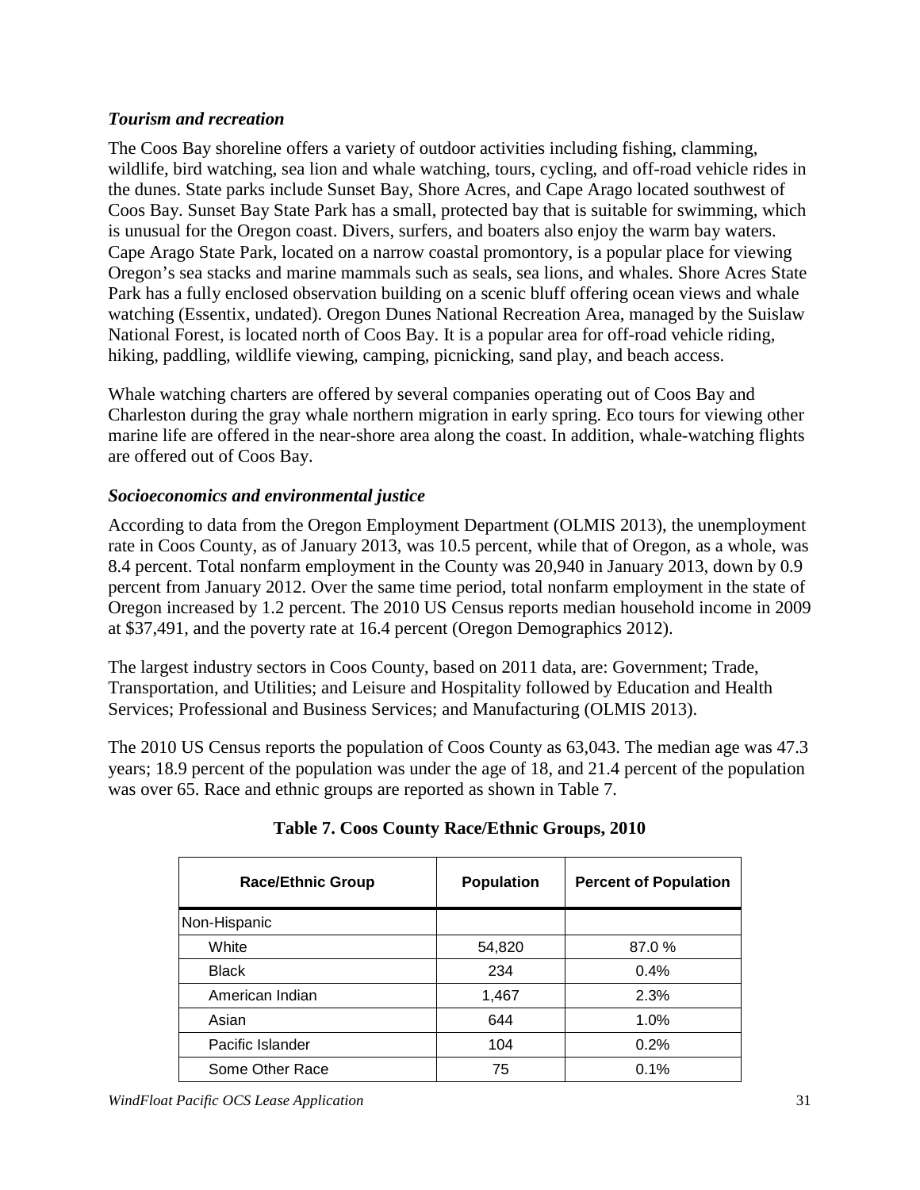### *Tourism and recreation*

The Coos Bay shoreline offers a variety of outdoor activities including fishing, clamming, wildlife, bird watching, sea lion and whale watching, tours, cycling, and off-road vehicle rides in the dunes. State parks include Sunset Bay, Shore Acres, and Cape Arago located southwest of Coos Bay. Sunset Bay State Park has a small, protected bay that is suitable for swimming, which is unusual for the Oregon coast. Divers, surfers, and boaters also enjoy the warm bay waters. Cape Arago State Park, located on a narrow coastal promontory, is a popular place for viewing Oregon's sea stacks and marine mammals such as seals, sea lions, and whales. Shore Acres State Park has a fully enclosed observation building on a scenic bluff offering ocean views and whale watching (Essentix, undated). Oregon Dunes National Recreation Area, managed by the Suislaw National Forest, is located north of Coos Bay. It is a popular area for off-road vehicle riding, hiking, paddling, wildlife viewing, camping, picnicking, sand play, and beach access.

Whale watching charters are offered by several companies operating out of Coos Bay and Charleston during the gray whale northern migration in early spring. Eco tours for viewing other marine life are offered in the near-shore area along the coast. In addition, whale-watching flights are offered out of Coos Bay.

### *Socioeconomics and environmental justice*

According to data from the Oregon Employment Department (OLMIS 2013), the unemployment rate in Coos County, as of January 2013, was 10.5 percent, while that of Oregon, as a whole, was 8.4 percent. Total nonfarm employment in the County was 20,940 in January 2013, down by 0.9 percent from January 2012. Over the same time period, total nonfarm employment in the state of Oregon increased by 1.2 percent. The 2010 US Census reports median household income in 2009 at $37,491, and the poverty rate at 16.4 percent (Oregon Demographics 2012).

The largest industry sectors in Coos County, based on 2011 data, are: Government; Trade, Transportation, and Utilities; and Leisure and Hospitality followed by Education and Health Services; Professional and Business Services; and Manufacturing (OLMIS 2013).

The 2010 US Census reports the population of Coos County as 63,043. The median age was 47.3 years; 18.9 percent of the population was under the age of 18, and 21.4 percent of the population was over 65. Race and ethnic groups are reported as shown in Table 7.

**Table 7. Coos County Race/Ethnic Groups, 2010**

| Race/Ethnic Group | Population | Percent of Population |
|---|---|---|
| Non-Hispanic | | |
| White | 54,820 | 87.0 % |
| Black | 234 | 0.4% |
| American Indian | 1,467 | 2.3% |
| Asian | 644 | 1.0% |
| Pacific Islander | 104 | 0.2% |
| Some Other Race | 75 | 0.1% |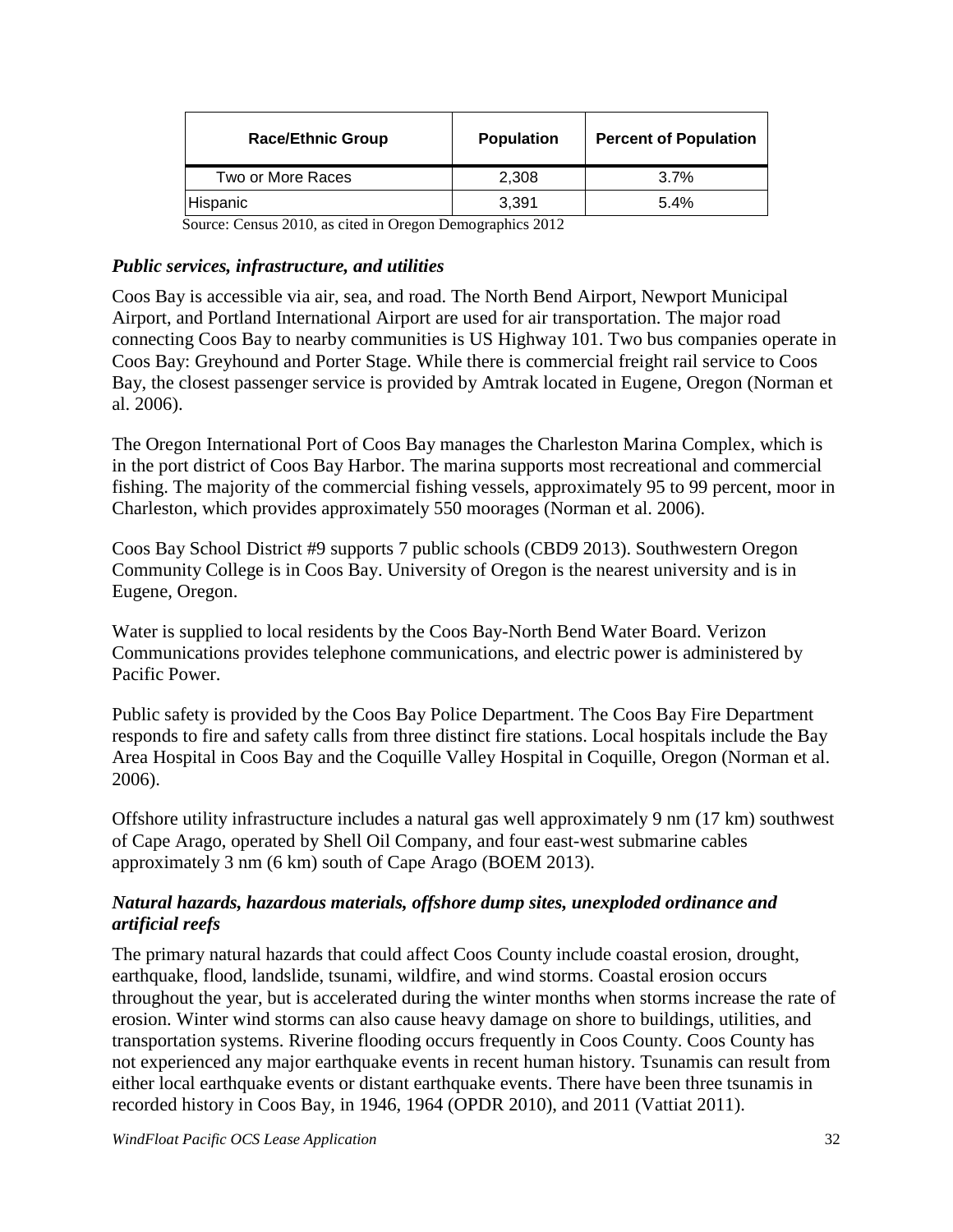| Race/Ethnic Group | Population | Percent of Population |
|---|---|---|
| Two or More Races | 2,308 | 3.7% |
| Hispanic | 3,391 | 5.4% |

Source: Census 2010, as cited in Oregon Demographics 2012

### *Public services, infrastructure, and utilities*

Coos Bay is accessible via air, sea, and road. The North Bend Airport, Newport Municipal Airport, and Portland International Airport are used for air transportation. The major road connecting Coos Bay to nearby communities is US Highway 101. Two bus companies operate in Coos Bay: Greyhound and Porter Stage. While there is commercial freight rail service to Coos Bay, the closest passenger service is provided by Amtrak located in Eugene, Oregon (Norman et al. 2006).

The Oregon International Port of Coos Bay manages the Charleston Marina Complex, which is in the port district of Coos Bay Harbor. The marina supports most recreational and commercial fishing. The majority of the commercial fishing vessels, approximately 95 to 99 percent, moor in Charleston, which provides approximately 550 moorages (Norman et al. 2006).

Coos Bay School District #9 supports 7 public schools (CBD9 2013). Southwestern Oregon Community College is in Coos Bay. University of Oregon is the nearest university and is in Eugene, Oregon.

Water is supplied to local residents by the Coos Bay-North Bend Water Board. Verizon Communications provides telephone communications, and electric power is administered by Pacific Power.

Public safety is provided by the Coos Bay Police Department. The Coos Bay Fire Department responds to fire and safety calls from three distinct fire stations. Local hospitals include the Bay Area Hospital in Coos Bay and the Coquille Valley Hospital in Coquille, Oregon (Norman et al. 2006).

Offshore utility infrastructure includes a natural gas well approximately 9 nm (17 km) southwest of Cape Arago, operated by Shell Oil Company, and four east-west submarine cables approximately 3 nm (6 km) south of Cape Arago (BOEM 2013).

### *Natural hazards, hazardous materials, offshore dump sites, unexploded ordinance and artificial reefs*

The primary natural hazards that could affect Coos County include coastal erosion, drought, earthquake, flood, landslide, tsunami, wildfire, and wind storms. Coastal erosion occurs throughout the year, but is accelerated during the winter months when storms increase the rate of erosion. Winter wind storms can also cause heavy damage on shore to buildings, utilities, and transportation systems. Riverine flooding occurs frequently in Coos County. Coos County has not experienced any major earthquake events in recent human history. Tsunamis can result from either local earthquake events or distant earthquake events. There have been three tsunamis in recorded history in Coos Bay, in 1946, 1964 (OPDR 2010), and 2011 (Vattiat 2011).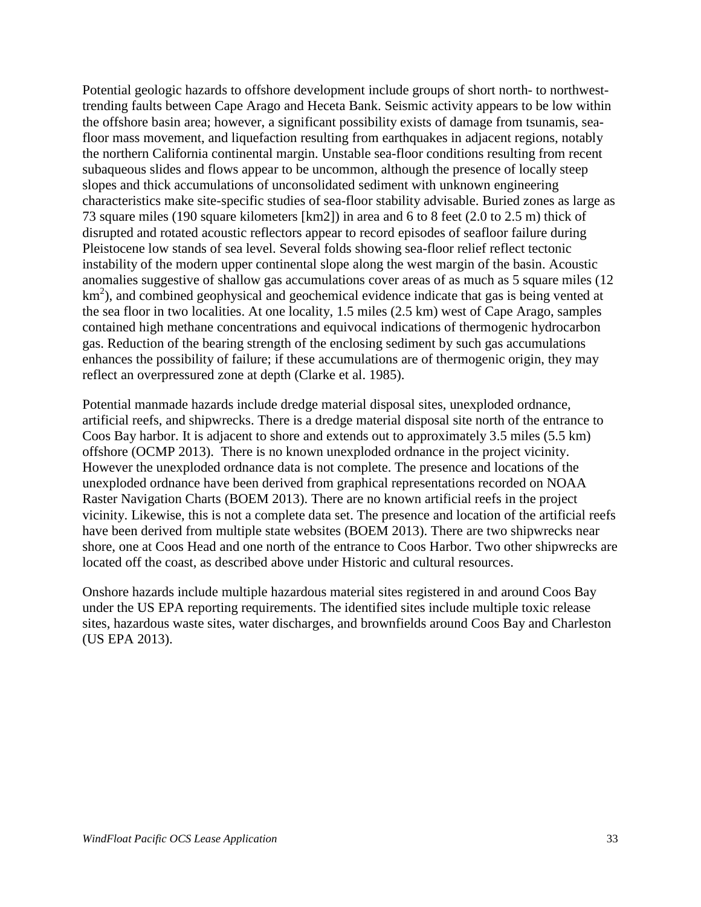Potential geologic hazards to offshore development include groups of short north- to northwest-trending faults between Cape Arago and Heceta Bank. Seismic activity appears to be low within the offshore basin area; however, a significant possibility exists of damage from tsunamis, sea-floor mass movement, and liquefaction resulting from earthquakes in adjacent regions, notably the northern California continental margin. Unstable sea-floor conditions resulting from recent subaqueous slides and flows appear to be uncommon, although the presence of locally steep slopes and thick accumulations of unconsolidated sediment with unknown engineering characteristics make site-specific studies of sea-floor stability advisable. Buried zones as large as 73 square miles (190 square kilometers [km2]) in area and 6 to 8 feet (2.0 to 2.5 m) thick of disrupted and rotated acoustic reflectors appear to record episodes of seafloor failure during Pleistocene low stands of sea level. Several folds showing sea-floor relief reflect tectonic instability of the modern upper continental slope along the west margin of the basin. Acoustic anomalies suggestive of shallow gas accumulations cover areas of as much as 5 square miles (12 $km^2$), and combined geophysical and geochemical evidence indicate that gas is being vented at the sea floor in two localities. At one locality, 1.5 miles (2.5 km) west of Cape Arago, samples contained high methane concentrations and equivocal indications of thermogenic hydrocarbon gas. Reduction of the bearing strength of the enclosing sediment by such gas accumulations enhances the possibility of failure; if these accumulations are of thermogenic origin, they may reflect an overpressured zone at depth (Clarke et al. 1985).

Potential manmade hazards include dredge material disposal sites, unexploded ordnance, artificial reefs, and shipwrecks. There is a dredge material disposal site north of the entrance to Coos Bay harbor. It is adjacent to shore and extends out to approximately 3.5 miles (5.5 km) offshore (OCMP 2013). There is no known unexploded ordnance in the project vicinity. However the unexploded ordnance data is not complete. The presence and locations of the unexploded ordnance have been derived from graphical representations recorded on NOAA Raster Navigation Charts (BOEM 2013). There are no known artificial reefs in the project vicinity. Likewise, this is not a complete data set. The presence and location of the artificial reefs have been derived from multiple state websites (BOEM 2013). There are two shipwrecks near shore, one at Coos Head and one north of the entrance to Coos Harbor. Two other shipwrecks are located off the coast, as described above under Historic and cultural resources.

Onshore hazards include multiple hazardous material sites registered in and around Coos Bay under the US EPA reporting requirements. The identified sites include multiple toxic release sites, hazardous waste sites, water discharges, and brownfields around Coos Bay and Charleston (US EPA 2013).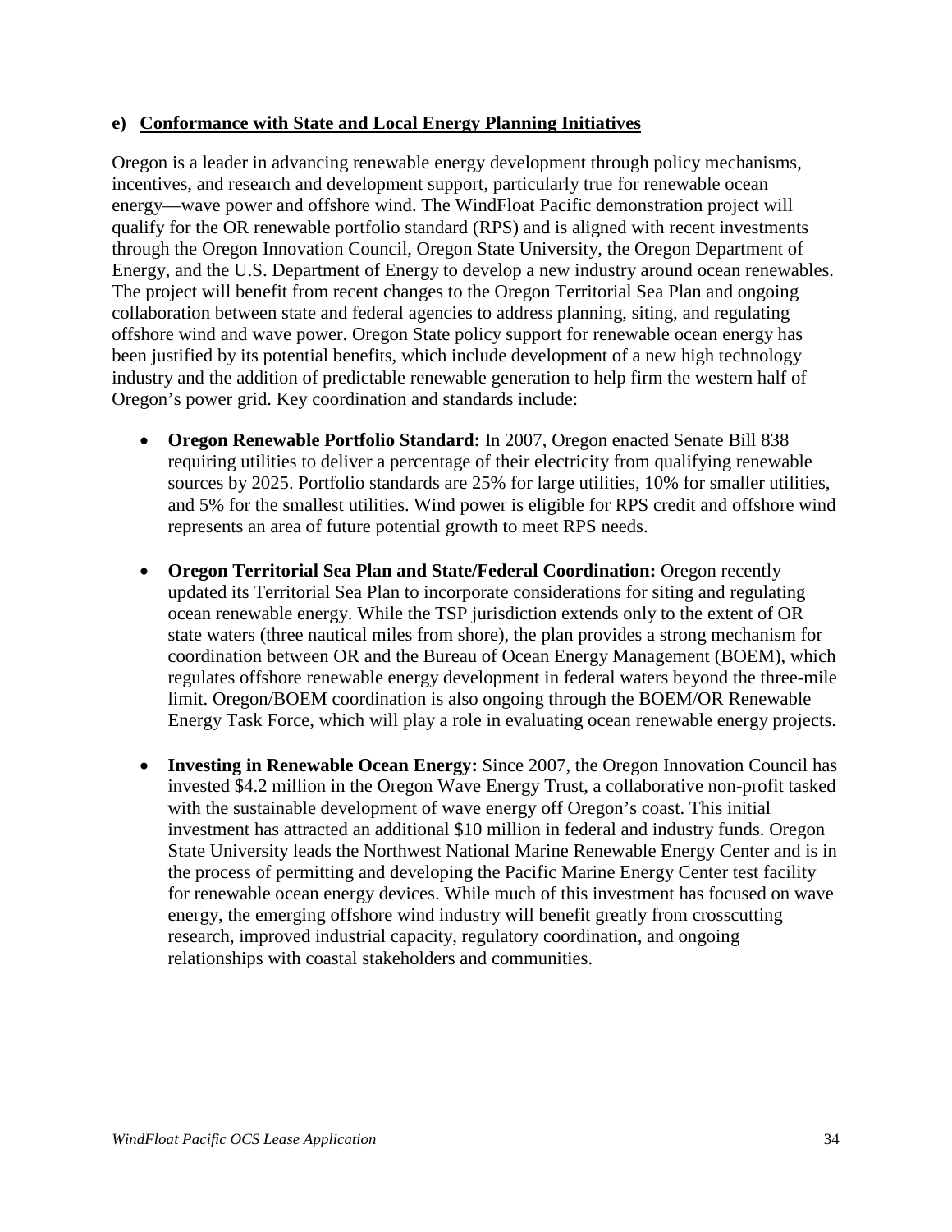### e) Conformance with State and Local Energy Planning Initiatives

Oregon is a leader in advancing renewable energy development through policy mechanisms, incentives, and research and development support, particularly true for renewable ocean energy—wave power and offshore wind. The WindFloat Pacific demonstration project will qualify for the OR renewable portfolio standard (RPS) and is aligned with recent investments through the Oregon Innovation Council, Oregon State University, the Oregon Department of Energy, and the U.S. Department of Energy to develop a new industry around ocean renewables. The project will benefit from recent changes to the Oregon Territorial Sea Plan and ongoing collaboration between state and federal agencies to address planning, siting, and regulating offshore wind and wave power. Oregon State policy support for renewable ocean energy has been justified by its potential benefits, which include development of a new high technology industry and the addition of predictable renewable generation to help firm the western half of Oregon's power grid. Key coordination and standards include:

- **Oregon Renewable Portfolio Standard:** In 2007, Oregon enacted Senate Bill 838 requiring utilities to deliver a percentage of their electricity from qualifying renewable sources by 2025. Portfolio standards are 25% for large utilities, 10% for smaller utilities, and 5% for the smallest utilities. Wind power is eligible for RPS credit and offshore wind represents an area of future potential growth to meet RPS needs.

- **Oregon Territorial Sea Plan and State/Federal Coordination:** Oregon recently updated its Territorial Sea Plan to incorporate considerations for siting and regulating ocean renewable energy. While the TSP jurisdiction extends only to the extent of OR state waters (three nautical miles from shore), the plan provides a strong mechanism for coordination between OR and the Bureau of Ocean Energy Management (BOEM), which regulates offshore renewable energy development in federal waters beyond the three-mile limit. Oregon/BOEM coordination is also ongoing through the BOEM/OR Renewable Energy Task Force, which will play a role in evaluating ocean renewable energy projects.

- **Investing in Renewable Ocean Energy:** Since 2007, the Oregon Innovation Council has invested $4.2 million in the Oregon Wave Energy Trust, a collaborative non-profit tasked with the sustainable development of wave energy off Oregon's coast. This initial investment has attracted an additional $10 million in federal and industry funds. Oregon State University leads the Northwest National Marine Renewable Energy Center and is in the process of permitting and developing the Pacific Marine Energy Center test facility for renewable ocean energy devices. While much of this investment has focused on wave energy, the emerging offshore wind industry will benefit greatly from crosscutting research, improved industrial capacity, regulatory coordination, and ongoing relationships with coastal stakeholders and communities.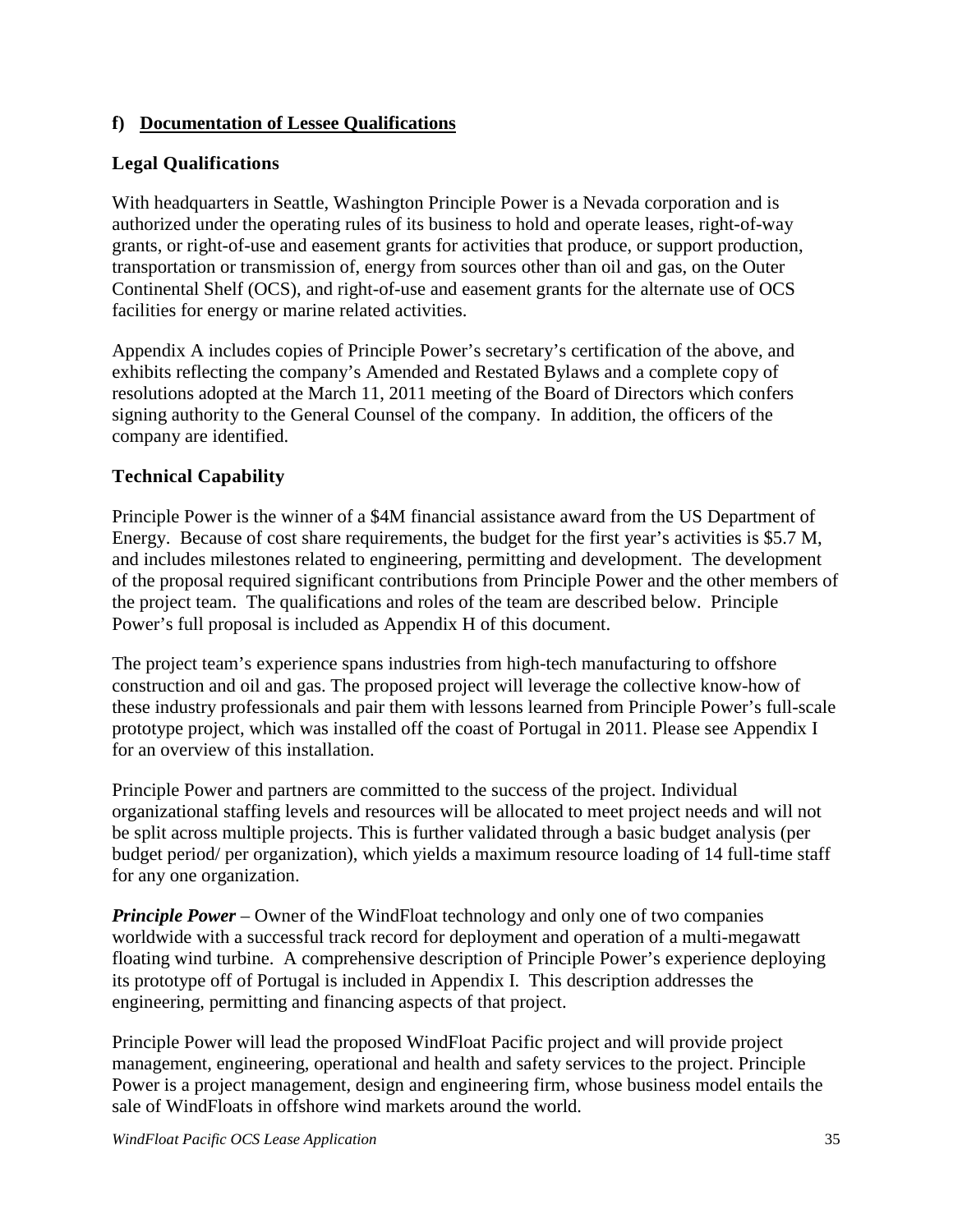## f) Documentation of Lessee Qualifications

### Legal Qualifications

With headquarters in Seattle, Washington Principle Power is a Nevada corporation and is authorized under the operating rules of its business to hold and operate leases, right-of-way grants, or right-of-use and easement grants for activities that produce, or support production, transportation or transmission of, energy from sources other than oil and gas, on the Outer Continental Shelf (OCS), and right-of-use and easement grants for the alternate use of OCS facilities for energy or marine related activities.

Appendix A includes copies of Principle Power's secretary's certification of the above, and exhibits reflecting the company's Amended and Restated Bylaws and a complete copy of resolutions adopted at the March 11, 2011 meeting of the Board of Directors which confers signing authority to the General Counsel of the company. In addition, the officers of the company are identified.

### Technical Capability

Principle Power is the winner of a $4M financial assistance award from the US Department of Energy. Because of cost share requirements, the budget for the first year's activities is $5.7 M, and includes milestones related to engineering, permitting and development. The development of the proposal required significant contributions from Principle Power and the other members of the project team. The qualifications and roles of the team are described below. Principle Power's full proposal is included as Appendix H of this document.

The project team's experience spans industries from high-tech manufacturing to offshore construction and oil and gas. The proposed project will leverage the collective know-how of these industry professionals and pair them with lessons learned from Principle Power's full-scale prototype project, which was installed off the coast of Portugal in 2011. Please see Appendix I for an overview of this installation.

Principle Power and partners are committed to the success of the project. Individual organizational staffing levels and resources will be allocated to meet project needs and will not be split across multiple projects. This is further validated through a basic budget analysis (per budget period/ per organization), which yields a maximum resource loading of 14 full-time staff for any one organization.

***Principle Power*** – Owner of the WindFloat technology and only one of two companies worldwide with a successful track record for deployment and operation of a multi-megawatt floating wind turbine. A comprehensive description of Principle Power's experience deploying its prototype off of Portugal is included in Appendix I. This description addresses the engineering, permitting and financing aspects of that project.

Principle Power will lead the proposed WindFloat Pacific project and will provide project management, engineering, operational and health and safety services to the project. Principle Power is a project management, design and engineering firm, whose business model entails the sale of WindFloats in offshore wind markets around the world.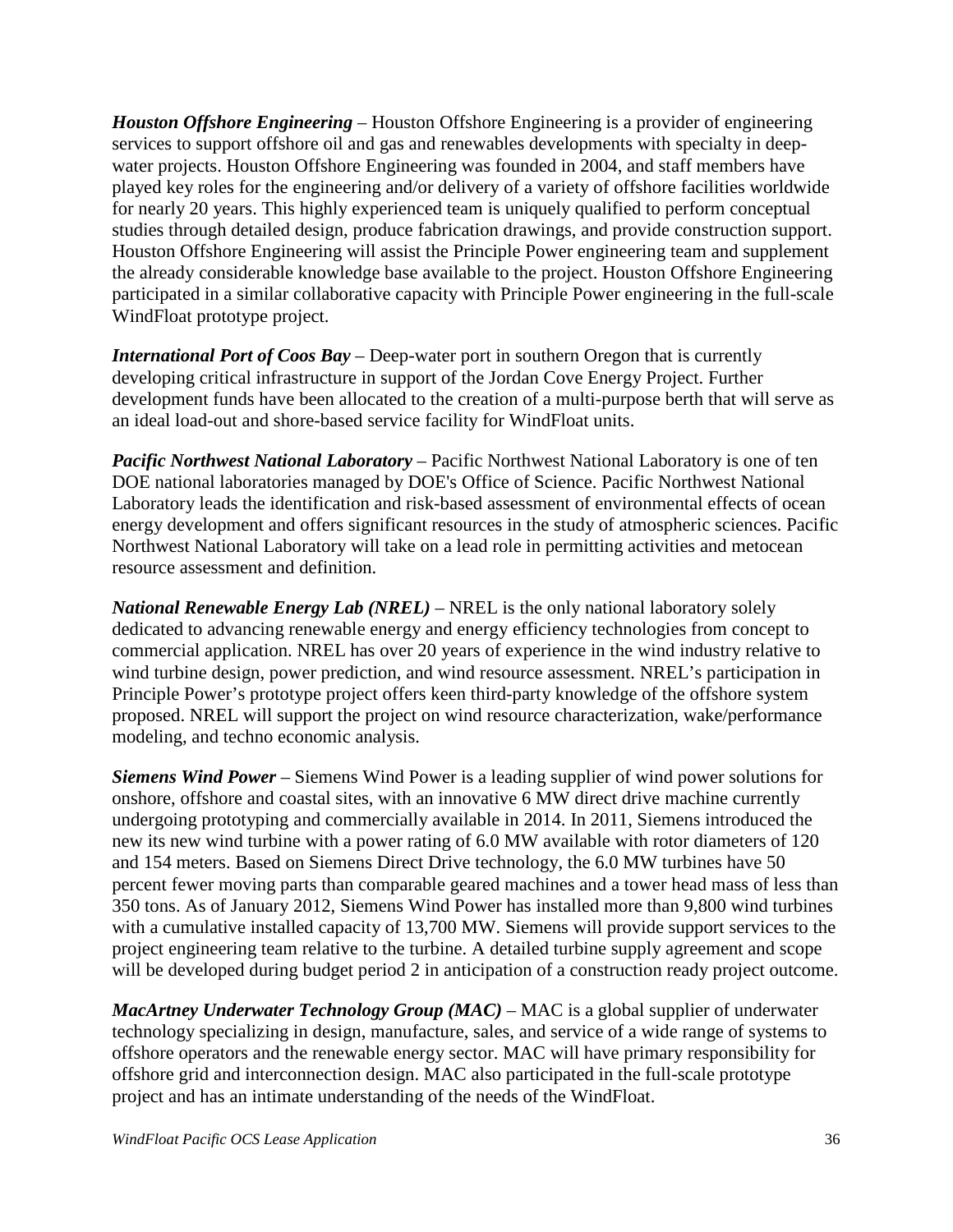***Houston Offshore Engineering*** – Houston Offshore Engineering is a provider of engineering services to support offshore oil and gas and renewables developments with specialty in deep-water projects. Houston Offshore Engineering was founded in 2004, and staff members have played key roles for the engineering and/or delivery of a variety of offshore facilities worldwide for nearly 20 years. This highly experienced team is uniquely qualified to perform conceptual studies through detailed design, produce fabrication drawings, and provide construction support. Houston Offshore Engineering will assist the Principle Power engineering team and supplement the already considerable knowledge base available to the project. Houston Offshore Engineering participated in a similar collaborative capacity with Principle Power engineering in the full-scale WindFloat prototype project.

***International Port of Coos Bay*** – Deep-water port in southern Oregon that is currently developing critical infrastructure in support of the Jordan Cove Energy Project. Further development funds have been allocated to the creation of a multi-purpose berth that will serve as an ideal load-out and shore-based service facility for WindFloat units.

***Pacific Northwest National Laboratory*** – Pacific Northwest National Laboratory is one of ten DOE national laboratories managed by DOE's Office of Science. Pacific Northwest National Laboratory leads the identification and risk-based assessment of environmental effects of ocean energy development and offers significant resources in the study of atmospheric sciences. Pacific Northwest National Laboratory will take on a lead role in permitting activities and metocean resource assessment and definition.

***National Renewable Energy Lab (NREL)*** – NREL is the only national laboratory solely dedicated to advancing renewable energy and energy efficiency technologies from concept to commercial application. NREL has over 20 years of experience in the wind industry relative to wind turbine design, power prediction, and wind resource assessment. NREL's participation in Principle Power's prototype project offers keen third-party knowledge of the offshore system proposed. NREL will support the project on wind resource characterization, wake/performance modeling, and techno economic analysis.

***Siemens Wind Power*** – Siemens Wind Power is a leading supplier of wind power solutions for onshore, offshore and coastal sites, with an innovative 6 MW direct drive machine currently undergoing prototyping and commercially available in 2014. In 2011, Siemens introduced the new its new wind turbine with a power rating of 6.0 MW available with rotor diameters of 120 and 154 meters. Based on Siemens Direct Drive technology, the 6.0 MW turbines have 50 percent fewer moving parts than comparable geared machines and a tower head mass of less than 350 tons. As of January 2012, Siemens Wind Power has installed more than 9,800 wind turbines with a cumulative installed capacity of 13,700 MW. Siemens will provide support services to the project engineering team relative to the turbine. A detailed turbine supply agreement and scope will be developed during budget period 2 in anticipation of a construction ready project outcome.

***MacArtney Underwater Technology Group (MAC)*** – MAC is a global supplier of underwater technology specializing in design, manufacture, sales, and service of a wide range of systems to offshore operators and the renewable energy sector. MAC will have primary responsibility for offshore grid and interconnection design. MAC also participated in the full-scale prototype project and has an intimate understanding of the needs of the WindFloat.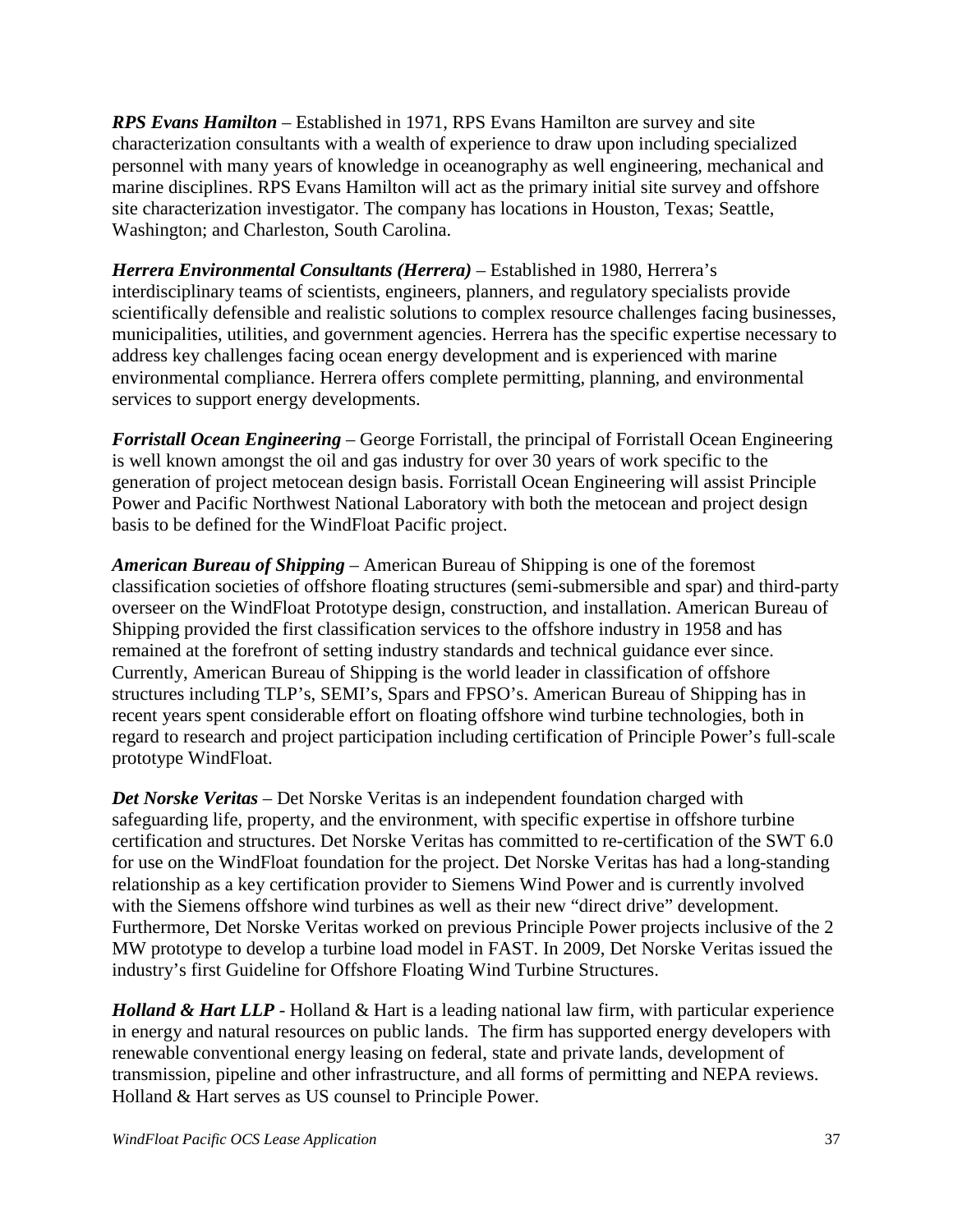***RPS Evans Hamilton*** – Established in 1971, RPS Evans Hamilton are survey and site characterization consultants with a wealth of experience to draw upon including specialized personnel with many years of knowledge in oceanography as well engineering, mechanical and marine disciplines. RPS Evans Hamilton will act as the primary initial site survey and offshore site characterization investigator. The company has locations in Houston, Texas; Seattle, Washington; and Charleston, South Carolina.

***Herrera Environmental Consultants (Herrera)*** – Established in 1980, Herrera's interdisciplinary teams of scientists, engineers, planners, and regulatory specialists provide scientifically defensible and realistic solutions to complex resource challenges facing businesses, municipalities, utilities, and government agencies. Herrera has the specific expertise necessary to address key challenges facing ocean energy development and is experienced with marine environmental compliance. Herrera offers complete permitting, planning, and environmental services to support energy developments.

***Forristall Ocean Engineering*** – George Forristall, the principal of Forristall Ocean Engineering is well known amongst the oil and gas industry for over 30 years of work specific to the generation of project metocean design basis. Forristall Ocean Engineering will assist Principle Power and Pacific Northwest National Laboratory with both the metocean and project design basis to be defined for the WindFloat Pacific project.

***American Bureau of Shipping*** – American Bureau of Shipping is one of the foremost classification societies of offshore floating structures (semi-submersible and spar) and third-party overseer on the WindFloat Prototype design, construction, and installation. American Bureau of Shipping provided the first classification services to the offshore industry in 1958 and has remained at the forefront of setting industry standards and technical guidance ever since. Currently, American Bureau of Shipping is the world leader in classification of offshore structures including TLP's, SEMI's, Spars and FPSO's. American Bureau of Shipping has in recent years spent considerable effort on floating offshore wind turbine technologies, both in regard to research and project participation including certification of Principle Power's full-scale prototype WindFloat.

***Det Norske Veritas*** – Det Norske Veritas is an independent foundation charged with safeguarding life, property, and the environment, with specific expertise in offshore turbine certification and structures. Det Norske Veritas has committed to re-certification of the SWT 6.0 for use on the WindFloat foundation for the project. Det Norske Veritas has had a long-standing relationship as a key certification provider to Siemens Wind Power and is currently involved with the Siemens offshore wind turbines as well as their new "direct drive" development. Furthermore, Det Norske Veritas worked on previous Principle Power projects inclusive of the 2 MW prototype to develop a turbine load model in FAST. In 2009, Det Norske Veritas issued the industry's first Guideline for Offshore Floating Wind Turbine Structures.

***Holland & Hart LLP*** - Holland & Hart is a leading national law firm, with particular experience in energy and natural resources on public lands. The firm has supported energy developers with renewable conventional energy leasing on federal, state and private lands, development of transmission, pipeline and other infrastructure, and all forms of permitting and NEPA reviews. Holland & Hart serves as US counsel to Principle Power.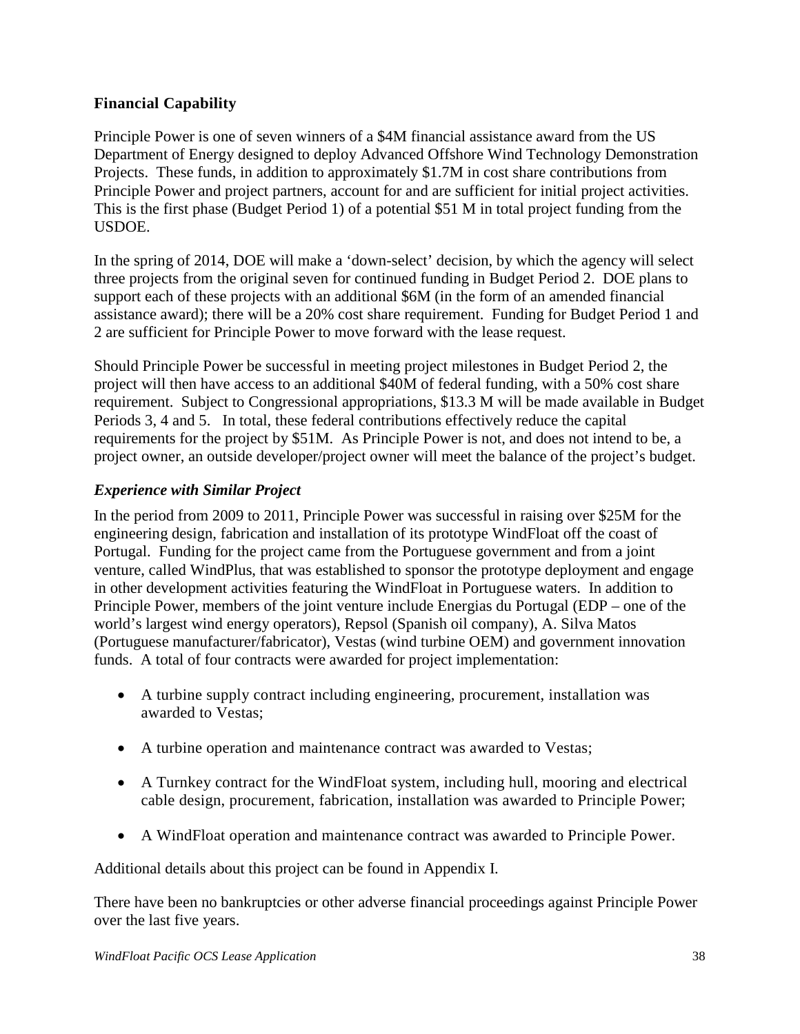## Financial Capability

Principle Power is one of seven winners of a \$4M financial assistance award from the US Department of Energy designed to deploy Advanced Offshore Wind Technology Demonstration Projects. These funds, in addition to approximately \$1.7M in cost share contributions from Principle Power and project partners, account for and are sufficient for initial project activities. This is the first phase (Budget Period 1) of a potential \$51 M in total project funding from the USDOE.

In the spring of 2014, DOE will make a 'down-select' decision, by which the agency will select three projects from the original seven for continued funding in Budget Period 2. DOE plans to support each of these projects with an additional \$6M (in the form of an amended financial assistance award); there will be a 20% cost share requirement. Funding for Budget Period 1 and 2 are sufficient for Principle Power to move forward with the lease request.

Should Principle Power be successful in meeting project milestones in Budget Period 2, the project will then have access to an additional \$40M of federal funding, with a 50% cost share requirement. Subject to Congressional appropriations, \$13.3 M will be made available in Budget Periods 3, 4 and 5. In total, these federal contributions effectively reduce the capital requirements for the project by \$51M. As Principle Power is not, and does not intend to be, a project owner, an outside developer/project owner will meet the balance of the project's budget.

### *Experience with Similar Project*

In the period from 2009 to 2011, Principle Power was successful in raising over \$25M for the engineering design, fabrication and installation of its prototype WindFloat off the coast of Portugal. Funding for the project came from the Portuguese government and from a joint venture, called WindPlus, that was established to sponsor the prototype deployment and engage in other development activities featuring the WindFloat in Portuguese waters. In addition to Principle Power, members of the joint venture include Energias du Portugal (EDP – one of the world's largest wind energy operators), Repsol (Spanish oil company), A. Silva Matos (Portuguese manufacturer/fabricator), Vestas (wind turbine OEM) and government innovation funds. A total of four contracts were awarded for project implementation:

- A turbine supply contract including engineering, procurement, installation was awarded to Vestas;
- A turbine operation and maintenance contract was awarded to Vestas;
- A Turnkey contract for the WindFloat system, including hull, mooring and electrical cable design, procurement, fabrication, installation was awarded to Principle Power;
- A WindFloat operation and maintenance contract was awarded to Principle Power.

Additional details about this project can be found in Appendix I.

There have been no bankruptcies or other adverse financial proceedings against Principle Power over the last five years.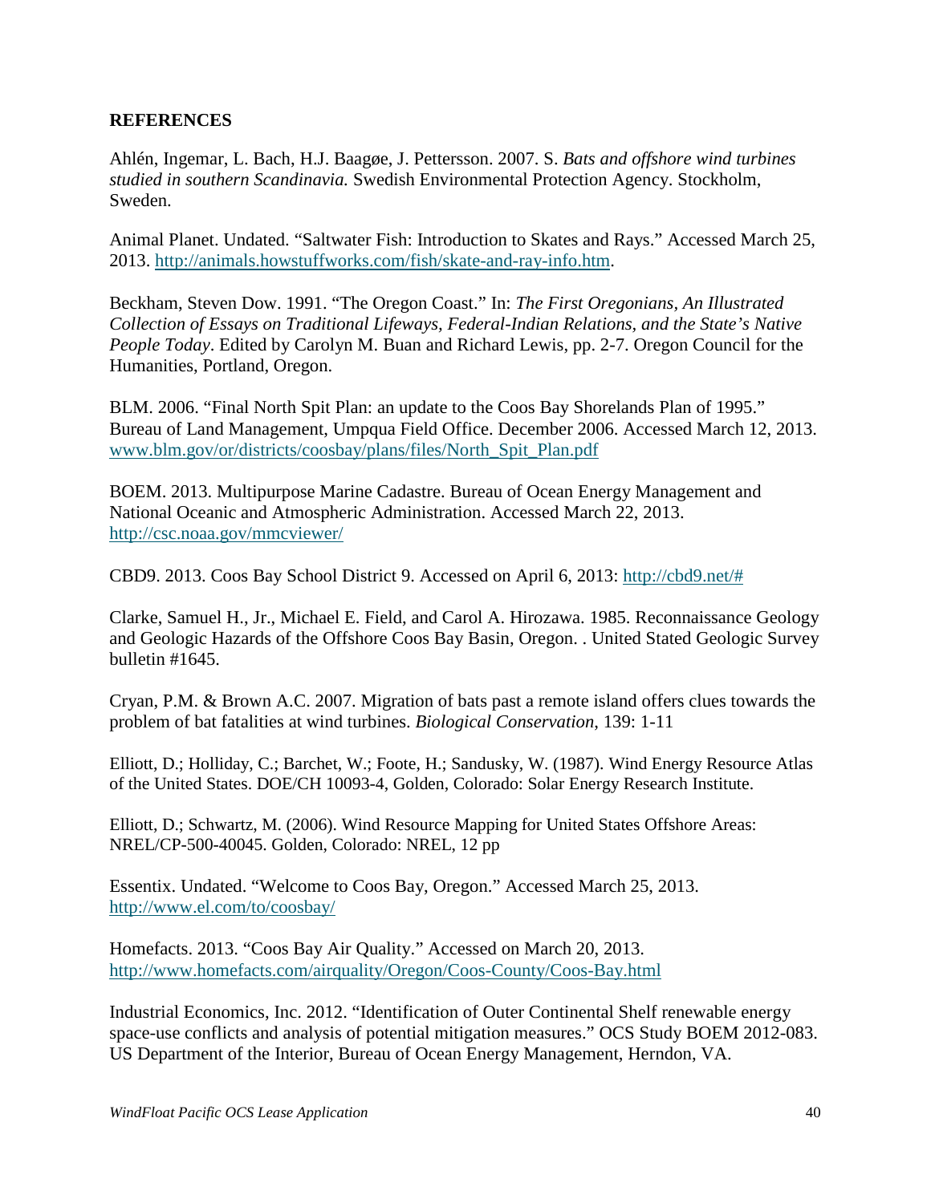## REFERENCES

Ahlén, Ingemar, L. Bach, H.J. Baagøe, J. Pettersson. 2007. S. *Bats and offshore wind turbines studied in southern Scandinavia.* Swedish Environmental Protection Agency. Stockholm, Sweden.

Animal Planet. Undated. "Saltwater Fish: Introduction to Skates and Rays." Accessed March 25, 2013. http://animals.howstuffworks.com/fish/skate-and-ray-info.htm.

Beckham, Steven Dow. 1991. "The Oregon Coast." In: *The First Oregonians, An Illustrated Collection of Essays on Traditional Lifeways, Federal-Indian Relations, and the State's Native People Today*. Edited by Carolyn M. Buan and Richard Lewis, pp. 2-7. Oregon Council for the Humanities, Portland, Oregon.

BLM. 2006. "Final North Spit Plan: an update to the Coos Bay Shorelands Plan of 1995." Bureau of Land Management, Umpqua Field Office. December 2006. Accessed March 12, 2013. www.blm.gov/or/districts/coosbay/plans/files/North_Spit_Plan.pdf

BOEM. 2013. Multipurpose Marine Cadastre. Bureau of Ocean Energy Management and National Oceanic and Atmospheric Administration. Accessed March 22, 2013. http://csc.noaa.gov/mmcviewer/

CBD9. 2013. Coos Bay School District 9. Accessed on April 6, 2013: http://cbd9.net/#

Clarke, Samuel H., Jr., Michael E. Field, and Carol A. Hirozawa. 1985. Reconnaissance Geology and Geologic Hazards of the Offshore Coos Bay Basin, Oregon. . United Stated Geologic Survey bulletin #1645.

Cryan, P.M. & Brown A.C. 2007. Migration of bats past a remote island offers clues towards the problem of bat fatalities at wind turbines. *Biological Conservation*, 139: 1-11

Elliott, D.; Holliday, C.; Barchet, W.; Foote, H.; Sandusky, W. (1987). Wind Energy Resource Atlas of the United States. DOE/CH 10093-4, Golden, Colorado: Solar Energy Research Institute.

Elliott, D.; Schwartz, M. (2006). Wind Resource Mapping for United States Offshore Areas: NREL/CP-500-40045. Golden, Colorado: NREL, 12 pp

Essentix. Undated. "Welcome to Coos Bay, Oregon." Accessed March 25, 2013. http://www.el.com/to/coosbay/

Homefacts. 2013. "Coos Bay Air Quality." Accessed on March 20, 2013. http://www.homefacts.com/airquality/Oregon/Coos-County/Coos-Bay.html

Industrial Economics, Inc. 2012. "Identification of Outer Continental Shelf renewable energy space-use conflicts and analysis of potential mitigation measures." OCS Study BOEM 2012-083. US Department of the Interior, Bureau of Ocean Energy Management, Herndon, VA.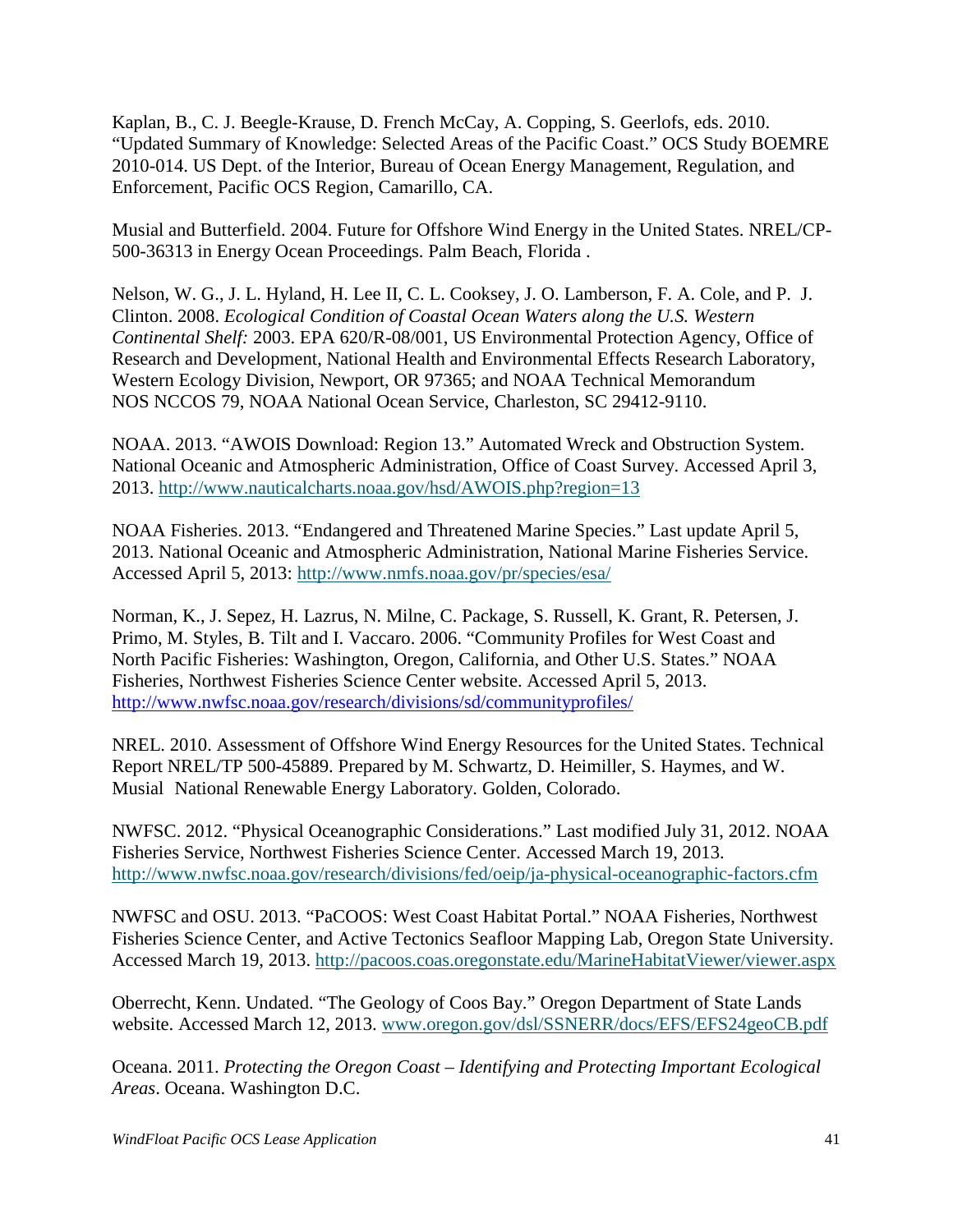Kaplan, B., C. J. Beegle-Krause, D. French McCay, A. Copping, S. Geerlofs, eds. 2010. "Updated Summary of Knowledge: Selected Areas of the Pacific Coast." OCS Study BOEMRE 2010-014. US Dept. of the Interior, Bureau of Ocean Energy Management, Regulation, and Enforcement, Pacific OCS Region, Camarillo, CA.

Musial and Butterfield. 2004. Future for Offshore Wind Energy in the United States. NREL/CP-500-36313 in Energy Ocean Proceedings. Palm Beach, Florida .

Nelson, W. G., J. L. Hyland, H. Lee II, C. L. Cooksey, J. O. Lamberson, F. A. Cole, and P. J. Clinton. 2008. *Ecological Condition of Coastal Ocean Waters along the U.S. Western Continental Shelf:* 2003. EPA 620/R-08/001, US Environmental Protection Agency, Office of Research and Development, National Health and Environmental Effects Research Laboratory, Western Ecology Division, Newport, OR 97365; and NOAA Technical Memorandum NOS NCCOS 79, NOAA National Ocean Service, Charleston, SC 29412-9110.

NOAA. 2013. "AWOIS Download: Region 13." Automated Wreck and Obstruction System. National Oceanic and Atmospheric Administration, Office of Coast Survey. Accessed April 3, 2013. http://www.nauticalcharts.noaa.gov/hsd/AWOIS.php?region=13

NOAA Fisheries. 2013. "Endangered and Threatened Marine Species." Last update April 5, 2013. National Oceanic and Atmospheric Administration, National Marine Fisheries Service. Accessed April 5, 2013: http://www.nmfs.noaa.gov/pr/species/esa/

Norman, K., J. Sepez, H. Lazrus, N. Milne, C. Package, S. Russell, K. Grant, R. Petersen, J. Primo, M. Styles, B. Tilt and I. Vaccaro. 2006. "Community Profiles for West Coast and North Pacific Fisheries: Washington, Oregon, California, and Other U.S. States." NOAA Fisheries, Northwest Fisheries Science Center website. Accessed April 5, 2013. http://www.nwfsc.noaa.gov/research/divisions/sd/communityprofiles/

NREL. 2010. Assessment of Offshore Wind Energy Resources for the United States. Technical Report NREL/TP 500-45889. Prepared by M. Schwartz, D. Heimiller, S. Haymes, and W. Musial National Renewable Energy Laboratory. Golden, Colorado.

NWFSC. 2012. "Physical Oceanographic Considerations." Last modified July 31, 2012. NOAA Fisheries Service, Northwest Fisheries Science Center. Accessed March 19, 2013. http://www.nwfsc.noaa.gov/research/divisions/fed/oeip/ja-physical-oceanographic-factors.cfm

NWFSC and OSU. 2013. "PaCOOS: West Coast Habitat Portal." NOAA Fisheries, Northwest Fisheries Science Center, and Active Tectonics Seafloor Mapping Lab, Oregon State University. Accessed March 19, 2013. http://pacoos.coas.oregonstate.edu/MarineHabitatViewer/viewer.aspx

Oberrecht, Kenn. Undated. "The Geology of Coos Bay." Oregon Department of State Lands website. Accessed March 12, 2013. www.oregon.gov/dsl/SSNERR/docs/EFS/EFS24geoCB.pdf

Oceana. 2011. *Protecting the Oregon Coast – Identifying and Protecting Important Ecological Areas*. Oceana. Washington D.C.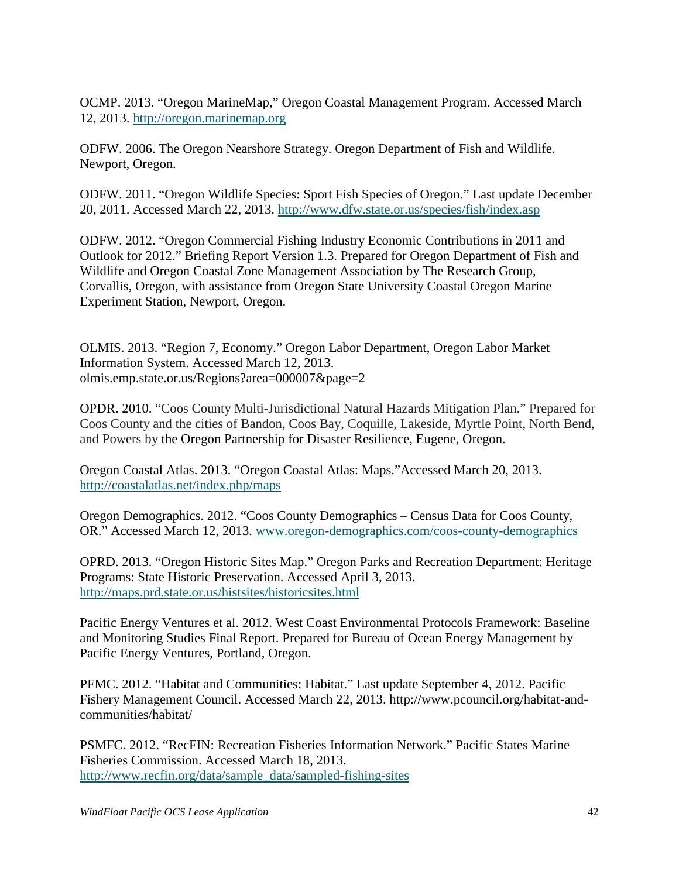OCMP. 2013. “Oregon MarineMap,” Oregon Coastal Management Program. Accessed March 12, 2013. http://oregon.marinemap.org

ODFW. 2006. The Oregon Nearshore Strategy. Oregon Department of Fish and Wildlife. Newport, Oregon.

ODFW. 2011. “Oregon Wildlife Species: Sport Fish Species of Oregon.” Last update December 20, 2011. Accessed March 22, 2013. http://www.dfw.state.or.us/species/fish/index.asp

ODFW. 2012. “Oregon Commercial Fishing Industry Economic Contributions in 2011 and Outlook for 2012.” Briefing Report Version 1.3. Prepared for Oregon Department of Fish and Wildlife and Oregon Coastal Zone Management Association by The Research Group, Corvallis, Oregon, with assistance from Oregon State University Coastal Oregon Marine Experiment Station, Newport, Oregon.

OLMIS. 2013. “Region 7, Economy.” Oregon Labor Department, Oregon Labor Market Information System. Accessed March 12, 2013. olmis.emp.state.or.us/Regions?area=000007&page=2

OPDR. 2010. “Coos County Multi-Jurisdictional Natural Hazards Mitigation Plan.” Prepared for Coos County and the cities of Bandon, Coos Bay, Coquille, Lakeside, Myrtle Point, North Bend, and Powers by the Oregon Partnership for Disaster Resilience, Eugene, Oregon.

Oregon Coastal Atlas. 2013. “Oregon Coastal Atlas: Maps.”Accessed March 20, 2013. http://coastalatlas.net/index.php/maps

Oregon Demographics. 2012. “Coos County Demographics – Census Data for Coos County, OR.” Accessed March 12, 2013. www.oregon-demographics.com/coos-county-demographics

OPRD. 2013. “Oregon Historic Sites Map.” Oregon Parks and Recreation Department: Heritage Programs: State Historic Preservation. Accessed April 3, 2013. http://maps.prd.state.or.us/histsites/historicsites.html

Pacific Energy Ventures et al. 2012. West Coast Environmental Protocols Framework: Baseline and Monitoring Studies Final Report. Prepared for Bureau of Ocean Energy Management by Pacific Energy Ventures, Portland, Oregon.

PFMC. 2012. “Habitat and Communities: Habitat.” Last update September 4, 2012. Pacific Fishery Management Council. Accessed March 22, 2013. http://www.pcouncil.org/habitat-and-communities/habitat/

PSMFC. 2012. “RecFIN: Recreation Fisheries Information Network.” Pacific States Marine Fisheries Commission. Accessed March 18, 2013. http://www.recfin.org/data/sample_data/sampled-fishing-sites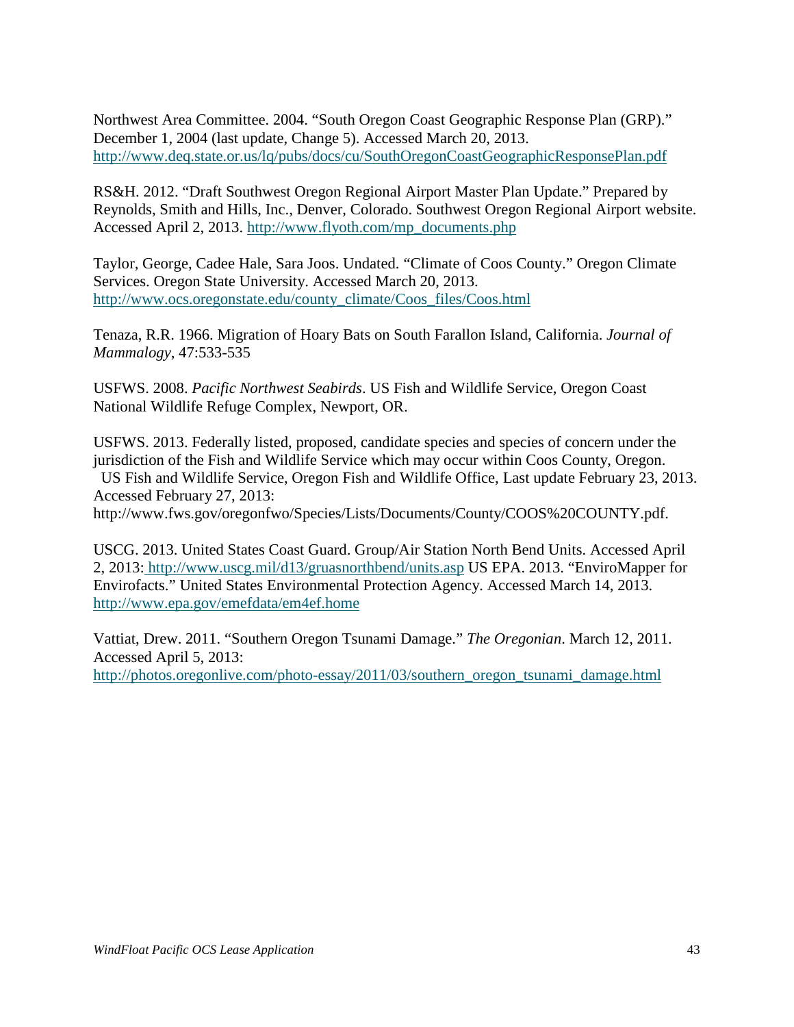Northwest Area Committee. 2004. "South Oregon Coast Geographic Response Plan (GRP)." December 1, 2004 (last update, Change 5). Accessed March 20, 2013. http://www.deq.state.or.us/lq/pubs/docs/cu/SouthOregonCoastGeographicResponsePlan.pdf

RS&H. 2012. "Draft Southwest Oregon Regional Airport Master Plan Update." Prepared by Reynolds, Smith and Hills, Inc., Denver, Colorado. Southwest Oregon Regional Airport website. Accessed April 2, 2013. http://www.flyoth.com/mp_documents.php

Taylor, George, Cadee Hale, Sara Joos. Undated. "Climate of Coos County." Oregon Climate Services. Oregon State University. Accessed March 20, 2013. http://www.ocs.oregonstate.edu/county_climate/Coos_files/Coos.html

Tenaza, R.R. 1966. Migration of Hoary Bats on South Farallon Island, California. *Journal of Mammalogy*, 47:533-535

USFWS. 2008. *Pacific Northwest Seabirds*. US Fish and Wildlife Service, Oregon Coast National Wildlife Refuge Complex, Newport, OR.

USFWS. 2013. Federally listed, proposed, candidate species and species of concern under the jurisdiction of the Fish and Wildlife Service which may occur within Coos County, Oregon. US Fish and Wildlife Service, Oregon Fish and Wildlife Office, Last update February 23, 2013. Accessed February 27, 2013: http://www.fws.gov/oregonfwo/Species/Lists/Documents/County/COOS%20COUNTY.pdf.

USCG. 2013. United States Coast Guard. Group/Air Station North Bend Units. Accessed April 2, 2013: http://www.uscg.mil/d13/gruasnorthbend/units.asp US EPA. 2013. "EnviroMapper for Envirofacts." United States Environmental Protection Agency. Accessed March 14, 2013. http://www.epa.gov/emefdata/em4ef.home

Vattiat, Drew. 2011. "Southern Oregon Tsunami Damage." *The Oregonian*. March 12, 2011. Accessed April 5, 2013: http://photos.oregonlive.com/photo-essay/2011/03/southern_oregon_tsunami_damage.html